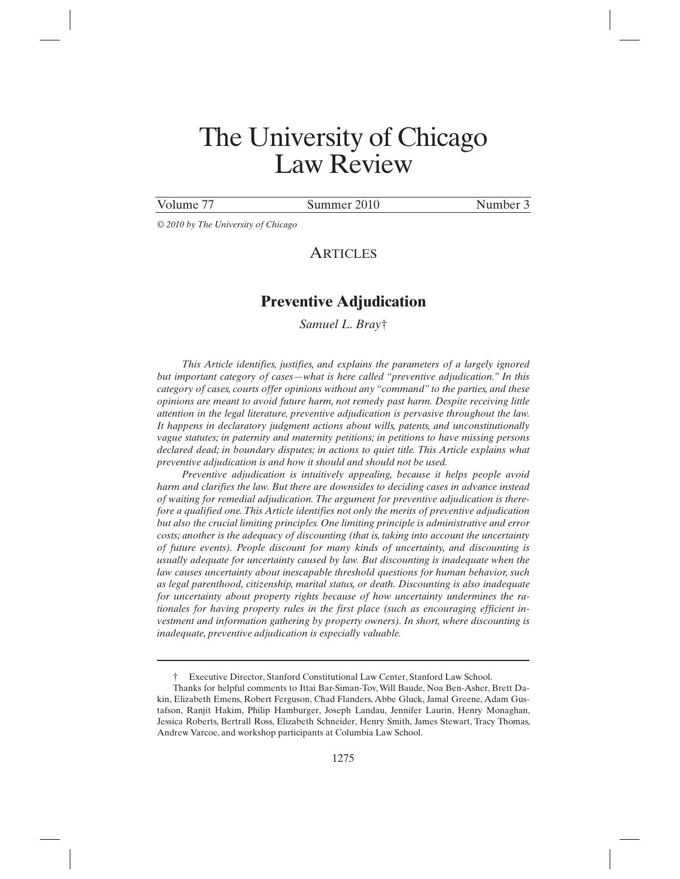# The University of Chicago Law Review

Volume 77 | Summer 2010 | Number 3

*© 2010 by The University of Chicago*

## ARTICLES

## Preventive Adjudication

*Samuel L. Bray*†

*This Article identifies, justifies, and explains the parameters of a largely ignored but important category of cases—what is here called "preventive adjudication." In this category of cases, courts offer opinions without any "command" to the parties, and these opinions are meant to avoid future harm, not remedy past harm. Despite receiving little attention in the legal literature, preventive adjudication is pervasive throughout the law. It happens in declaratory judgment actions about wills, patents, and unconstitutionally vague statutes; in paternity and maternity petitions; in petitions to have missing persons declared dead; in boundary disputes; in actions to quiet title. This Article explains what preventive adjudication is and how it should and should not be used.*

*Preventive adjudication is intuitively appealing, because it helps people avoid harm and clarifies the law. But there are downsides to deciding cases in advance instead of waiting for remedial adjudication. The argument for preventive adjudication is therefore a qualified one. This Article identifies not only the merits of preventive adjudication but also the crucial limiting principles. One limiting principle is administrative and error costs; another is the adequacy of discounting (that is, taking into account the uncertainty of future events). People discount for many kinds of uncertainty, and discounting is usually adequate for uncertainty caused by law. But discounting is inadequate when the law causes uncertainty about inescapable threshold questions for human behavior, such as legal parenthood, citizenship, marital status, or death. Discounting is also inadequate for uncertainty about property rights because of how uncertainty undermines the rationales for having property rules in the first place (such as encouraging efficient investment and information gathering by property owners). In short, where discounting is inadequate, preventive adjudication is especially valuable.*

---

† Executive Director, Stanford Constitutional Law Center, Stanford Law School.

Thanks for helpful comments to Ittai Bar-Siman-Tov, Will Baude, Noa Ben-Asher, Brett Dakin, Elizabeth Emens, Robert Ferguson, Chad Flanders, Abbe Gluck, Jamal Greene, Adam Gustafson, Ranjit Hakim, Philip Hamburger, Joseph Landau, Jennifer Laurin, Henry Monaghan, Jessica Roberts, Bertrall Ross, Elizabeth Schneider, Henry Smith, James Stewart, Tracy Thomas, Andrew Varcoe, and workshop participants at Columbia Law School.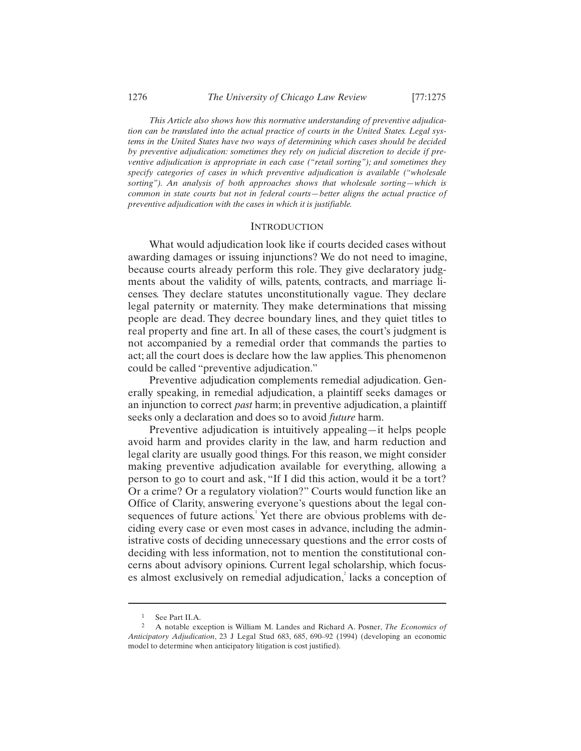*This Article also shows how this normative understanding of preventive adjudication can be translated into the actual practice of courts in the United States. Legal systems in the United States have two ways of determining which cases should be decided by preventive adjudication: sometimes they rely on judicial discretion to decide if preventive adjudication is appropriate in each case ("retail sorting"); and sometimes they specify categories of cases in which preventive adjudication is available ("wholesale sorting"). An analysis of both approaches shows that wholesale sorting—which is common in state courts but not in federal courts—better aligns the actual practice of preventive adjudication with the cases in which it is justifiable.*

## INTRODUCTION

What would adjudication look like if courts decided cases without awarding damages or issuing injunctions? We do not need to imagine, because courts already perform this role. They give declaratory judgments about the validity of wills, patents, contracts, and marriage licenses. They declare statutes unconstitutionally vague. They declare legal paternity or maternity. They make determinations that missing people are dead. They decree boundary lines, and they quiet titles to real property and fine art. In all of these cases, the court's judgment is not accompanied by a remedial order that commands the parties to act; all the court does is declare how the law applies. This phenomenon could be called "preventive adjudication."

Preventive adjudication complements remedial adjudication. Generally speaking, in remedial adjudication, a plaintiff seeks damages or an injunction to correct *past* harm; in preventive adjudication, a plaintiff seeks only a declaration and does so to avoid *future* harm.

Preventive adjudication is intuitively appealing—it helps people avoid harm and provides clarity in the law, and harm reduction and legal clarity are usually good things. For this reason, we might consider making preventive adjudication available for everything, allowing a person to go to court and ask, "If I did this action, would it be a tort? Or a crime? Or a regulatory violation?" Courts would function like an Office of Clarity, answering everyone's questions about the legal consequences of future actions.[1] Yet there are obvious problems with deciding every case or even most cases in advance, including the administrative costs of deciding unnecessary questions and the error costs of deciding with less information, not to mention the constitutional concerns about advisory opinions. Current legal scholarship, which focuses almost exclusively on remedial adjudication,[2] lacks a conception of

---

[1] See Part II.A.

[2] A notable exception is William M. Landes and Richard A. Posner, *The Economics of Anticipatory Adjudication*, 23 J Legal Stud 683, 685, 690–92 (1994) (developing an economic model to determine when anticipatory litigation is cost justified).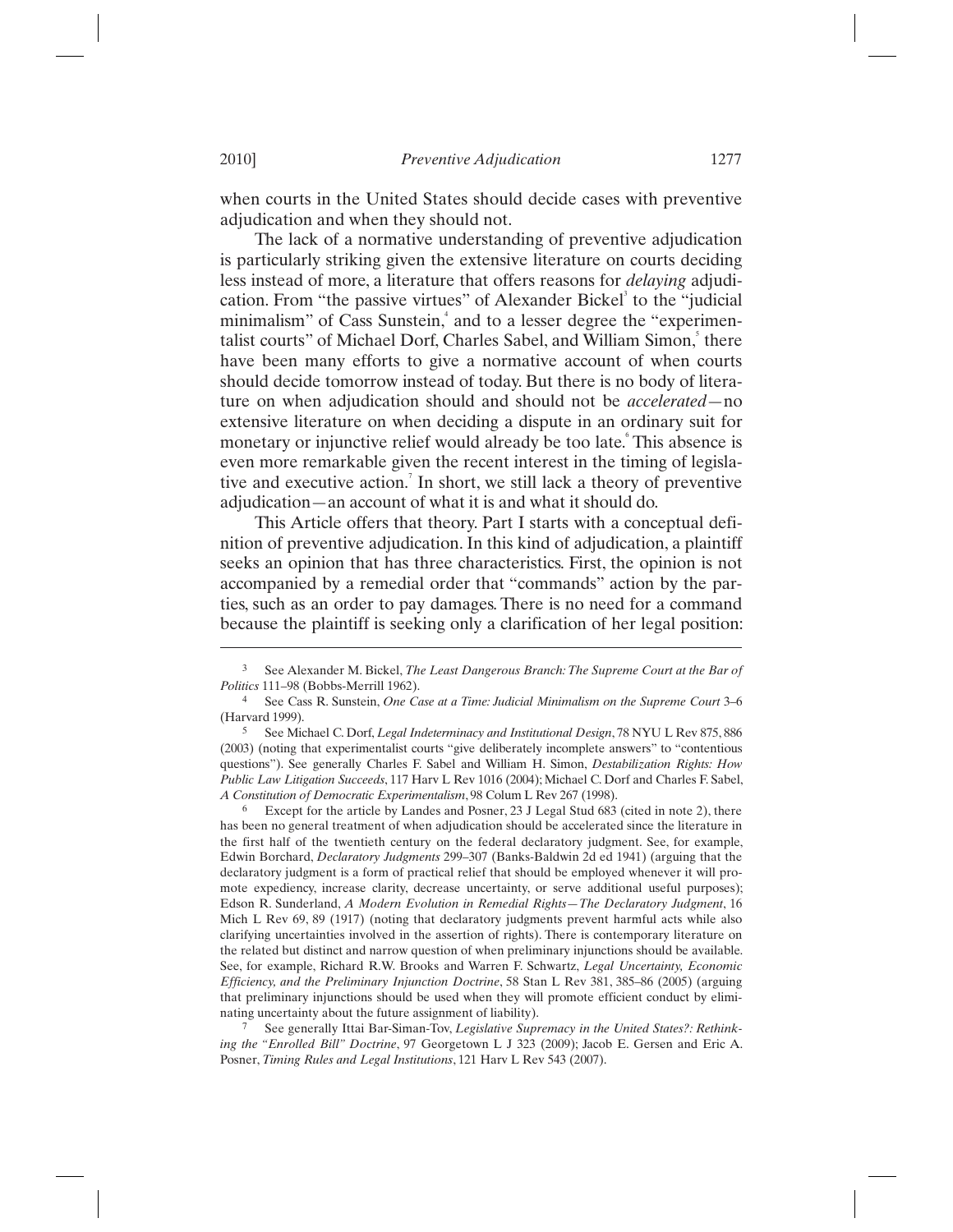when courts in the United States should decide cases with preventive adjudication and when they should not.

The lack of a normative understanding of preventive adjudication is particularly striking given the extensive literature on courts deciding less instead of more, a literature that offers reasons for *delaying* adjudication. From "the passive virtues" of Alexander Bickel[3] to the "judicial minimalism" of Cass Sunstein,[4] and to a lesser degree the "experimentalist courts" of Michael Dorf, Charles Sabel, and William Simon,[5] there have been many efforts to give a normative account of when courts should decide tomorrow instead of today. But there is no body of literature on when adjudication should and should not be *accelerated*—no extensive literature on when deciding a dispute in an ordinary suit for monetary or injunctive relief would already be too late.[6] This absence is even more remarkable given the recent interest in the timing of legislative and executive action.[7] In short, we still lack a theory of preventive adjudication—an account of what it is and what it should do.

This Article offers that theory. Part I starts with a conceptual definition of preventive adjudication. In this kind of adjudication, a plaintiff seeks an opinion that has three characteristics. First, the opinion is not accompanied by a remedial order that "commands" action by the parties, such as an order to pay damages. There is no need for a command because the plaintiff is seeking only a clarification of her legal position:

---

[3] See Alexander M. Bickel, *The Least Dangerous Branch: The Supreme Court at the Bar of Politics* 111–98 (Bobbs-Merrill 1962).

[4] See Cass R. Sunstein, *One Case at a Time: Judicial Minimalism on the Supreme Court* 3–6 (Harvard 1999).

[5] See Michael C. Dorf, *Legal Indeterminacy and Institutional Design*, 78 NYU L Rev 875, 886 (2003) (noting that experimentalist courts "give deliberately incomplete answers" to "contentious questions"). See generally Charles F. Sabel and William H. Simon, *Destabilization Rights: How Public Law Litigation Succeeds*, 117 Harv L Rev 1016 (2004); Michael C. Dorf and Charles F. Sabel, *A Constitution of Democratic Experimentalism*, 98 Colum L Rev 267 (1998).

[6] Except for the article by Landes and Posner, 23 J Legal Stud 683 (cited in note 2), there has been no general treatment of when adjudication should be accelerated since the literature in the first half of the twentieth century on the federal declaratory judgment. See, for example, Edwin Borchard, *Declaratory Judgments* 299–307 (Banks-Baldwin 2d ed 1941) (arguing that the declaratory judgment is a form of practical relief that should be employed whenever it will promote expediency, increase clarity, decrease uncertainty, or serve additional useful purposes); Edson R. Sunderland, *A Modern Evolution in Remedial Rights—The Declaratory Judgment*, 16 Mich L Rev 69, 89 (1917) (noting that declaratory judgments prevent harmful acts while also clarifying uncertainties involved in the assertion of rights). There is contemporary literature on the related but distinct and narrow question of when preliminary injunctions should be available. See, for example, Richard R.W. Brooks and Warren F. Schwartz, *Legal Uncertainty, Economic Efficiency, and the Preliminary Injunction Doctrine*, 58 Stan L Rev 381, 385–86 (2005) (arguing that preliminary injunctions should be used when they will promote efficient conduct by eliminating uncertainty about the future assignment of liability).

[7] See generally Ittai Bar-Siman-Tov, *Legislative Supremacy in the United States?: Rethinking the "Enrolled Bill" Doctrine*, 97 Georgetown L J 323 (2009); Jacob E. Gersen and Eric A. Posner, *Timing Rules and Legal Institutions*, 121 Harv L Rev 543 (2007).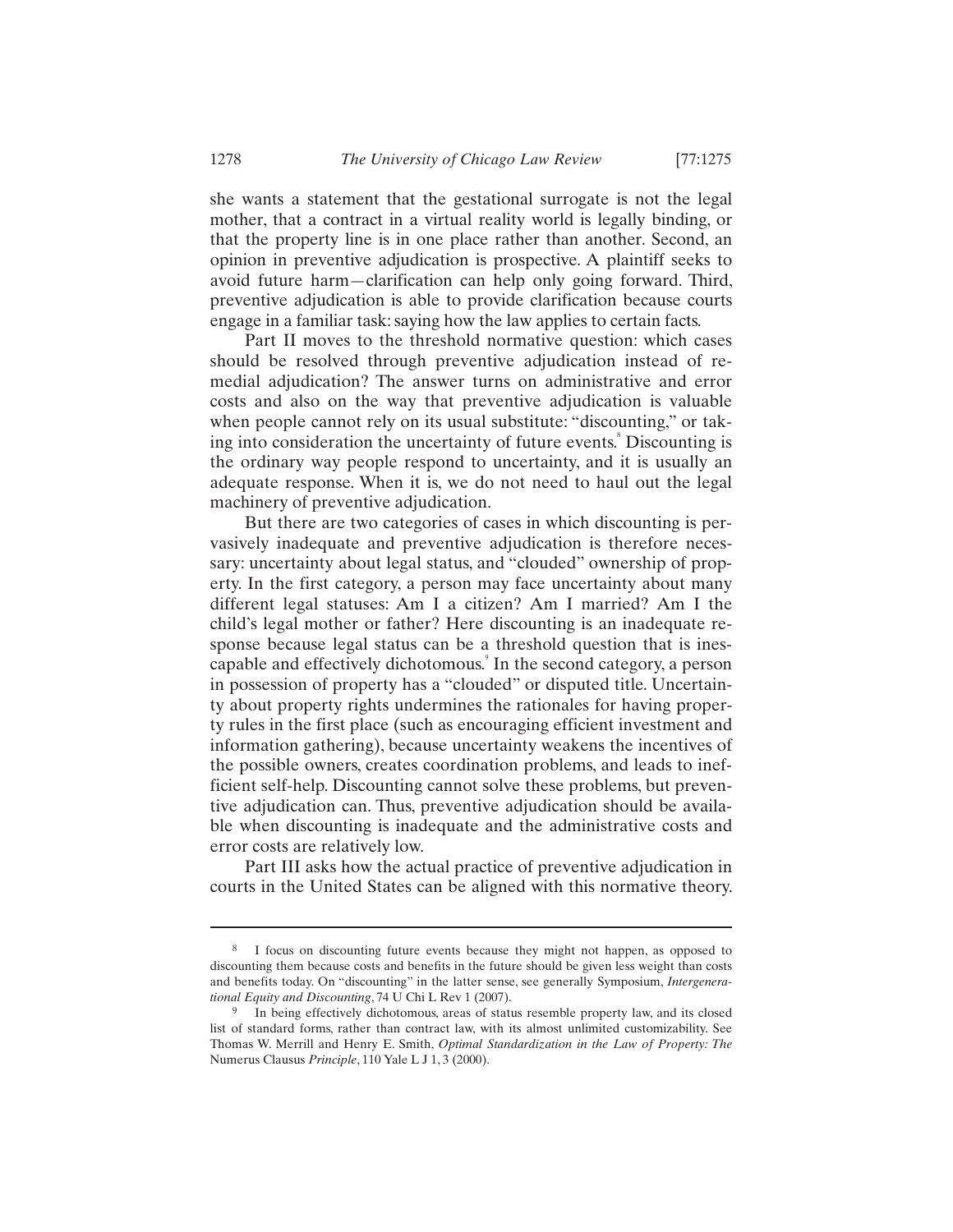she wants a statement that the gestational surrogate is not the legal mother, that a contract in a virtual reality world is legally binding, or that the property line is in one place rather than another. Second, an opinion in preventive adjudication is prospective. A plaintiff seeks to avoid future harm—clarification can help only going forward. Third, preventive adjudication is able to provide clarification because courts engage in a familiar task: saying how the law applies to certain facts.

Part II moves to the threshold normative question: which cases should be resolved through preventive adjudication instead of remedial adjudication? The answer turns on administrative and error costs and also on the way that preventive adjudication is valuable when people cannot rely on its usual substitute: "discounting," or taking into consideration the uncertainty of future events.[8] Discounting is the ordinary way people respond to uncertainty, and it is usually an adequate response. When it is, we do not need to haul out the legal machinery of preventive adjudication.

But there are two categories of cases in which discounting is pervasively inadequate and preventive adjudication is therefore necessary: uncertainty about legal status, and "clouded" ownership of property. In the first category, a person may face uncertainty about many different legal statuses: Am I a citizen? Am I married? Am I the child's legal mother or father? Here discounting is an inadequate response because legal status can be a threshold question that is inescapable and effectively dichotomous.[9] In the second category, a person in possession of property has a "clouded" or disputed title. Uncertainty about property rights undermines the rationales for having property rules in the first place (such as encouraging efficient investment and information gathering), because uncertainty weakens the incentives of the possible owners, creates coordination problems, and leads to inefficient self-help. Discounting cannot solve these problems, but preventive adjudication can. Thus, preventive adjudication should be available when discounting is inadequate and the administrative costs and error costs are relatively low.

Part III asks how the actual practice of preventive adjudication in courts in the United States can be aligned with this normative theory.

---

8 I focus on discounting future events because they might not happen, as opposed to discounting them because costs and benefits in the future should be given less weight than costs and benefits today. On "discounting" in the latter sense, see generally Symposium, *Intergenerational Equity and Discounting*, 74 U Chi L Rev 1 (2007).

9 In being effectively dichotomous, areas of status resemble property law, and its closed list of standard forms, rather than contract law, with its almost unlimited customizability. See Thomas W. Merrill and Henry E. Smith, *Optimal Standardization in the Law of Property: The* Numerus Clausus *Principle*, 110 Yale L J 1, 3 (2000).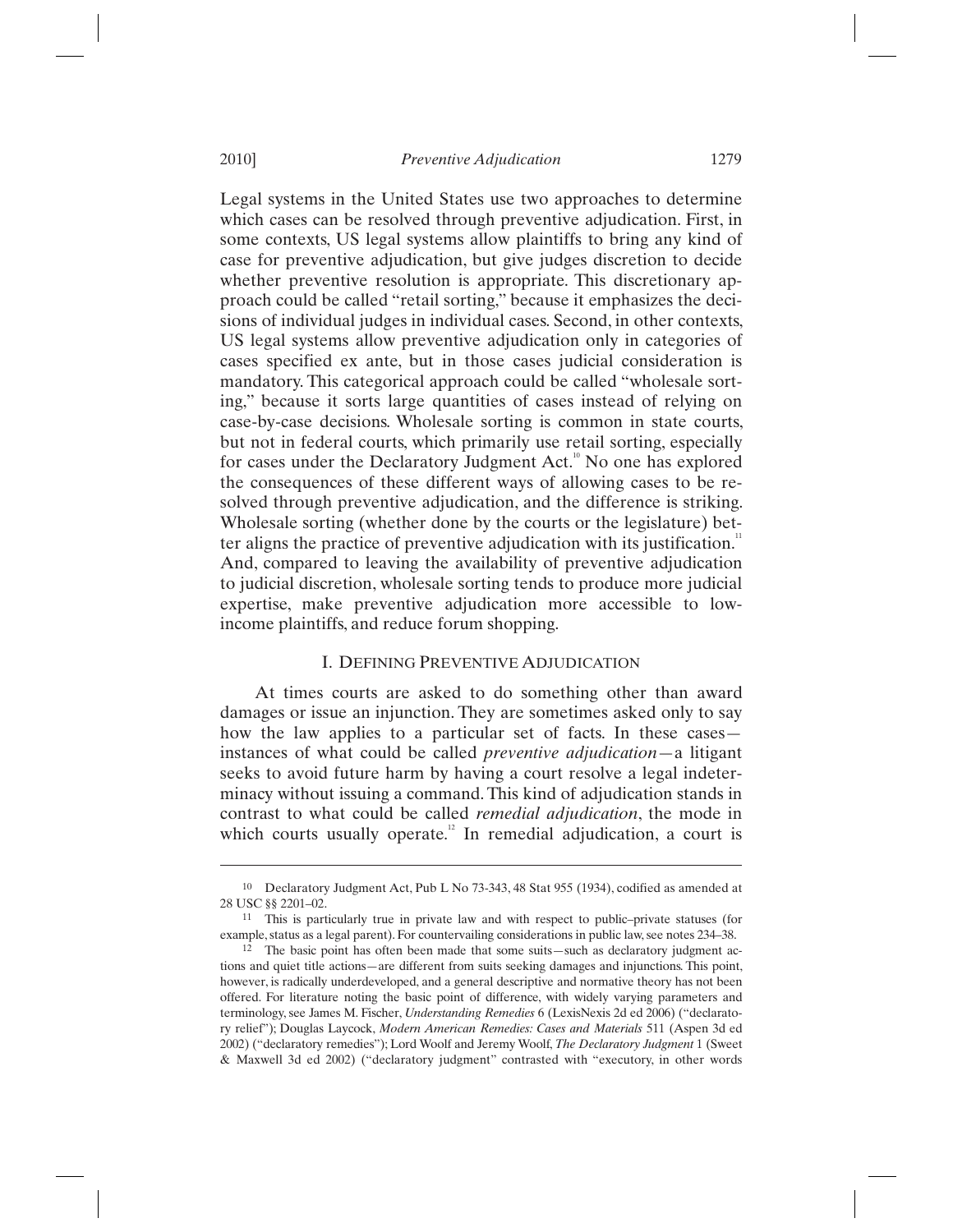Legal systems in the United States use two approaches to determine which cases can be resolved through preventive adjudication. First, in some contexts, US legal systems allow plaintiffs to bring any kind of case for preventive adjudication, but give judges discretion to decide whether preventive resolution is appropriate. This discretionary approach could be called "retail sorting," because it emphasizes the decisions of individual judges in individual cases. Second, in other contexts, US legal systems allow preventive adjudication only in categories of cases specified ex ante, but in those cases judicial consideration is mandatory. This categorical approach could be called "wholesale sorting," because it sorts large quantities of cases instead of relying on case-by-case decisions. Wholesale sorting is common in state courts, but not in federal courts, which primarily use retail sorting, especially for cases under the Declaratory Judgment Act.[10] No one has explored the consequences of these different ways of allowing cases to be resolved through preventive adjudication, and the difference is striking. Wholesale sorting (whether done by the courts or the legislature) better aligns the practice of preventive adjudication with its justification.[11] And, compared to leaving the availability of preventive adjudication to judicial discretion, wholesale sorting tends to produce more judicial expertise, make preventive adjudication more accessible to low-income plaintiffs, and reduce forum shopping.

## I. DEFINING PREVENTIVE ADJUDICATION

At times courts are asked to do something other than award damages or issue an injunction. They are sometimes asked only to say how the law applies to a particular set of facts. In these cases—instances of what could be called *preventive adjudication*—a litigant seeks to avoid future harm by having a court resolve a legal indeterminacy without issuing a command. This kind of adjudication stands in contrast to what could be called *remedial adjudication*, the mode in which courts usually operate.[12] In remedial adjudication, a court is

---

10 Declaratory Judgment Act, Pub L No 73-343, 48 Stat 955 (1934), codified as amended at 28 USC §§ 2201–02.

11 This is particularly true in private law and with respect to public–private statuses (for example, status as a legal parent). For countervailing considerations in public law, see notes 234–38.

12 The basic point has often been made that some suits—such as declaratory judgment actions and quiet title actions—are different from suits seeking damages and injunctions. This point, however, is radically underdeveloped, and a general descriptive and normative theory has not been offered. For literature noting the basic point of difference, with widely varying parameters and terminology, see James M. Fischer, *Understanding Remedies* 6 (LexisNexis 2d ed 2006) ("declaratory relief"); Douglas Laycock, *Modern American Remedies: Cases and Materials* 511 (Aspen 3d ed 2002) ("declaratory remedies"); Lord Woolf and Jeremy Woolf, *The Declaratory Judgment* 1 (Sweet & Maxwell 3d ed 2002) ("declaratory judgment" contrasted with "executory, in other words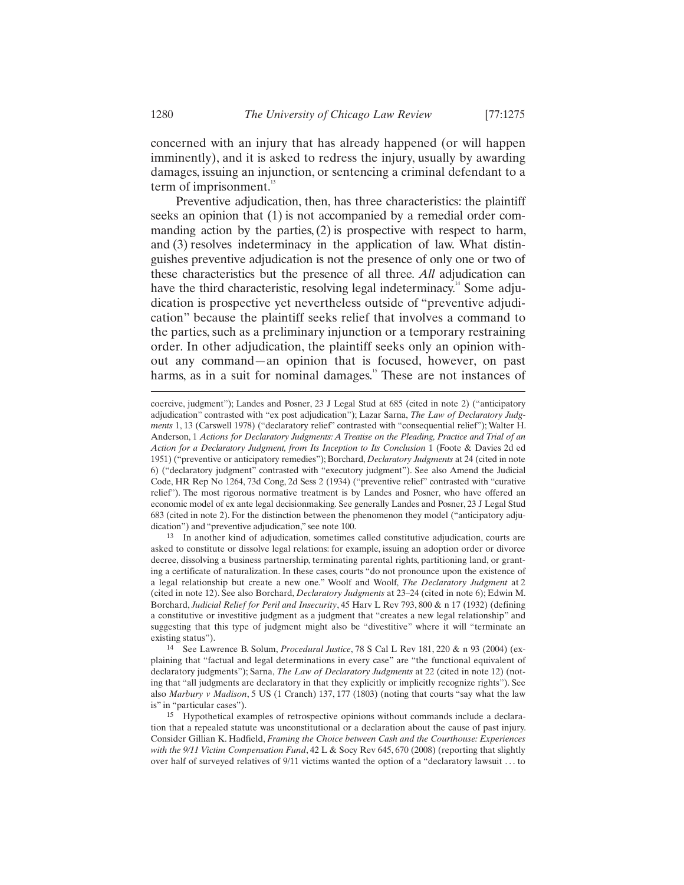concerned with an injury that has already happened (or will happen imminently), and it is asked to redress the injury, usually by awarding damages, issuing an injunction, or sentencing a criminal defendant to a term of imprisonment.[13]

Preventive adjudication, then, has three characteristics: the plaintiff seeks an opinion that (1) is not accompanied by a remedial order commanding action by the parties, (2) is prospective with respect to harm, and (3) resolves indeterminacy in the application of law. What distinguishes preventive adjudication is not the presence of only one or two of these characteristics but the presence of all three. *All* adjudication can have the third characteristic, resolving legal indeterminacy.[14] Some adjudication is prospective yet nevertheless outside of "preventive adjudication" because the plaintiff seeks relief that involves a command to the parties, such as a preliminary injunction or a temporary restraining order. In other adjudication, the plaintiff seeks only an opinion without any command—an opinion that is focused, however, on past harms, as in a suit for nominal damages.[15] These are not instances of

---

coercive, judgment"); Landes and Posner, 23 J Legal Stud at 685 (cited in note 2) ("anticipatory adjudication" contrasted with "ex post adjudication"); Lazar Sarna, *The Law of Declaratory Judgments* 1, 13 (Carswell 1978) ("declaratory relief" contrasted with "consequential relief"); Walter H. Anderson, 1 *Actions for Declaratory Judgments: A Treatise on the Pleading, Practice and Trial of an Action for a Declaratory Judgment, from Its Inception to Its Conclusion* 1 (Foote & Davies 2d ed 1951) ("preventive or anticipatory remedies"); Borchard, *Declaratory Judgments* at 24 (cited in note 6) ("declaratory judgment" contrasted with "executory judgment"). See also Amend the Judicial Code, HR Rep No 1264, 73d Cong, 2d Sess 2 (1934) ("preventive relief" contrasted with "curative relief"). The most rigorous normative treatment is by Landes and Posner, who have offered an economic model of ex ante legal decisionmaking. See generally Landes and Posner, 23 J Legal Stud 683 (cited in note 2). For the distinction between the phenomenon they model ("anticipatory adjudication") and "preventive adjudication," see note 100.

[13] In another kind of adjudication, sometimes called constitutive adjudication, courts are asked to constitute or dissolve legal relations: for example, issuing an adoption order or divorce decree, dissolving a business partnership, terminating parental rights, partitioning land, or granting a certificate of naturalization. In these cases, courts "do not pronounce upon the existence of a legal relationship but create a new one." Woolf and Woolf, *The Declaratory Judgment* at 2 (cited in note 12). See also Borchard, *Declaratory Judgments* at 23–24 (cited in note 6); Edwin M. Borchard, *Judicial Relief for Peril and Insecurity*, 45 Harv L Rev 793, 800 & n 17 (1932) (defining a constitutive or investitive judgment as a judgment that "creates a new legal relationship" and suggesting that this type of judgment might also be "divestitive" where it will "terminate an existing status").

[14] See Lawrence B. Solum, *Procedural Justice*, 78 S Cal L Rev 181, 220 & n 93 (2004) (explaining that "factual and legal determinations in every case" are "the functional equivalent of declaratory judgments"); Sarna, *The Law of Declaratory Judgments* at 22 (cited in note 12) (noting that "all judgments are declaratory in that they explicitly or implicitly recognize rights"). See also *Marbury v Madison*, 5 US (1 Cranch) 137, 177 (1803) (noting that courts "say what the law is" in "particular cases").

[15] Hypothetical examples of retrospective opinions without commands include a declaration that a repealed statute was unconstitutional or a declaration about the cause of past injury. Consider Gillian K. Hadfield, *Framing the Choice between Cash and the Courthouse: Experiences with the 9/11 Victim Compensation Fund*, 42 L & Socy Rev 645, 670 (2008) (reporting that slightly over half of surveyed relatives of 9/11 victims wanted the option of a "declaratory lawsuit . . . to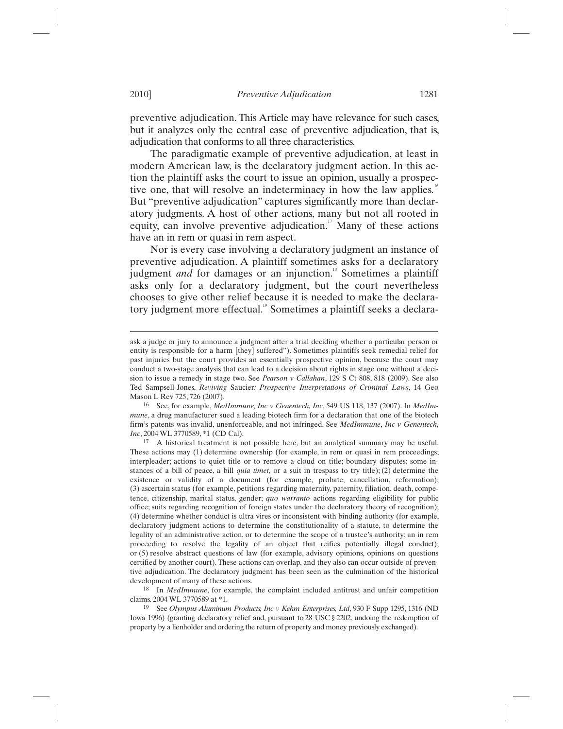preventive adjudication. This Article may have relevance for such cases, but it analyzes only the central case of preventive adjudication, that is, adjudication that conforms to all three characteristics.

The paradigmatic example of preventive adjudication, at least in modern American law, is the declaratory judgment action. In this action the plaintiff asks the court to issue an opinion, usually a prospective one, that will resolve an indeterminacy in how the law applies.[16] But "preventive adjudication" captures significantly more than declaratory judgments. A host of other actions, many but not all rooted in equity, can involve preventive adjudication.[17] Many of these actions have an in rem or quasi in rem aspect.

Nor is every case involving a declaratory judgment an instance of preventive adjudication. A plaintiff sometimes asks for a declaratory judgment *and* for damages or an injunction.[18] Sometimes a plaintiff asks only for a declaratory judgment, but the court nevertheless chooses to give other relief because it is needed to make the declaratory judgment more effectual.[19] Sometimes a plaintiff seeks a declara-

---

ask a judge or jury to announce a judgment after a trial deciding whether a particular person or entity is responsible for a harm [they] suffered"). Sometimes plaintiffs seek remedial relief for past injuries but the court provides an essentially prospective opinion, because the court may conduct a two-stage analysis that can lead to a decision about rights in stage one without a decision to issue a remedy in stage two. See *Pearson v Callahan*, 129 S Ct 808, 818 (2009). See also Ted Sampsell-Jones, *Reviving* Saucier*: Prospective Interpretations of Criminal Laws*, 14 Geo Mason L Rev 725, 726 (2007).

16 See, for example, *MedImmune, Inc v Genentech, Inc*, 549 US 118, 137 (2007). In *MedImmune*, a drug manufacturer sued a leading biotech firm for a declaration that one of the biotech firm's patents was invalid, unenforceable, and not infringed. See *MedImmune, Inc v Genentech, Inc*, 2004 WL 3770589, *1 (CD Cal).

17 A historical treatment is not possible here, but an analytical summary may be useful. These actions may (1) determine ownership (for example, in rem or quasi in rem proceedings; interpleader; actions to quiet title or to remove a cloud on title; boundary disputes; some instances of a bill of peace, a bill *quia timet*, or a suit in trespass to try title); (2) determine the existence or validity of a document (for example, probate, cancellation, reformation); (3) ascertain status (for example, petitions regarding maternity, paternity, filiation, death, competence, citizenship, marital status, gender; *quo warranto* actions regarding eligibility for public office; suits regarding recognition of foreign states under the declaratory theory of recognition); (4) determine whether conduct is ultra vires or inconsistent with binding authority (for example, declaratory judgment actions to determine the constitutionality of a statute, to determine the legality of an administrative action, or to determine the scope of a trustee's authority; an in rem proceeding to resolve the legality of an object that reifies potentially illegal conduct); or (5) resolve abstract questions of law (for example, advisory opinions, opinions on questions certified by another court). These actions can overlap, and they also can occur outside of preventive adjudication. The declaratory judgment has been seen as the culmination of the historical development of many of these actions.

18 In *MedImmune*, for example, the complaint included antitrust and unfair competition claims. 2004 WL 3770589 at *1.

19 See *Olympus Aluminum Products, Inc v Kehm Enterprises, Ltd*, 930 F Supp 1295, 1316 (ND Iowa 1996) (granting declaratory relief and, pursuant to 28 USC § 2202, undoing the redemption of property by a lienholder and ordering the return of property and money previously exchanged).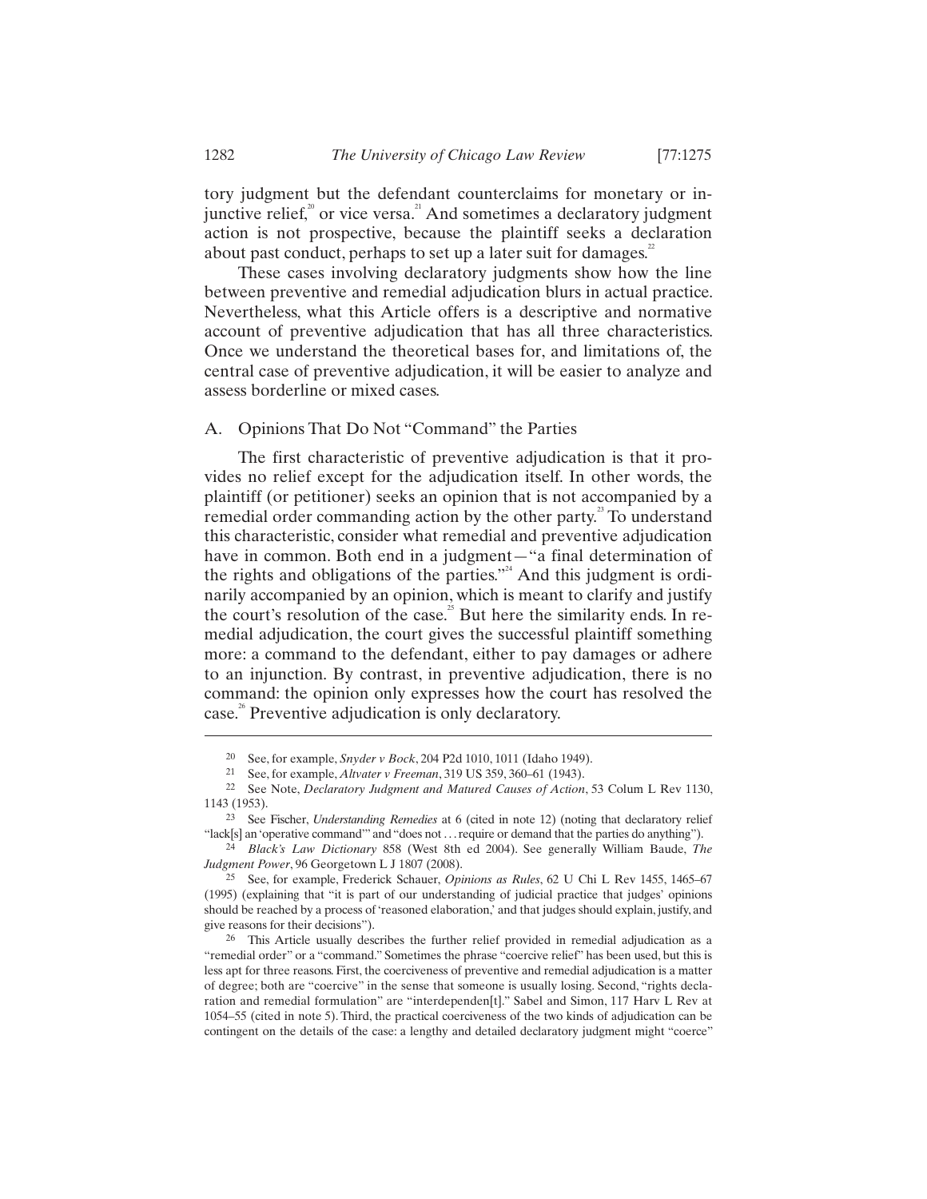tory judgment but the defendant counterclaims for monetary or injunctive relief,[20] or vice versa.[21] And sometimes a declaratory judgment action is not prospective, because the plaintiff seeks a declaration about past conduct, perhaps to set up a later suit for damages.[22]

These cases involving declaratory judgments show how the line between preventive and remedial adjudication blurs in actual practice. Nevertheless, what this Article offers is a descriptive and normative account of preventive adjudication that has all three characteristics. Once we understand the theoretical bases for, and limitations of, the central case of preventive adjudication, it will be easier to analyze and assess borderline or mixed cases.

### A. Opinions That Do Not "Command" the Parties

The first characteristic of preventive adjudication is that it provides no relief except for the adjudication itself. In other words, the plaintiff (or petitioner) seeks an opinion that is not accompanied by a remedial order commanding action by the other party.[23] To understand this characteristic, consider what remedial and preventive adjudication have in common. Both end in a judgment—"a final determination of the rights and obligations of the parties."[24] And this judgment is ordinarily accompanied by an opinion, which is meant to clarify and justify the court's resolution of the case.[25] But here the similarity ends. In remedial adjudication, the court gives the successful plaintiff something more: a command to the defendant, either to pay damages or adhere to an injunction. By contrast, in preventive adjudication, there is no command: the opinion only expresses how the court has resolved the case.[26] Preventive adjudication is only declaratory.

---

20 See, for example, *Snyder v Bock*, 204 P2d 1010, 1011 (Idaho 1949).

21 See, for example, *Altvater v Freeman*, 319 US 359, 360–61 (1943).

22 See Note, *Declaratory Judgment and Matured Causes of Action*, 53 Colum L Rev 1130, 1143 (1953).

23 See Fischer, *Understanding Remedies* at 6 (cited in note 12) (noting that declaratory relief "lack[s] an 'operative command'" and "does not . . . require or demand that the parties do anything").

24 *Black's Law Dictionary* 858 (West 8th ed 2004). See generally William Baude, *The Judgment Power*, 96 Georgetown L J 1807 (2008).

25 See, for example, Frederick Schauer, *Opinions as Rules*, 62 U Chi L Rev 1455, 1465–67 (1995) (explaining that "it is part of our understanding of judicial practice that judges' opinions should be reached by a process of 'reasoned elaboration,' and that judges should explain, justify, and give reasons for their decisions").

26 This Article usually describes the further relief provided in remedial adjudication as a "remedial order" or a "command." Sometimes the phrase "coercive relief" has been used, but this is less apt for three reasons. First, the coerciveness of preventive and remedial adjudication is a matter of degree; both are "coercive" in the sense that someone is usually losing. Second, "rights declaration and remedial formulation" are "interdependen[t]." Sabel and Simon, 117 Harv L Rev at 1054–55 (cited in note 5). Third, the practical coerciveness of the two kinds of adjudication can be contingent on the details of the case: a lengthy and detailed declaratory judgment might "coerce"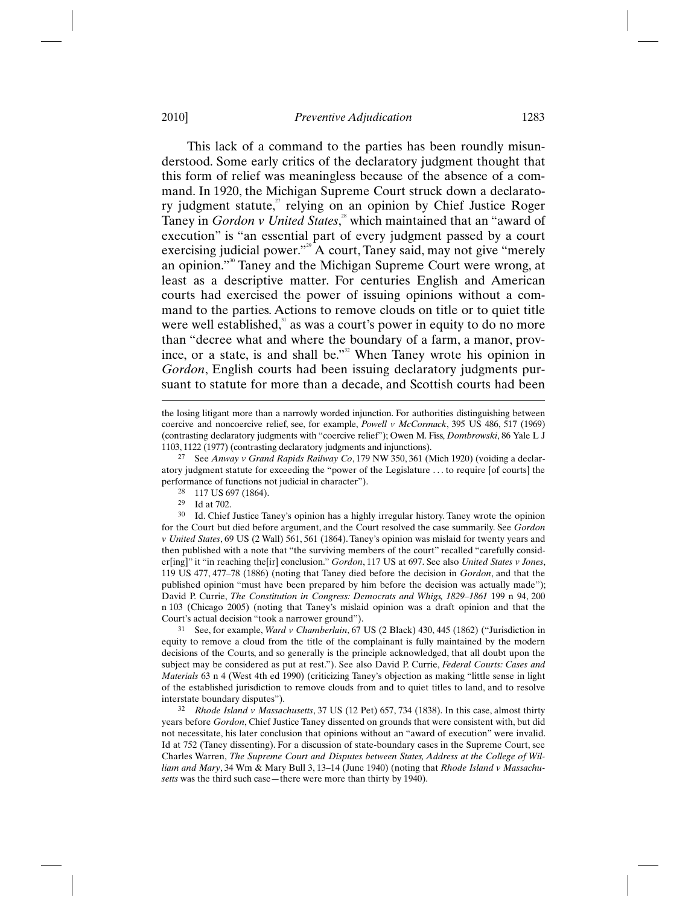This lack of a command to the parties has been roundly misunderstood. Some early critics of the declaratory judgment thought that this form of relief was meaningless because of the absence of a command. In 1920, the Michigan Supreme Court struck down a declaratory judgment statute,[27] relying on an opinion by Chief Justice Roger Taney in *Gordon v United States*,[28] which maintained that an "award of execution" is "an essential part of every judgment passed by a court exercising judicial power."[29] A court, Taney said, may not give "merely an opinion."[30] Taney and the Michigan Supreme Court were wrong, at least as a descriptive matter. For centuries English and American courts had exercised the power of issuing opinions without a command to the parties. Actions to remove clouds on title or to quiet title were well established,[31] as was a court's power in equity to do no more than "decree what and where the boundary of a farm, a manor, province, or a state, is and shall be."[32] When Taney wrote his opinion in *Gordon*, English courts had been issuing declaratory judgments pursuant to statute for more than a decade, and Scottish courts had been

---

the losing litigant more than a narrowly worded injunction. For authorities distinguishing between coercive and noncoercive relief, see, for example, *Powell v McCormack*, 395 US 486, 517 (1969) (contrasting declaratory judgments with "coercive relief"); Owen M. Fiss, *Dombrowski*, 86 Yale L J 1103, 1122 (1977) (contrasting declaratory judgments and injunctions).

27 See *Anway v Grand Rapids Railway Co*, 179 NW 350, 361 (Mich 1920) (voiding a declaratory judgment statute for exceeding the "power of the Legislature . . . to require [of courts] the performance of functions not judicial in character").

28 117 US 697 (1864).

29 Id at 702.

30 Id. Chief Justice Taney's opinion has a highly irregular history. Taney wrote the opinion for the Court but died before argument, and the Court resolved the case summarily. See *Gordon v United States*, 69 US (2 Wall) 561, 561 (1864). Taney's opinion was mislaid for twenty years and then published with a note that "the surviving members of the court" recalled "carefully consider[ing]" it "in reaching the[ir] conclusion." *Gordon*, 117 US at 697. See also *United States v Jones*, 119 US 477, 477–78 (1886) (noting that Taney died before the decision in *Gordon*, and that the published opinion "must have been prepared by him before the decision was actually made"); David P. Currie, *The Constitution in Congress: Democrats and Whigs, 1829–1861* 199 n 94, 200 n 103 (Chicago 2005) (noting that Taney's mislaid opinion was a draft opinion and that the Court's actual decision "took a narrower ground").

31 See, for example, *Ward v Chamberlain*, 67 US (2 Black) 430, 445 (1862) ("Jurisdiction in equity to remove a cloud from the title of the complainant is fully maintained by the modern decisions of the Courts, and so generally is the principle acknowledged, that all doubt upon the subject may be considered as put at rest."). See also David P. Currie, *Federal Courts: Cases and Materials* 63 n 4 (West 4th ed 1990) (criticizing Taney's objection as making "little sense in light of the established jurisdiction to remove clouds from and to quiet titles to land, and to resolve interstate boundary disputes").

32 *Rhode Island v Massachusetts*, 37 US (12 Pet) 657, 734 (1838). In this case, almost thirty years before *Gordon*, Chief Justice Taney dissented on grounds that were consistent with, but did not necessitate, his later conclusion that opinions without an "award of execution" were invalid. Id at 752 (Taney dissenting). For a discussion of state-boundary cases in the Supreme Court, see Charles Warren, *The Supreme Court and Disputes between States, Address at the College of William and Mary*, 34 Wm & Mary Bull 3, 13–14 (June 1940) (noting that *Rhode Island v Massachusetts* was the third such case—there were more than thirty by 1940).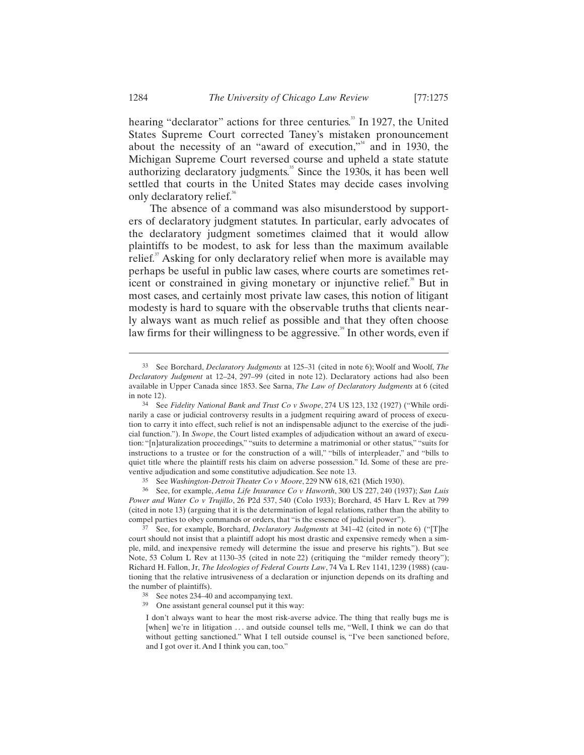hearing "declarator" actions for three centuries.[33] In 1927, the United States Supreme Court corrected Taney's mistaken pronouncement about the necessity of an "award of execution,"[34] and in 1930, the Michigan Supreme Court reversed course and upheld a state statute authorizing declaratory judgments.[35] Since the 1930s, it has been well settled that courts in the United States may decide cases involving only declaratory relief.[36]

The absence of a command was also misunderstood by supporters of declaratory judgment statutes. In particular, early advocates of the declaratory judgment sometimes claimed that it would allow plaintiffs to be modest, to ask for less than the maximum available relief.[37] Asking for only declaratory relief when more is available may perhaps be useful in public law cases, where courts are sometimes reticent or constrained in giving monetary or injunctive relief.[38] But in most cases, and certainly most private law cases, this notion of litigant modesty is hard to square with the observable truths that clients nearly always want as much relief as possible and that they often choose law firms for their willingness to be aggressive.[39] In other words, even if

---

33 See Borchard, *Declaratory Judgments* at 125–31 (cited in note 6); Woolf and Woolf, *The Declaratory Judgment* at 12–24, 297–99 (cited in note 12). Declaratory actions had also been available in Upper Canada since 1853. See Sarna, *The Law of Declaratory Judgments* at 6 (cited in note 12).

34 See *Fidelity National Bank and Trust Co v Swope*, 274 US 123, 132 (1927) ("While ordinarily a case or judicial controversy results in a judgment requiring award of process of execution to carry it into effect, such relief is not an indispensable adjunct to the exercise of the judicial function."). In *Swope*, the Court listed examples of adjudication without an award of execution: "[n]aturalization proceedings," "suits to determine a matrimonial or other status," "suits for instructions to a trustee or for the construction of a will," "bills of interpleader," and "bills to quiet title where the plaintiff rests his claim on adverse possession." Id. Some of these are preventive adjudication and some constitutive adjudication. See note 13.

35 See *Washington-Detroit Theater Co v Moore*, 229 NW 618, 621 (Mich 1930).

36 See, for example, *Aetna Life Insurance Co v Haworth*, 300 US 227, 240 (1937); *San Luis Power and Water Co v Trujillo*, 26 P2d 537, 540 (Colo 1933); Borchard, 45 Harv L Rev at 799 (cited in note 13) (arguing that it is the determination of legal relations, rather than the ability to compel parties to obey commands or orders, that "is the essence of judicial power").

37 See, for example, Borchard, *Declaratory Judgments* at 341–42 (cited in note 6) ("[T]he court should not insist that a plaintiff adopt his most drastic and expensive remedy when a simple, mild, and inexpensive remedy will determine the issue and preserve his rights."). But see Note, 53 Colum L Rev at 1130–35 (cited in note 22) (critiquing the "milder remedy theory"); Richard H. Fallon, Jr, *The Ideologies of Federal Courts Law*, 74 Va L Rev 1141, 1239 (1988) (cautioning that the relative intrusiveness of a declaration or injunction depends on its drafting and the number of plaintiffs).

38 See notes 234–40 and accompanying text.

39 One assistant general counsel put it this way:

> I don't always want to hear the most risk-averse advice. The thing that really bugs me is [when] we're in litigation . . . and outside counsel tells me, "Well, I think we can do that without getting sanctioned." What I tell outside counsel is, "I've been sanctioned before, and I got over it. And I think you can, too."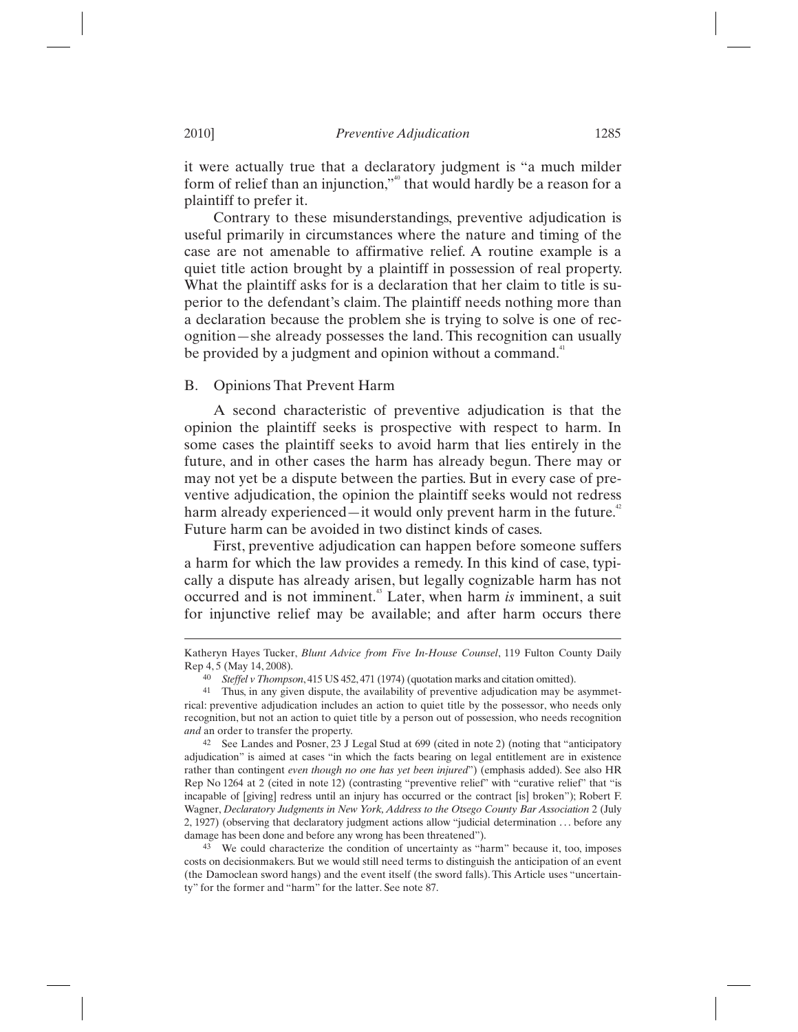it were actually true that a declaratory judgment is "a much milder form of relief than an injunction,"[40] that would hardly be a reason for a plaintiff to prefer it.

Contrary to these misunderstandings, preventive adjudication is useful primarily in circumstances where the nature and timing of the case are not amenable to affirmative relief. A routine example is a quiet title action brought by a plaintiff in possession of real property. What the plaintiff asks for is a declaration that her claim to title is superior to the defendant's claim. The plaintiff needs nothing more than a declaration because the problem she is trying to solve is one of recognition—she already possesses the land. This recognition can usually be provided by a judgment and opinion without a command.[41]

## B. Opinions That Prevent Harm

A second characteristic of preventive adjudication is that the opinion the plaintiff seeks is prospective with respect to harm. In some cases the plaintiff seeks to avoid harm that lies entirely in the future, and in other cases the harm has already begun. There may or may not yet be a dispute between the parties. But in every case of preventive adjudication, the opinion the plaintiff seeks would not redress harm already experienced—it would only prevent harm in the future.[42] Future harm can be avoided in two distinct kinds of cases.

First, preventive adjudication can happen before someone suffers a harm for which the law provides a remedy. In this kind of case, typically a dispute has already arisen, but legally cognizable harm has not occurred and is not imminent.[43] Later, when harm *is* imminent, a suit for injunctive relief may be available; and after harm occurs there

---

Katheryn Hayes Tucker, *Blunt Advice from Five In-House Counsel*, 119 Fulton County Daily Rep 4, 5 (May 14, 2008).

40 *Steffel v Thompson*, 415 US 452, 471 (1974) (quotation marks and citation omitted).

41 Thus, in any given dispute, the availability of preventive adjudication may be asymmetrical: preventive adjudication includes an action to quiet title by the possessor, who needs only recognition, but not an action to quiet title by a person out of possession, who needs recognition *and* an order to transfer the property.

42 See Landes and Posner, 23 J Legal Stud at 699 (cited in note 2) (noting that "anticipatory adjudication" is aimed at cases "in which the facts bearing on legal entitlement are in existence rather than contingent *even though no one has yet been injured*") (emphasis added). See also HR Rep No 1264 at 2 (cited in note 12) (contrasting "preventive relief" with "curative relief" that "is incapable of [giving] redress until an injury has occurred or the contract [is] broken"); Robert F. Wagner, *Declaratory Judgments in New York, Address to the Otsego County Bar Association* 2 (July 2, 1927) (observing that declaratory judgment actions allow "judicial determination . . . before any damage has been done and before any wrong has been threatened").

43 We could characterize the condition of uncertainty as "harm" because it, too, imposes costs on decisionmakers. But we would still need terms to distinguish the anticipation of an event (the Damoclean sword hangs) and the event itself (the sword falls). This Article uses "uncertainty" for the former and "harm" for the latter. See note 87.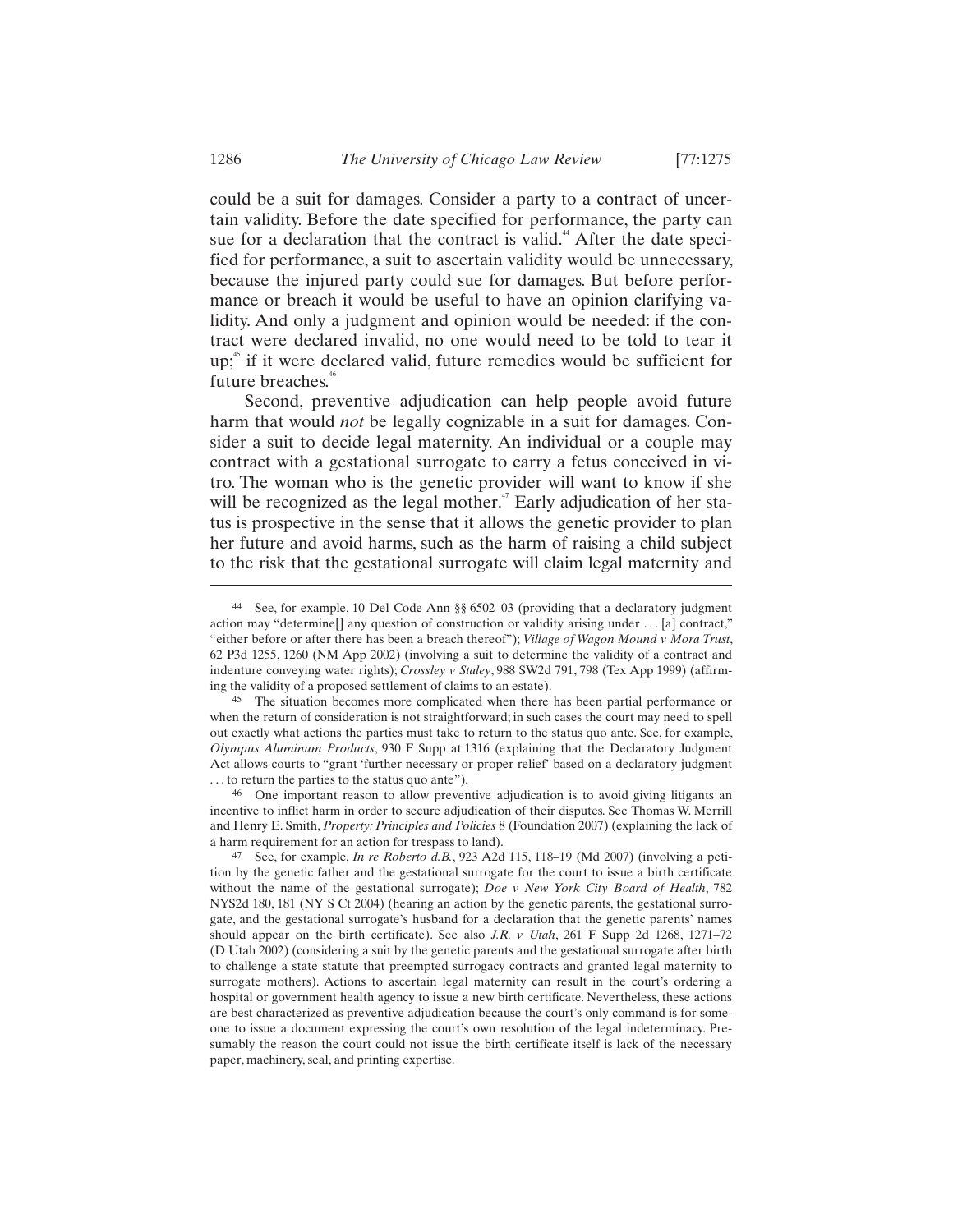could be a suit for damages. Consider a party to a contract of uncertain validity. Before the date specified for performance, the party can sue for a declaration that the contract is valid.[44] After the date specified for performance, a suit to ascertain validity would be unnecessary, because the injured party could sue for damages. But before performance or breach it would be useful to have an opinion clarifying validity. And only a judgment and opinion would be needed: if the contract were declared invalid, no one would need to be told to tear it up;[45] if it were declared valid, future remedies would be sufficient for future breaches.[46]

Second, preventive adjudication can help people avoid future harm that would *not* be legally cognizable in a suit for damages. Consider a suit to decide legal maternity. An individual or a couple may contract with a gestational surrogate to carry a fetus conceived in vitro. The woman who is the genetic provider will want to know if she will be recognized as the legal mother.[47] Early adjudication of her status is prospective in the sense that it allows the genetic provider to plan her future and avoid harms, such as the harm of raising a child subject to the risk that the gestational surrogate will claim legal maternity and

---

[44] See, for example, 10 Del Code Ann §§ 6502–03 (providing that a declaratory judgment action may "determine[] any question of construction or validity arising under . . . [a] contract," "either before or after there has been a breach thereof"); *Village of Wagon Mound v Mora Trust*, 62 P3d 1255, 1260 (NM App 2002) (involving a suit to determine the validity of a contract and indenture conveying water rights); *Crossley v Staley*, 988 SW2d 791, 798 (Tex App 1999) (affirming the validity of a proposed settlement of claims to an estate).

[45] The situation becomes more complicated when there has been partial performance or when the return of consideration is not straightforward; in such cases the court may need to spell out exactly what actions the parties must take to return to the status quo ante. See, for example, *Olympus Aluminum Products*, 930 F Supp at 1316 (explaining that the Declaratory Judgment Act allows courts to "grant 'further necessary or proper relief' based on a declaratory judgment . . . to return the parties to the status quo ante").

[46] One important reason to allow preventive adjudication is to avoid giving litigants an incentive to inflict harm in order to secure adjudication of their disputes. See Thomas W. Merrill and Henry E. Smith, *Property: Principles and Policies* 8 (Foundation 2007) (explaining the lack of a harm requirement for an action for trespass to land).

[47] See, for example, *In re Roberto d.B.*, 923 A2d 115, 118–19 (Md 2007) (involving a petition by the genetic father and the gestational surrogate for the court to issue a birth certificate without the name of the gestational surrogate); *Doe v New York City Board of Health*, 782 NYS2d 180, 181 (NY S Ct 2004) (hearing an action by the genetic parents, the gestational surrogate, and the gestational surrogate's husband for a declaration that the genetic parents' names should appear on the birth certificate). See also *J.R. v Utah*, 261 F Supp 2d 1268, 1271–72 (D Utah 2002) (considering a suit by the genetic parents and the gestational surrogate after birth to challenge a state statute that preempted surrogacy contracts and granted legal maternity to surrogate mothers). Actions to ascertain legal maternity can result in the court's ordering a hospital or government health agency to issue a new birth certificate. Nevertheless, these actions are best characterized as preventive adjudication because the court's only command is for someone to issue a document expressing the court's own resolution of the legal indeterminacy. Presumably the reason the court could not issue the birth certificate itself is lack of the necessary paper, machinery, seal, and printing expertise.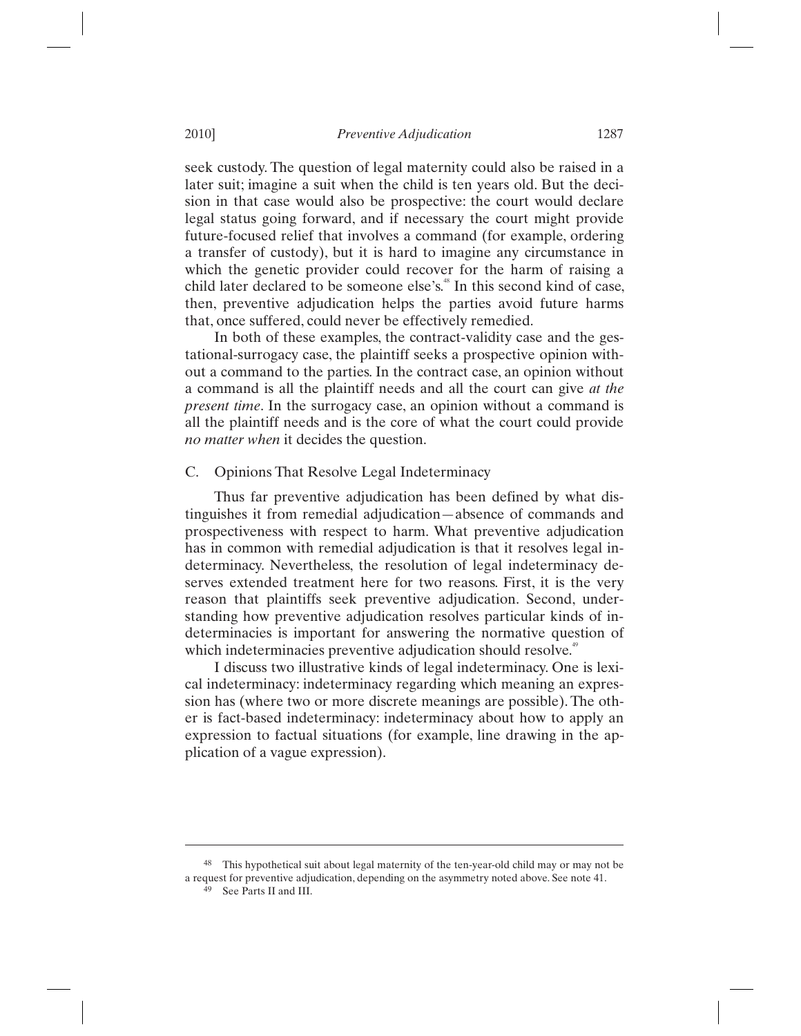seek custody. The question of legal maternity could also be raised in a later suit; imagine a suit when the child is ten years old. But the decision in that case would also be prospective: the court would declare legal status going forward, and if necessary the court might provide future-focused relief that involves a command (for example, ordering a transfer of custody), but it is hard to imagine any circumstance in which the genetic provider could recover for the harm of raising a child later declared to be someone else's.[48] In this second kind of case, then, preventive adjudication helps the parties avoid future harms that, once suffered, could never be effectively remedied.

In both of these examples, the contract-validity case and the gestational-surrogacy case, the plaintiff seeks a prospective opinion without a command to the parties. In the contract case, an opinion without a command is all the plaintiff needs and all the court can give *at the present time*. In the surrogacy case, an opinion without a command is all the plaintiff needs and is the core of what the court could provide *no matter when* it decides the question.

### C. Opinions That Resolve Legal Indeterminacy

Thus far preventive adjudication has been defined by what distinguishes it from remedial adjudication—absence of commands and prospectiveness with respect to harm. What preventive adjudication has in common with remedial adjudication is that it resolves legal indeterminacy. Nevertheless, the resolution of legal indeterminacy deserves extended treatment here for two reasons. First, it is the very reason that plaintiffs seek preventive adjudication. Second, understanding how preventive adjudication resolves particular kinds of indeterminacies is important for answering the normative question of which indeterminacies preventive adjudication should resolve.[49]

I discuss two illustrative kinds of legal indeterminacy. One is lexical indeterminacy: indeterminacy regarding which meaning an expression has (where two or more discrete meanings are possible). The other is fact-based indeterminacy: indeterminacy about how to apply an expression to factual situations (for example, line drawing in the application of a vague expression).

---

[48] This hypothetical suit about legal maternity of the ten-year-old child may or may not be a request for preventive adjudication, depending on the asymmetry noted above. See note 41.

[49] See Parts II and III.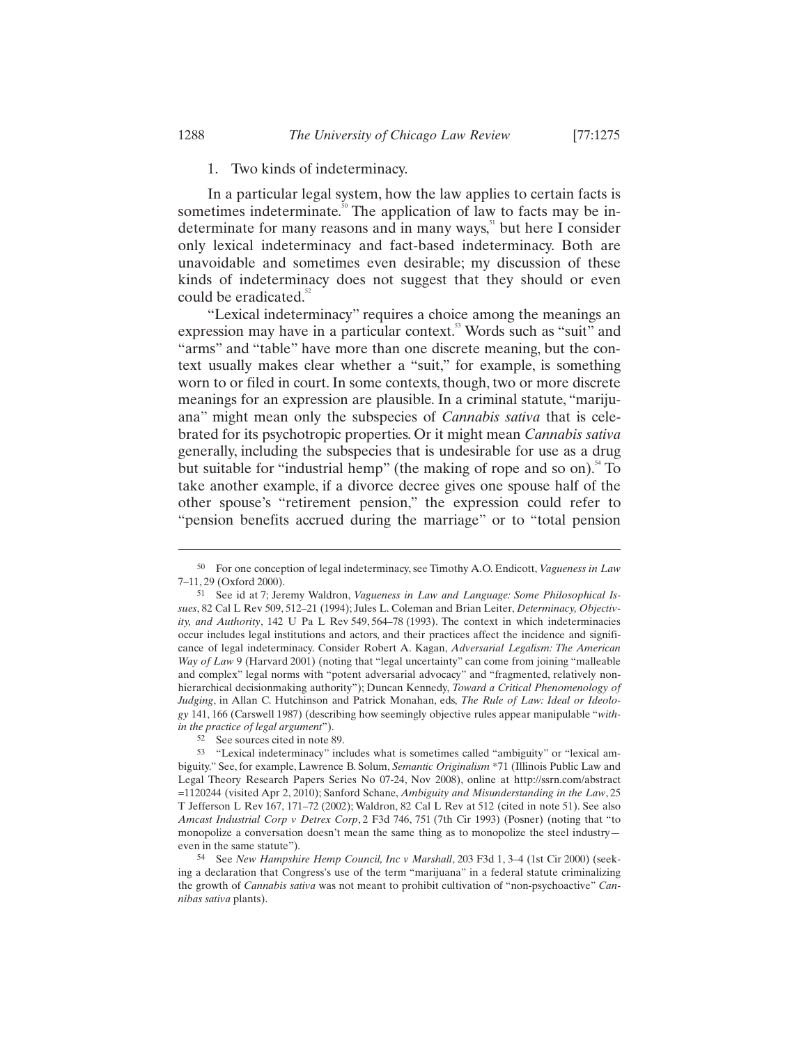1. Two kinds of indeterminacy.

In a particular legal system, how the law applies to certain facts is sometimes indeterminate.[50] The application of law to facts may be indeterminate for many reasons and in many ways,[51] but here I consider only lexical indeterminacy and fact-based indeterminacy. Both are unavoidable and sometimes even desirable; my discussion of these kinds of indeterminacy does not suggest that they should or even could be eradicated.[52]

"Lexical indeterminacy" requires a choice among the meanings an expression may have in a particular context.[53] Words such as "suit" and "arms" and "table" have more than one discrete meaning, but the context usually makes clear whether a "suit," for example, is something worn to or filed in court. In some contexts, though, two or more discrete meanings for an expression are plausible. In a criminal statute, "marijuana" might mean only the subspecies of *Cannabis sativa* that is celebrated for its psychotropic properties. Or it might mean *Cannabis sativa* generally, including the subspecies that is undesirable for use as a drug but suitable for "industrial hemp" (the making of rope and so on).[54] To take another example, if a divorce decree gives one spouse half of the other spouse's "retirement pension," the expression could refer to "pension benefits accrued during the marriage" or to "total pension

---

50 For one conception of legal indeterminacy, see Timothy A.O. Endicott, *Vagueness in Law* 7–11, 29 (Oxford 2000).

51 See id at 7; Jeremy Waldron, *Vagueness in Law and Language: Some Philosophical Issues*, 82 Cal L Rev 509, 512–21 (1994); Jules L. Coleman and Brian Leiter, *Determinacy, Objectivity, and Authority*, 142 U Pa L Rev 549, 564–78 (1993). The context in which indeterminacies occur includes legal institutions and actors, and their practices affect the incidence and significance of legal indeterminacy. Consider Robert A. Kagan, *Adversarial Legalism: The American Way of Law* 9 (Harvard 2001) (noting that "legal uncertainty" can come from joining "malleable and complex" legal norms with "potent adversarial advocacy" and "fragmented, relatively nonhierarchical decisionmaking authority"); Duncan Kennedy, *Toward a Critical Phenomenology of Judging*, in Allan C. Hutchinson and Patrick Monahan, eds, *The Rule of Law: Ideal or Ideology* 141, 166 (Carswell 1987) (describing how seemingly objective rules appear manipulable "*within the practice of legal argument*").

52 See sources cited in note 89.

53 "Lexical indeterminacy" includes what is sometimes called "ambiguity" or "lexical ambiguity." See, for example, Lawrence B. Solum, *Semantic Originalism* \*71 (Illinois Public Law and Legal Theory Research Papers Series No 07-24, Nov 2008), online at http://ssrn.com/abstract=1120244 (visited Apr 2, 2010); Sanford Schane, *Ambiguity and Misunderstanding in the Law*, 25 T Jefferson L Rev 167, 171–72 (2002); Waldron, 82 Cal L Rev at 512 (cited in note 51). See also *Amcast Industrial Corp v Detrex Corp*, 2 F3d 746, 751 (7th Cir 1993) (Posner) (noting that "to monopolize a conversation doesn't mean the same thing as to monopolize the steel industry—even in the same statute").

54 See *New Hampshire Hemp Council, Inc v Marshall*, 203 F3d 1, 3–4 (1st Cir 2000) (seeking a declaration that Congress's use of the term "marijuana" in a federal statute criminalizing the growth of *Cannabis sativa* was not meant to prohibit cultivation of "non-psychoactive" *Cannibas sativa* plants).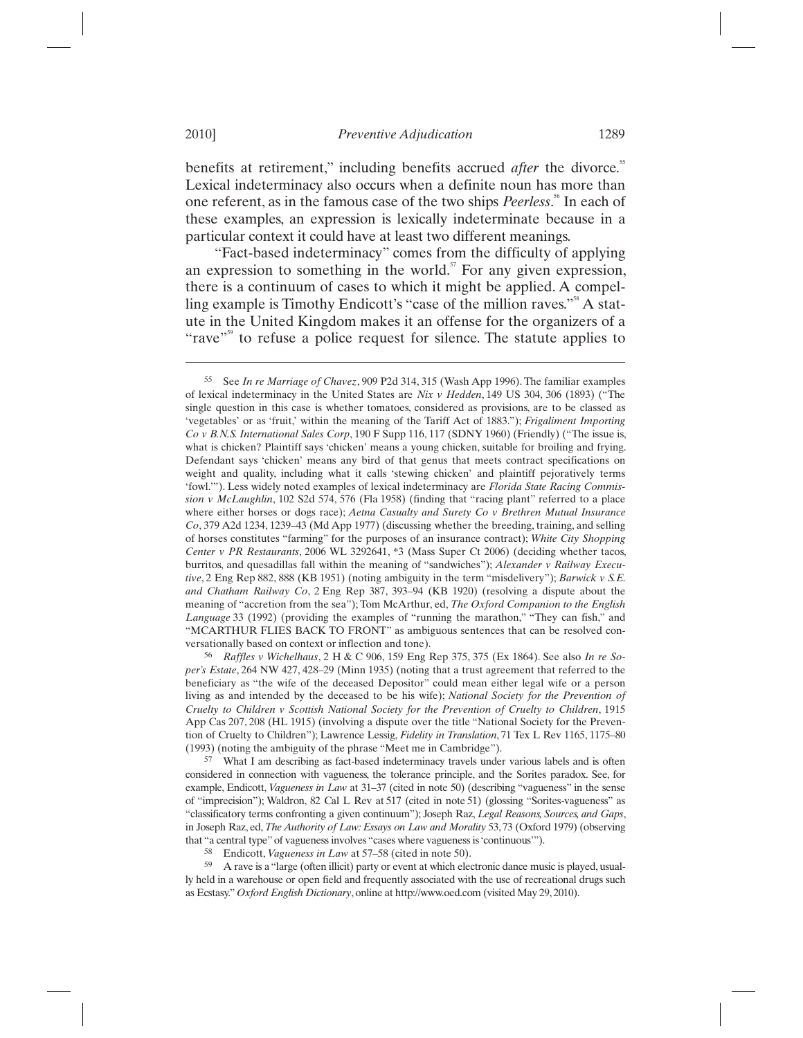benefits at retirement," including benefits accrued *after* the divorce.[55] Lexical indeterminacy also occurs when a definite noun has more than one referent, as in the famous case of the two ships *Peerless*.[56] In each of these examples, an expression is lexically indeterminate because in a particular context it could have at least two different meanings.

"Fact-based indeterminacy" comes from the difficulty of applying an expression to something in the world.[57] For any given expression, there is a continuum of cases to which it might be applied. A compelling example is Timothy Endicott's "case of the million raves."[58] A statute in the United Kingdom makes it an offense for the organizers of a "rave"[59] to refuse a police request for silence. The statute applies to

---

[55] See *In re Marriage of Chavez*, 909 P2d 314, 315 (Wash App 1996). The familiar examples of lexical indeterminacy in the United States are *Nix v Hedden*, 149 US 304, 306 (1893) ("The single question in this case is whether tomatoes, considered as provisions, are to be classed as 'vegetables' or as 'fruit,' within the meaning of the Tariff Act of 1883."); *Frigaliment Importing Co v B.N.S. International Sales Corp*, 190 F Supp 116, 117 (SDNY 1960) (Friendly) ("The issue is, what is chicken? Plaintiff says 'chicken' means a young chicken, suitable for broiling and frying. Defendant says 'chicken' means any bird of that genus that meets contract specifications on weight and quality, including what it calls 'stewing chicken' and plaintiff pejoratively terms 'fowl.'"). Less widely noted examples of lexical indeterminacy are *Florida State Racing Commission v McLaughlin*, 102 S2d 574, 576 (Fla 1958) (finding that "racing plant" referred to a place where either horses or dogs race); *Aetna Casualty and Surety Co v Brethren Mutual Insurance Co*, 379 A2d 1234, 1239–43 (Md App 1977) (discussing whether the breeding, training, and selling of horses constitutes "farming" for the purposes of an insurance contract); *White City Shopping Center v PR Restaurants*, 2006 WL 3292641, *3 (Mass Super Ct 2006) (deciding whether tacos, burritos, and quesadillas fall within the meaning of "sandwiches"); *Alexander v Railway Executive*, 2 Eng Rep 882, 888 (KB 1951) (noting ambiguity in the term "misdelivery"); *Barwick v S.E. and Chatham Railway Co*, 2 Eng Rep 387, 393–94 (KB 1920) (resolving a dispute about the meaning of "accretion from the sea"); Tom McArthur, ed, *The Oxford Companion to the English Language* 33 (1992) (providing the examples of "running the marathon," "They can fish," and "MCARTHUR FLIES BACK TO FRONT" as ambiguous sentences that can be resolved conversationally based on context or inflection and tone).

[56] *Raffles v Wichelhaus*, 2 H & C 906, 159 Eng Rep 375, 375 (Ex 1864). See also *In re Soper's Estate*, 264 NW 427, 428–29 (Minn 1935) (noting that a trust agreement that referred to the beneficiary as "the wife of the deceased Depositor" could mean either legal wife or a person living as and intended by the deceased to be his wife); *National Society for the Prevention of Cruelty to Children v Scottish National Society for the Prevention of Cruelty to Children*, 1915 App Cas 207, 208 (HL 1915) (involving a dispute over the title "National Society for the Prevention of Cruelty to Children"); Lawrence Lessig, *Fidelity in Translation*, 71 Tex L Rev 1165, 1175–80 (1993) (noting the ambiguity of the phrase "Meet me in Cambridge").

[57] What I am describing as fact-based indeterminacy travels under various labels and is often considered in connection with vagueness, the tolerance principle, and the Sorites paradox. See, for example, Endicott, *Vagueness in Law* at 31–37 (cited in note 50) (describing "vagueness" in the sense of "imprecision"); Waldron, 82 Cal L Rev at 517 (cited in note 51) (glossing "Sorites-vagueness" as "classificatory terms confronting a given continuum"); Joseph Raz, *Legal Reasons, Sources, and Gaps*, in Joseph Raz, ed, *The Authority of Law: Essays on Law and Morality* 53, 73 (Oxford 1979) (observing that "a central type" of vagueness involves "cases where vagueness is 'continuous'").

[58] Endicott, *Vagueness in Law* at 57–58 (cited in note 50).

[59] A rave is a "large (often illicit) party or event at which electronic dance music is played, usually held in a warehouse or open field and frequently associated with the use of recreational drugs such as Ecstasy." *Oxford English Dictionary*, online at http://www.oed.com (visited May 29, 2010).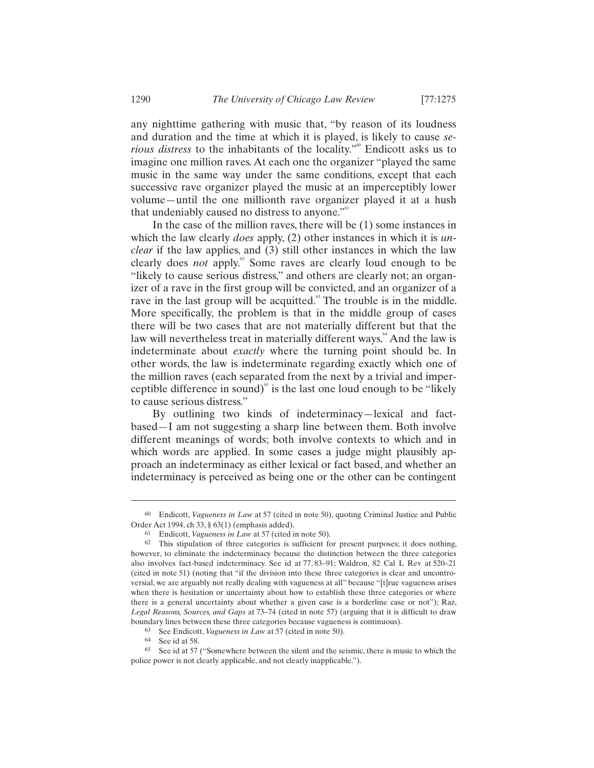any nighttime gathering with music that, "by reason of its loudness and duration and the time at which it is played, is likely to cause *serious distress* to the inhabitants of the locality."[60] Endicott asks us to imagine one million raves. At each one the organizer "played the same music in the same way under the same conditions, except that each successive rave organizer played the music at an imperceptibly lower volume—until the one millionth rave organizer played it at a hush that undeniably caused no distress to anyone."[61]

In the case of the million raves, there will be (1) some instances in which the law clearly *does* apply, (2) other instances in which it is *unclear* if the law applies, and (3) still other instances in which the law clearly does *not* apply.[62] Some raves are clearly loud enough to be "likely to cause serious distress," and others are clearly not; an organizer of a rave in the first group will be convicted, and an organizer of a rave in the last group will be acquitted.[63] The trouble is in the middle. More specifically, the problem is that in the middle group of cases there will be two cases that are not materially different but that the law will nevertheless treat in materially different ways.[64] And the law is indeterminate about *exactly* where the turning point should be. In other words, the law is indeterminate regarding exactly which one of the million raves (each separated from the next by a trivial and imperceptible difference in sound)[65] is the last one loud enough to be "likely to cause serious distress."

By outlining two kinds of indeterminacy—lexical and fact-based—I am not suggesting a sharp line between them. Both involve different meanings of words; both involve contexts to which and in which words are applied. In some cases a judge might plausibly approach an indeterminacy as either lexical or fact based, and whether an indeterminacy is perceived as being one or the other can be contingent

---

60 Endicott, *Vagueness in Law* at 57 (cited in note 50), quoting Criminal Justice and Public Order Act 1994, ch 33, § 63(1) (emphasis added).

61 Endicott, *Vagueness in Law* at 57 (cited in note 50).

62 This stipulation of three categories is sufficient for present purposes; it does nothing, however, to eliminate the indeterminacy because the distinction between the three categories also involves fact-based indeterminacy. See id at 77, 83–91; Waldron, 82 Cal L Rev at 520–21 (cited in note 51) (noting that "if the division into these three categories is clear and uncontroversial, we are arguably not really dealing with vagueness at all" because "[t]rue vagueness arises when there is hesitation or uncertainty about how to establish these three categories or where there is a general uncertainty about whether a given case is a borderline case or not"); Raz, *Legal Reasons, Sources, and Gaps* at 73–74 (cited in note 57) (arguing that it is difficult to draw boundary lines between these three categories because vagueness is continuous).

63 See Endicott, *Vagueness in Law* at 57 (cited in note 50).

64 See id at 58.

65 See id at 57 ("Somewhere between the silent and the seismic, there is music to which the police power is not clearly applicable, and not clearly inapplicable.").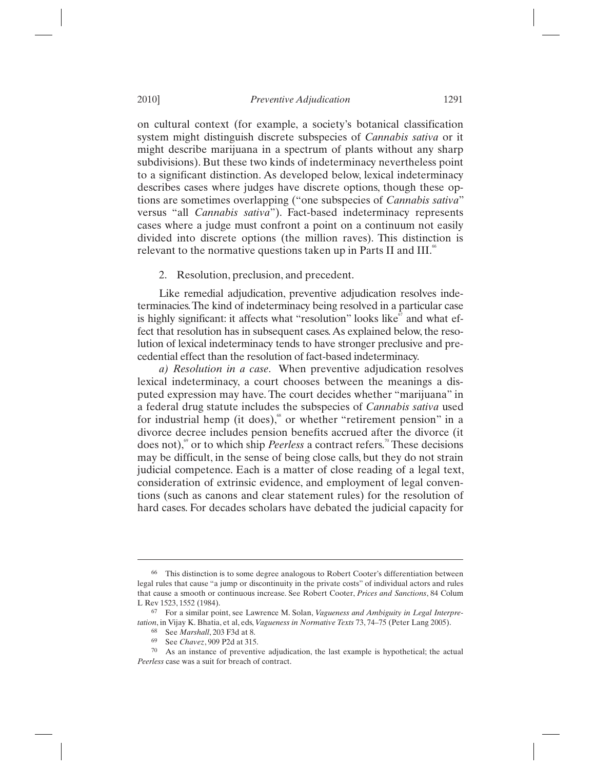on cultural context (for example, a society's botanical classification system might distinguish discrete subspecies of *Cannabis sativa* or it might describe marijuana in a spectrum of plants without any sharp subdivisions). But these two kinds of indeterminacy nevertheless point to a significant distinction. As developed below, lexical indeterminacy describes cases where judges have discrete options, though these options are sometimes overlapping ("one subspecies of *Cannabis sativa*" versus "all *Cannabis sativa*"). Fact-based indeterminacy represents cases where a judge must confront a point on a continuum not easily divided into discrete options (the million raves). This distinction is relevant to the normative questions taken up in Parts II and III.[66]

2. Resolution, preclusion, and precedent.

Like remedial adjudication, preventive adjudication resolves indeterminacies. The kind of indeterminacy being resolved in a particular case is highly significant: it affects what "resolution" looks like[67] and what effect that resolution has in subsequent cases. As explained below, the resolution of lexical indeterminacy tends to have stronger preclusive and precedential effect than the resolution of fact-based indeterminacy.

*a) Resolution in a case.* When preventive adjudication resolves lexical indeterminacy, a court chooses between the meanings a disputed expression may have. The court decides whether "marijuana" in a federal drug statute includes the subspecies of *Cannabis sativa* used for industrial hemp (it does),[68] or whether "retirement pension" in a divorce decree includes pension benefits accrued after the divorce (it does not),[69] or to which ship *Peerless* a contract refers.[70] These decisions may be difficult, in the sense of being close calls, but they do not strain judicial competence. Each is a matter of close reading of a legal text, consideration of extrinsic evidence, and employment of legal conventions (such as canons and clear statement rules) for the resolution of hard cases. For decades scholars have debated the judicial capacity for

---

66 This distinction is to some degree analogous to Robert Cooter's differentiation between legal rules that cause "a jump or discontinuity in the private costs" of individual actors and rules that cause a smooth or continuous increase. See Robert Cooter, *Prices and Sanctions*, 84 Colum L Rev 1523, 1552 (1984).

67 For a similar point, see Lawrence M. Solan, *Vagueness and Ambiguity in Legal Interpretation*, in Vijay K. Bhatia, et al, eds, *Vagueness in Normative Texts* 73, 74–75 (Peter Lang 2005).

68 See *Marshall*, 203 F3d at 8.

69 See *Chavez*, 909 P2d at 315.

70 As an instance of preventive adjudication, the last example is hypothetical; the actual *Peerless* case was a suit for breach of contract.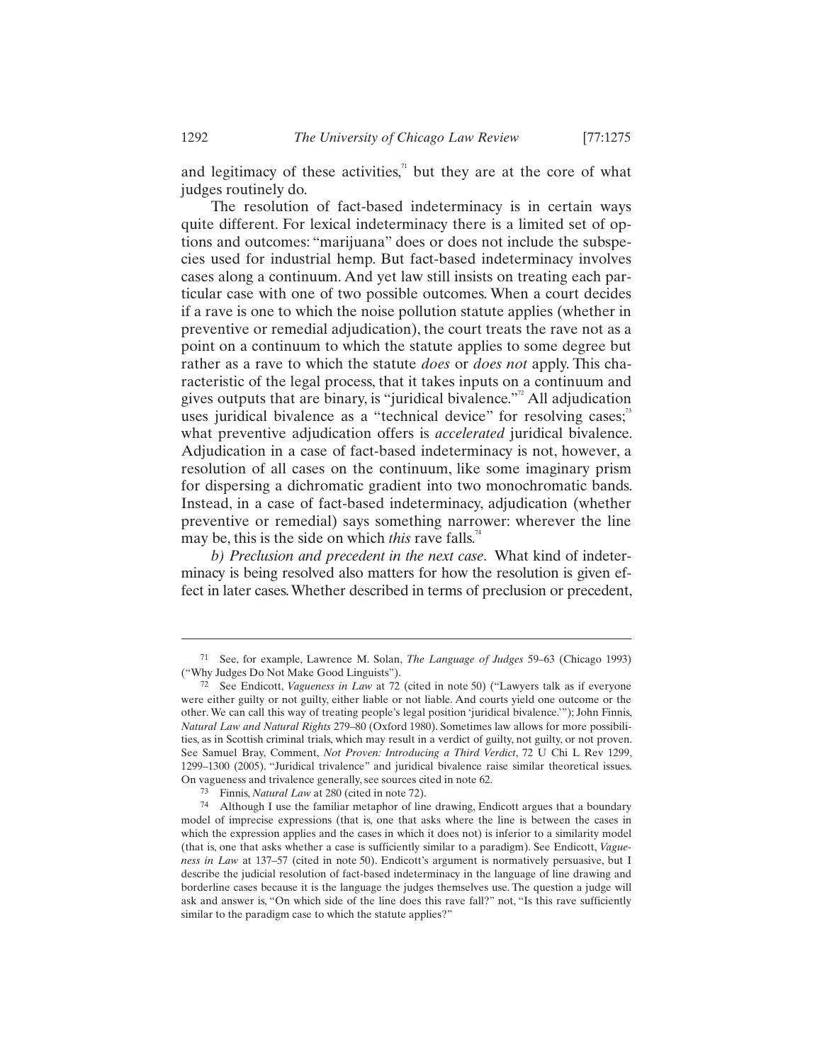and legitimacy of these activities,[71] but they are at the core of what judges routinely do.

The resolution of fact-based indeterminacy is in certain ways quite different. For lexical indeterminacy there is a limited set of options and outcomes: "marijuana" does or does not include the subspecies used for industrial hemp. But fact-based indeterminacy involves cases along a continuum. And yet law still insists on treating each particular case with one of two possible outcomes. When a court decides if a rave is one to which the noise pollution statute applies (whether in preventive or remedial adjudication), the court treats the rave not as a point on a continuum to which the statute applies to some degree but rather as a rave to which the statute *does* or *does not* apply. This characteristic of the legal process, that it takes inputs on a continuum and gives outputs that are binary, is "juridical bivalence."[72] All adjudication uses juridical bivalence as a "technical device" for resolving cases;[73] what preventive adjudication offers is *accelerated* juridical bivalence. Adjudication in a case of fact-based indeterminacy is not, however, a resolution of all cases on the continuum, like some imaginary prism for dispersing a dichromatic gradient into two monochromatic bands. Instead, in a case of fact-based indeterminacy, adjudication (whether preventive or remedial) says something narrower: wherever the line may be, this is the side on which *this* rave falls.[74]

*b) Preclusion and precedent in the next case*. What kind of indeterminacy is being resolved also matters for how the resolution is given effect in later cases. Whether described in terms of preclusion or precedent,

---

71 See, for example, Lawrence M. Solan, *The Language of Judges* 59–63 (Chicago 1993) ("Why Judges Do Not Make Good Linguists").

72 See Endicott, *Vagueness in Law* at 72 (cited in note 50) ("Lawyers talk as if everyone were either guilty or not guilty, either liable or not liable. And courts yield one outcome or the other. We can call this way of treating people's legal position 'juridical bivalence.'"); John Finnis, *Natural Law and Natural Rights* 279–80 (Oxford 1980). Sometimes law allows for more possibilities, as in Scottish criminal trials, which may result in a verdict of guilty, not guilty, or not proven. See Samuel Bray, Comment, *Not Proven: Introducing a Third Verdict*, 72 U Chi L Rev 1299, 1299–1300 (2005). "Juridical trivalence" and juridical bivalence raise similar theoretical issues. On vagueness and trivalence generally, see sources cited in note 62.

73 Finnis, *Natural Law* at 280 (cited in note 72).

74 Although I use the familiar metaphor of line drawing, Endicott argues that a boundary model of imprecise expressions (that is, one that asks where the line is between the cases in which the expression applies and the cases in which it does not) is inferior to a similarity model (that is, one that asks whether a case is sufficiently similar to a paradigm). See Endicott, *Vagueness in Law* at 137–57 (cited in note 50). Endicott's argument is normatively persuasive, but I describe the judicial resolution of fact-based indeterminacy in the language of line drawing and borderline cases because it is the language the judges themselves use. The question a judge will ask and answer is, "On which side of the line does this rave fall?" not, "Is this rave sufficiently similar to the paradigm case to which the statute applies?"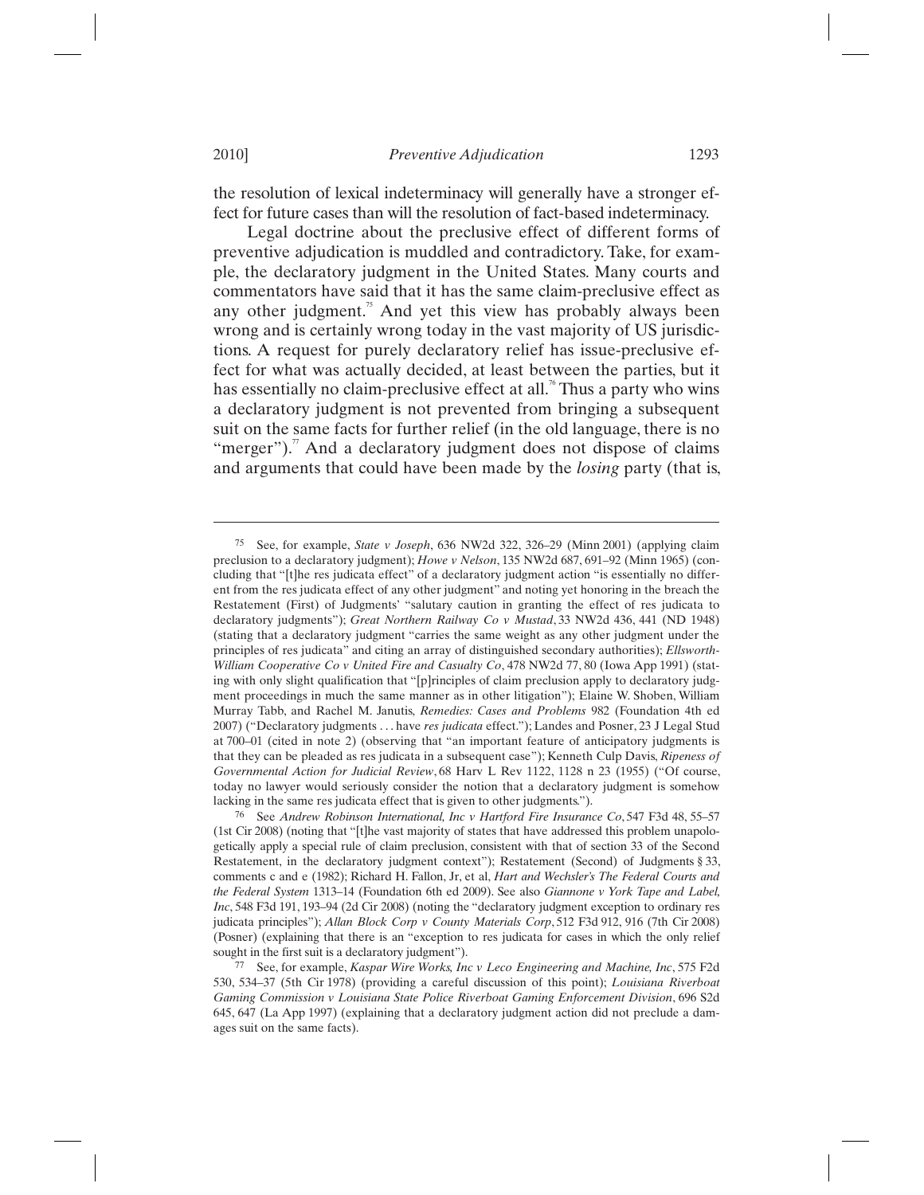the resolution of lexical indeterminacy will generally have a stronger effect for future cases than will the resolution of fact-based indeterminacy.

Legal doctrine about the preclusive effect of different forms of preventive adjudication is muddled and contradictory. Take, for example, the declaratory judgment in the United States. Many courts and commentators have said that it has the same claim-preclusive effect as any other judgment.[75] And yet this view has probably always been wrong and is certainly wrong today in the vast majority of US jurisdictions. A request for purely declaratory relief has issue-preclusive effect for what was actually decided, at least between the parties, but it has essentially no claim-preclusive effect at all.[76] Thus a party who wins a declaratory judgment is not prevented from bringing a subsequent suit on the same facts for further relief (in the old language, there is no "merger").[77] And a declaratory judgment does not dispose of claims and arguments that could have been made by the *losing* party (that is,

---

[75] See, for example, *State v Joseph*, 636 NW2d 322, 326–29 (Minn 2001) (applying claim preclusion to a declaratory judgment); *Howe v Nelson*, 135 NW2d 687, 691–92 (Minn 1965) (concluding that "[t]he res judicata effect" of a declaratory judgment action "is essentially no different from the res judicata effect of any other judgment" and noting yet honoring in the breach the Restatement (First) of Judgments' "salutary caution in granting the effect of res judicata to declaratory judgments"); *Great Northern Railway Co v Mustad*, 33 NW2d 436, 441 (ND 1948) (stating that a declaratory judgment "carries the same weight as any other judgment under the principles of res judicata" and citing an array of distinguished secondary authorities); *Ellsworth-William Cooperative Co v United Fire and Casualty Co*, 478 NW2d 77, 80 (Iowa App 1991) (stating with only slight qualification that "[p]rinciples of claim preclusion apply to declaratory judgment proceedings in much the same manner as in other litigation"); Elaine W. Shoben, William Murray Tabb, and Rachel M. Janutis, *Remedies: Cases and Problems* 982 (Foundation 4th ed 2007) ("Declaratory judgments . . . have *res judicata* effect."); Landes and Posner, 23 J Legal Stud at 700–01 (cited in note 2) (observing that "an important feature of anticipatory judgments is that they can be pleaded as res judicata in a subsequent case"); Kenneth Culp Davis, *Ripeness of Governmental Action for Judicial Review*, 68 Harv L Rev 1122, 1128 n 23 (1955) ("Of course, today no lawyer would seriously consider the notion that a declaratory judgment is somehow lacking in the same res judicata effect that is given to other judgments.").

[76] See *Andrew Robinson International, Inc v Hartford Fire Insurance Co*, 547 F3d 48, 55–57 (1st Cir 2008) (noting that "[t]he vast majority of states that have addressed this problem unapologetically apply a special rule of claim preclusion, consistent with that of section 33 of the Second Restatement, in the declaratory judgment context"); Restatement (Second) of Judgments § 33, comments c and e (1982); Richard H. Fallon, Jr, et al, *Hart and Wechsler's The Federal Courts and the Federal System* 1313–14 (Foundation 6th ed 2009). See also *Giannone v York Tape and Label, Inc*, 548 F3d 191, 193–94 (2d Cir 2008) (noting the "declaratory judgment exception to ordinary res judicata principles"); *Allan Block Corp v County Materials Corp*, 512 F3d 912, 916 (7th Cir 2008) (Posner) (explaining that there is an "exception to res judicata for cases in which the only relief sought in the first suit is a declaratory judgment").

[77] See, for example, *Kaspar Wire Works, Inc v Leco Engineering and Machine, Inc*, 575 F2d 530, 534–37 (5th Cir 1978) (providing a careful discussion of this point); *Louisiana Riverboat Gaming Commission v Louisiana State Police Riverboat Gaming Enforcement Division*, 696 S2d 645, 647 (La App 1997) (explaining that a declaratory judgment action did not preclude a damages suit on the same facts).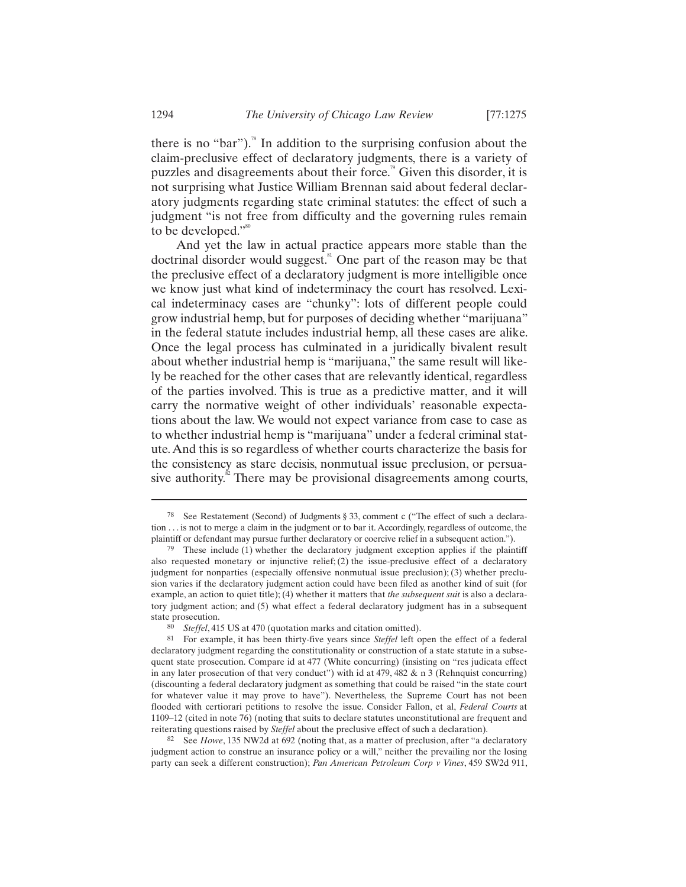there is no "bar").[78] In addition to the surprising confusion about the claim-preclusive effect of declaratory judgments, there is a variety of puzzles and disagreements about their force.[79] Given this disorder, it is not surprising what Justice William Brennan said about federal declaratory judgments regarding state criminal statutes: the effect of such a judgment "is not free from difficulty and the governing rules remain to be developed."[80]

And yet the law in actual practice appears more stable than the doctrinal disorder would suggest.[81] One part of the reason may be that the preclusive effect of a declaratory judgment is more intelligible once we know just what kind of indeterminacy the court has resolved. Lexical indeterminacy cases are "chunky": lots of different people could grow industrial hemp, but for purposes of deciding whether "marijuana" in the federal statute includes industrial hemp, all these cases are alike. Once the legal process has culminated in a juridically bivalent result about whether industrial hemp is "marijuana," the same result will likely be reached for the other cases that are relevantly identical, regardless of the parties involved. This is true as a predictive matter, and it will carry the normative weight of other individuals' reasonable expectations about the law. We would not expect variance from case to case as to whether industrial hemp is "marijuana" under a federal criminal statute. And this is so regardless of whether courts characterize the basis for the consistency as stare decisis, nonmutual issue preclusion, or persuasive authority.[82] There may be provisional disagreements among courts,

---

[78] See Restatement (Second) of Judgments § 33, comment c ("The effect of such a declaration . . . is not to merge a claim in the judgment or to bar it. Accordingly, regardless of outcome, the plaintiff or defendant may pursue further declaratory or coercive relief in a subsequent action.").

[79] These include (1) whether the declaratory judgment exception applies if the plaintiff also requested monetary or injunctive relief; (2) the issue-preclusive effect of a declaratory judgment for nonparties (especially offensive nonmutual issue preclusion); (3) whether preclusion varies if the declaratory judgment action could have been filed as another kind of suit (for example, an action to quiet title); (4) whether it matters that *the subsequent suit* is also a declaratory judgment action; and (5) what effect a federal declaratory judgment has in a subsequent state prosecution.

[80] *Steffel*, 415 US at 470 (quotation marks and citation omitted).

[81] For example, it has been thirty-five years since *Steffel* left open the effect of a federal declaratory judgment regarding the constitutionality or construction of a state statute in a subsequent state prosecution. Compare id at 477 (White concurring) (insisting on "res judicata effect in any later prosecution of that very conduct") with id at 479, 482 & n 3 (Rehnquist concurring) (discounting a federal declaratory judgment as something that could be raised "in the state court for whatever value it may prove to have"). Nevertheless, the Supreme Court has not been flooded with certiorari petitions to resolve the issue. Consider Fallon, et al, *Federal Courts* at 1109–12 (cited in note 76) (noting that suits to declare statutes unconstitutional are frequent and reiterating questions raised by *Steffel* about the preclusive effect of such a declaration).

[82] See *Howe*, 135 NW2d at 692 (noting that, as a matter of preclusion, after "a declaratory judgment action to construe an insurance policy or a will," neither the prevailing nor the losing party can seek a different construction); *Pan American Petroleum Corp v Vines*, 459 SW2d 911,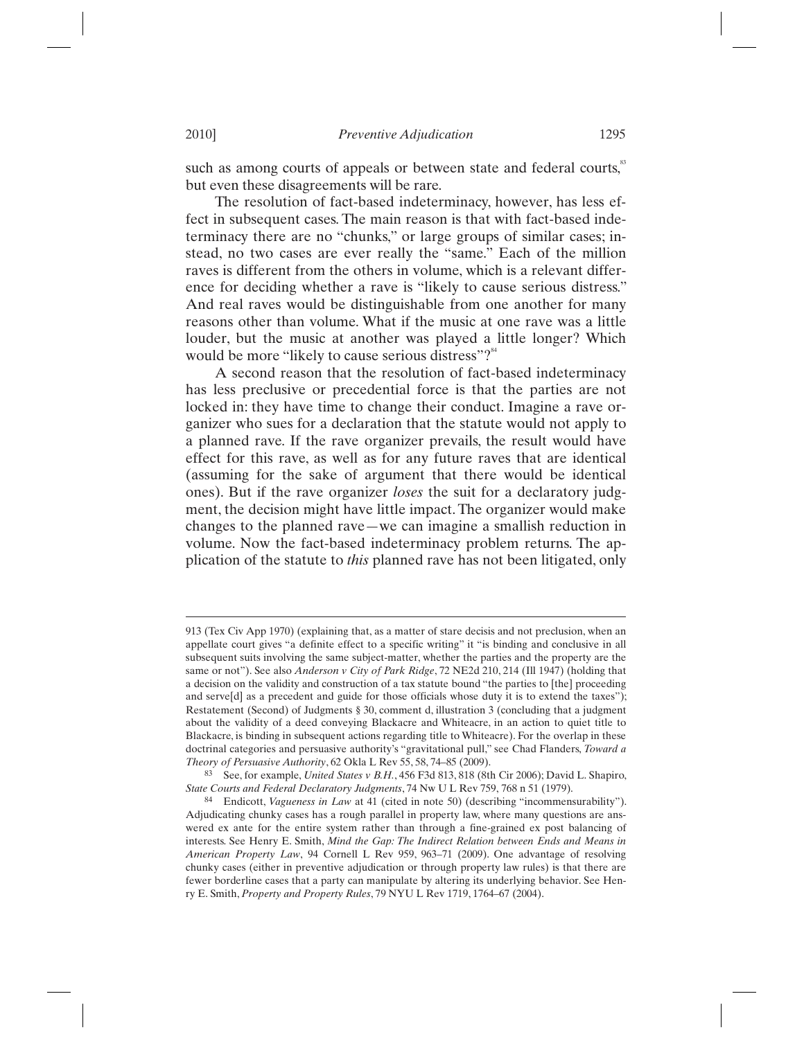such as among courts of appeals or between state and federal courts,[83] but even these disagreements will be rare.

The resolution of fact-based indeterminacy, however, has less effect in subsequent cases. The main reason is that with fact-based indeterminacy there are no "chunks," or large groups of similar cases; instead, no two cases are ever really the "same." Each of the million raves is different from the others in volume, which is a relevant difference for deciding whether a rave is "likely to cause serious distress." And real raves would be distinguishable from one another for many reasons other than volume. What if the music at one rave was a little louder, but the music at another was played a little longer? Which would be more "likely to cause serious distress"?[84]

A second reason that the resolution of fact-based indeterminacy has less preclusive or precedential force is that the parties are not locked in: they have time to change their conduct. Imagine a rave organizer who sues for a declaration that the statute would not apply to a planned rave. If the rave organizer prevails, the result would have effect for this rave, as well as for any future raves that are identical (assuming for the sake of argument that there would be identical ones). But if the rave organizer *loses* the suit for a declaratory judgment, the decision might have little impact. The organizer would make changes to the planned rave—we can imagine a smallish reduction in volume. Now the fact-based indeterminacy problem returns. The application of the statute to *this* planned rave has not been litigated, only

---

913 (Tex Civ App 1970) (explaining that, as a matter of stare decisis and not preclusion, when an appellate court gives "a definite effect to a specific writing" it "is binding and conclusive in all subsequent suits involving the same subject-matter, whether the parties and the property are the same or not"). See also *Anderson v City of Park Ridge*, 72 NE2d 210, 214 (Ill 1947) (holding that a decision on the validity and construction of a tax statute bound "the parties to [the] proceeding and serve[d] as a precedent and guide for those officials whose duty it is to extend the taxes"); Restatement (Second) of Judgments § 30, comment d, illustration 3 (concluding that a judgment about the validity of a deed conveying Blackacre and Whiteacre, in an action to quiet title to Blackacre, is binding in subsequent actions regarding title to Whiteacre). For the overlap in these doctrinal categories and persuasive authority's "gravitational pull," see Chad Flanders, *Toward a Theory of Persuasive Authority*, 62 Okla L Rev 55, 58, 74–85 (2009).

[83] See, for example, *United States v B.H.*, 456 F3d 813, 818 (8th Cir 2006); David L. Shapiro, *State Courts and Federal Declaratory Judgments*, 74 Nw U L Rev 759, 768 n 51 (1979).

[84] Endicott, *Vagueness in Law* at 41 (cited in note 50) (describing "incommensurability"). Adjudicating chunky cases has a rough parallel in property law, where many questions are answered ex ante for the entire system rather than through a fine-grained ex post balancing of interests. See Henry E. Smith, *Mind the Gap: The Indirect Relation between Ends and Means in American Property Law*, 94 Cornell L Rev 959, 963–71 (2009). One advantage of resolving chunky cases (either in preventive adjudication or through property law rules) is that there are fewer borderline cases that a party can manipulate by altering its underlying behavior. See Henry E. Smith, *Property and Property Rules*, 79 NYU L Rev 1719, 1764–67 (2004).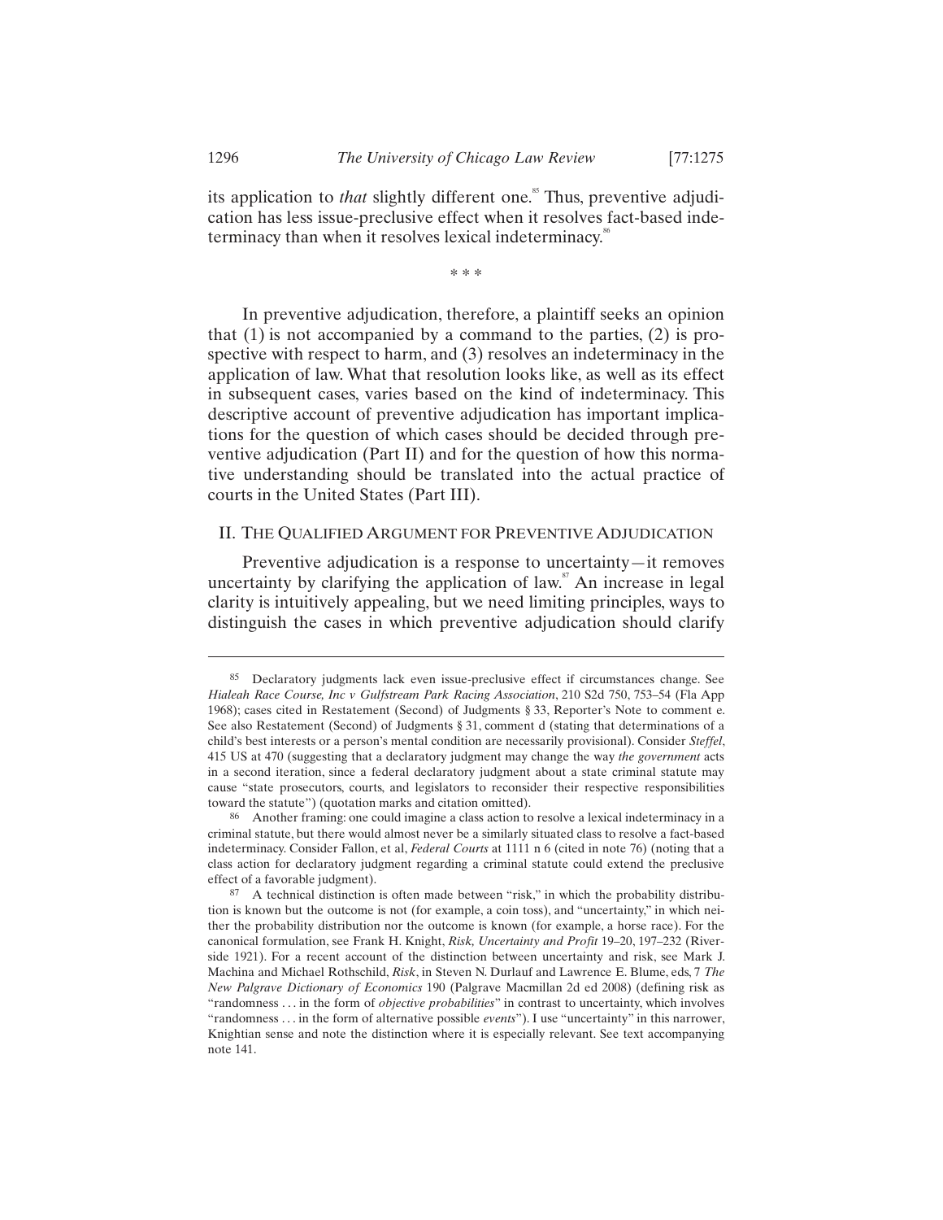its application to *that* slightly different one.[85] Thus, preventive adjudication has less issue-preclusive effect when it resolves fact-based indeterminacy than when it resolves lexical indeterminacy.[86]

\* \* \*

In preventive adjudication, therefore, a plaintiff seeks an opinion that (1) is not accompanied by a command to the parties, (2) is prospective with respect to harm, and (3) resolves an indeterminacy in the application of law. What that resolution looks like, as well as its effect in subsequent cases, varies based on the kind of indeterminacy. This descriptive account of preventive adjudication has important implications for the question of which cases should be decided through preventive adjudication (Part II) and for the question of how this normative understanding should be translated into the actual practice of courts in the United States (Part III).

## II. The Qualified Argument for Preventive Adjudication

Preventive adjudication is a response to uncertainty—it removes uncertainty by clarifying the application of law.[87] An increase in legal clarity is intuitively appealing, but we need limiting principles, ways to distinguish the cases in which preventive adjudication should clarify

---

85 Declaratory judgments lack even issue-preclusive effect if circumstances change. See *Hialeah Race Course, Inc v Gulfstream Park Racing Association*, 210 S2d 750, 753–54 (Fla App 1968); cases cited in Restatement (Second) of Judgments § 33, Reporter's Note to comment e. See also Restatement (Second) of Judgments § 31, comment d (stating that determinations of a child's best interests or a person's mental condition are necessarily provisional). Consider *Steffel*, 415 US at 470 (suggesting that a declaratory judgment may change the way *the government* acts in a second iteration, since a federal declaratory judgment about a state criminal statute may cause "state prosecutors, courts, and legislators to reconsider their respective responsibilities toward the statute") (quotation marks and citation omitted).

86 Another framing: one could imagine a class action to resolve a lexical indeterminacy in a criminal statute, but there would almost never be a similarly situated class to resolve a fact-based indeterminacy. Consider Fallon, et al, *Federal Courts* at 1111 n 6 (cited in note 76) (noting that a class action for declaratory judgment regarding a criminal statute could extend the preclusive effect of a favorable judgment).

87 A technical distinction is often made between "risk," in which the probability distribution is known but the outcome is not (for example, a coin toss), and "uncertainty," in which neither the probability distribution nor the outcome is known (for example, a horse race). For the canonical formulation, see Frank H. Knight, *Risk, Uncertainty and Profit* 19–20, 197–232 (Riverside 1921). For a recent account of the distinction between uncertainty and risk, see Mark J. Machina and Michael Rothschild, *Risk*, in Steven N. Durlauf and Lawrence E. Blume, eds, 7 *The New Palgrave Dictionary of Economics* 190 (Palgrave Macmillan 2d ed 2008) (defining risk as "randomness . . . in the form of *objective probabilities*" in contrast to uncertainty, which involves "randomness . . . in the form of alternative possible *events*"). I use "uncertainty" in this narrower, Knightian sense and note the distinction where it is especially relevant. See text accompanying note 141.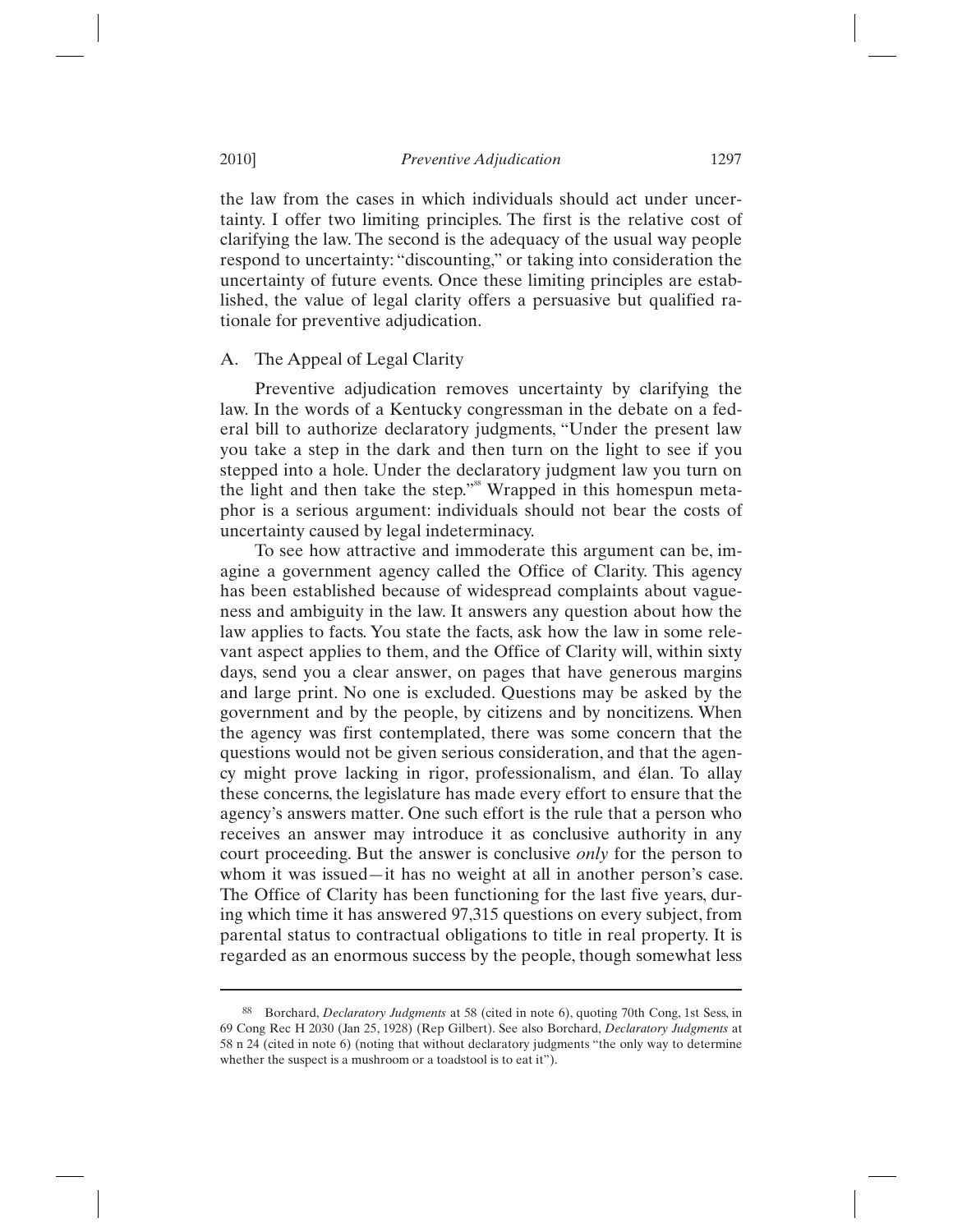the law from the cases in which individuals should act under uncertainty. I offer two limiting principles. The first is the relative cost of clarifying the law. The second is the adequacy of the usual way people respond to uncertainty: "discounting," or taking into consideration the uncertainty of future events. Once these limiting principles are established, the value of legal clarity offers a persuasive but qualified rationale for preventive adjudication.

## A. The Appeal of Legal Clarity

Preventive adjudication removes uncertainty by clarifying the law. In the words of a Kentucky congressman in the debate on a federal bill to authorize declaratory judgments, "Under the present law you take a step in the dark and then turn on the light to see if you stepped into a hole. Under the declaratory judgment law you turn on the light and then take the step."[88] Wrapped in this homespun metaphor is a serious argument: individuals should not bear the costs of uncertainty caused by legal indeterminacy.

To see how attractive and immoderate this argument can be, imagine a government agency called the Office of Clarity. This agency has been established because of widespread complaints about vagueness and ambiguity in the law. It answers any question about how the law applies to facts. You state the facts, ask how the law in some relevant aspect applies to them, and the Office of Clarity will, within sixty days, send you a clear answer, on pages that have generous margins and large print. No one is excluded. Questions may be asked by the government and by the people, by citizens and by noncitizens. When the agency was first contemplated, there was some concern that the questions would not be given serious consideration, and that the agency might prove lacking in rigor, professionalism, and élan. To allay these concerns, the legislature has made every effort to ensure that the agency's answers matter. One such effort is the rule that a person who receives an answer may introduce it as conclusive authority in any court proceeding. But the answer is conclusive *only* for the person to whom it was issued—it has no weight at all in another person's case. The Office of Clarity has been functioning for the last five years, during which time it has answered 97,315 questions on every subject, from parental status to contractual obligations to title in real property. It is regarded as an enormous success by the people, though somewhat less

---

[88] Borchard, *Declaratory Judgments* at 58 (cited in note 6), quoting 70th Cong, 1st Sess, in 69 Cong Rec H 2030 (Jan 25, 1928) (Rep Gilbert). See also Borchard, *Declaratory Judgments* at 58 n 24 (cited in note 6) (noting that without declaratory judgments "the only way to determine whether the suspect is a mushroom or a toadstool is to eat it").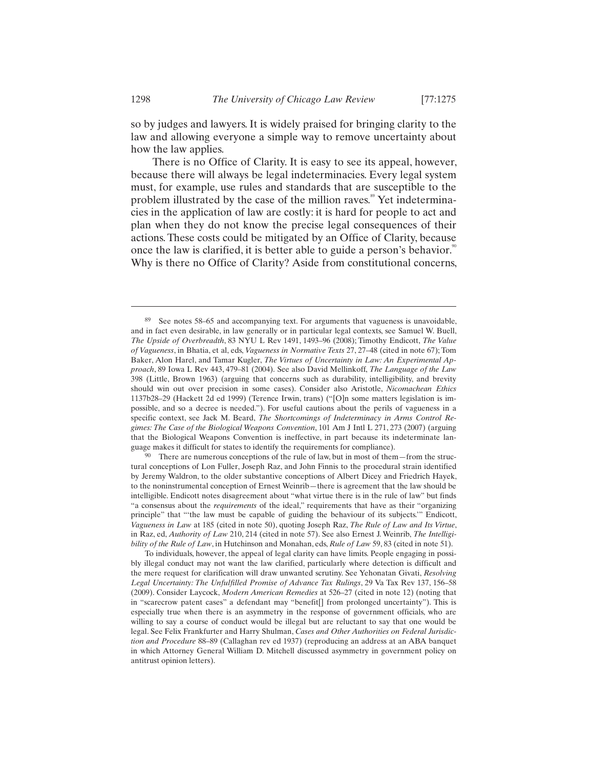so by judges and lawyers. It is widely praised for bringing clarity to the law and allowing everyone a simple way to remove uncertainty about how the law applies.

There is no Office of Clarity. It is easy to see its appeal, however, because there will always be legal indeterminacies. Every legal system must, for example, use rules and standards that are susceptible to the problem illustrated by the case of the million raves.[89] Yet indeterminacies in the application of law are costly: it is hard for people to act and plan when they do not know the precise legal consequences of their actions. These costs could be mitigated by an Office of Clarity, because once the law is clarified, it is better able to guide a person's behavior.[90] Why is there no Office of Clarity? Aside from constitutional concerns,

---

[89] See notes 58–65 and accompanying text. For arguments that vagueness is unavoidable, and in fact even desirable, in law generally or in particular legal contexts, see Samuel W. Buell, *The Upside of Overbreadth*, 83 NYU L Rev 1491, 1493–96 (2008); Timothy Endicott, *The Value of Vagueness*, in Bhatia, et al, eds, *Vagueness in Normative Texts* 27, 27–48 (cited in note 67); Tom Baker, Alon Harel, and Tamar Kugler, *The Virtues of Uncertainty in Law: An Experimental Approach*, 89 Iowa L Rev 443, 479–81 (2004). See also David Mellinkoff, *The Language of the Law* 398 (Little, Brown 1963) (arguing that concerns such as durability, intelligibility, and brevity should win out over precision in some cases). Consider also Aristotle, *Nicomachean Ethics* 1137b28–29 (Hackett 2d ed 1999) (Terence Irwin, trans) ("[O]n some matters legislation is impossible, and so a decree is needed."). For useful cautions about the perils of vagueness in a specific context, see Jack M. Beard, *The Shortcomings of Indeterminacy in Arms Control Regimes: The Case of the Biological Weapons Convention*, 101 Am J Intl L 271, 273 (2007) (arguing that the Biological Weapons Convention is ineffective, in part because its indeterminate language makes it difficult for states to identify the requirements for compliance).

[90] There are numerous conceptions of the rule of law, but in most of them—from the structural conceptions of Lon Fuller, Joseph Raz, and John Finnis to the procedural strain identified by Jeremy Waldron, to the older substantive conceptions of Albert Dicey and Friedrich Hayek, to the noninstrumental conception of Ernest Weinrib—there is agreement that the law should be intelligible. Endicott notes disagreement about "what virtue there is in the rule of law" but finds "a consensus about the *requirements* of the ideal," requirements that have as their "organizing principle" that "'the law must be capable of guiding the behaviour of its subjects.'" Endicott, *Vagueness in Law* at 185 (cited in note 50), quoting Joseph Raz, *The Rule of Law and Its Virtue*, in Raz, ed, *Authority of Law* 210, 214 (cited in note 57). See also Ernest J. Weinrib, *The Intelligibility of the Rule of Law*, in Hutchinson and Monahan, eds, *Rule of Law* 59, 83 (cited in note 51).

To individuals, however, the appeal of legal clarity can have limits. People engaging in possibly illegal conduct may not want the law clarified, particularly where detection is difficult and the mere request for clarification will draw unwanted scrutiny. See Yehonatan Givati, *Resolving Legal Uncertainty: The Unfulfilled Promise of Advance Tax Rulings*, 29 Va Tax Rev 137, 156–58 (2009). Consider Laycock, *Modern American Remedies* at 526–27 (cited in note 12) (noting that in "scarecrow patent cases" a defendant may "benefit[] from prolonged uncertainty"). This is especially true when there is an asymmetry in the response of government officials, who are willing to say a course of conduct would be illegal but are reluctant to say that one would be legal. See Felix Frankfurter and Harry Shulman, *Cases and Other Authorities on Federal Jurisdiction and Procedure* 88–89 (Callaghan rev ed 1937) (reproducing an address at an ABA banquet in which Attorney General William D. Mitchell discussed asymmetry in government policy on antitrust opinion letters).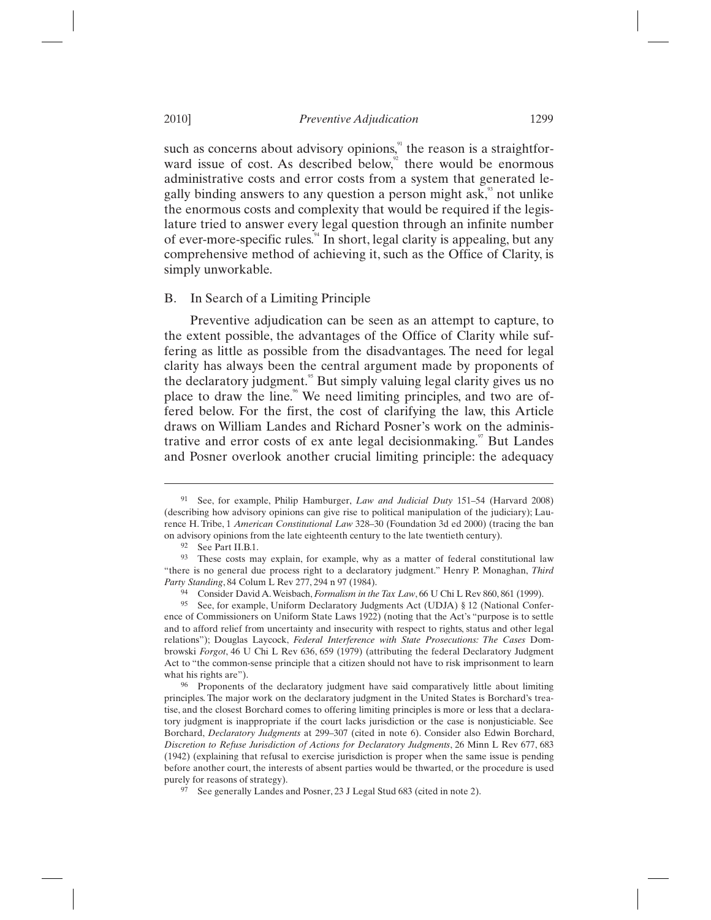such as concerns about advisory opinions,[91] the reason is a straightforward issue of cost. As described below,[92] there would be enormous administrative costs and error costs from a system that generated legally binding answers to any question a person might ask,[93] not unlike the enormous costs and complexity that would be required if the legislature tried to answer every legal question through an infinite number of ever-more-specific rules.[94] In short, legal clarity is appealing, but any comprehensive method of achieving it, such as the Office of Clarity, is simply unworkable.

## B. In Search of a Limiting Principle

Preventive adjudication can be seen as an attempt to capture, to the extent possible, the advantages of the Office of Clarity while suffering as little as possible from the disadvantages. The need for legal clarity has always been the central argument made by proponents of the declaratory judgment.[95] But simply valuing legal clarity gives us no place to draw the line.[96] We need limiting principles, and two are offered below. For the first, the cost of clarifying the law, this Article draws on William Landes and Richard Posner's work on the administrative and error costs of ex ante legal decisionmaking.[97] But Landes and Posner overlook another crucial limiting principle: the adequacy

---

[91] See, for example, Philip Hamburger, *Law and Judicial Duty* 151–54 (Harvard 2008) (describing how advisory opinions can give rise to political manipulation of the judiciary); Laurence H. Tribe, 1 *American Constitutional Law* 328–30 (Foundation 3d ed 2000) (tracing the ban on advisory opinions from the late eighteenth century to the late twentieth century).

[92] See Part II.B.1.

[93] These costs may explain, for example, why as a matter of federal constitutional law "there is no general due process right to a declaratory judgment." Henry P. Monaghan, *Third Party Standing*, 84 Colum L Rev 277, 294 n 97 (1984).

[94] Consider David A. Weisbach, *Formalism in the Tax Law*, 66 U Chi L Rev 860, 861 (1999).

[95] See, for example, Uniform Declaratory Judgments Act (UDJA) § 12 (National Conference of Commissioners on Uniform State Laws 1922) (noting that the Act's "purpose is to settle and to afford relief from uncertainty and insecurity with respect to rights, status and other legal relations"); Douglas Laycock, *Federal Interference with State Prosecutions: The Cases* Dombrowski *Forgot*, 46 U Chi L Rev 636, 659 (1979) (attributing the federal Declaratory Judgment Act to "the common-sense principle that a citizen should not have to risk imprisonment to learn what his rights are").

[96] Proponents of the declaratory judgment have said comparatively little about limiting principles. The major work on the declaratory judgment in the United States is Borchard's treatise, and the closest Borchard comes to offering limiting principles is more or less that a declaratory judgment is inappropriate if the court lacks jurisdiction or the case is nonjusticiable. See Borchard, *Declaratory Judgments* at 299–307 (cited in note 6). Consider also Edwin Borchard, *Discretion to Refuse Jurisdiction of Actions for Declaratory Judgments*, 26 Minn L Rev 677, 683 (1942) (explaining that refusal to exercise jurisdiction is proper when the same issue is pending before another court, the interests of absent parties would be thwarted, or the procedure is used purely for reasons of strategy).

[97] See generally Landes and Posner, 23 J Legal Stud 683 (cited in note 2).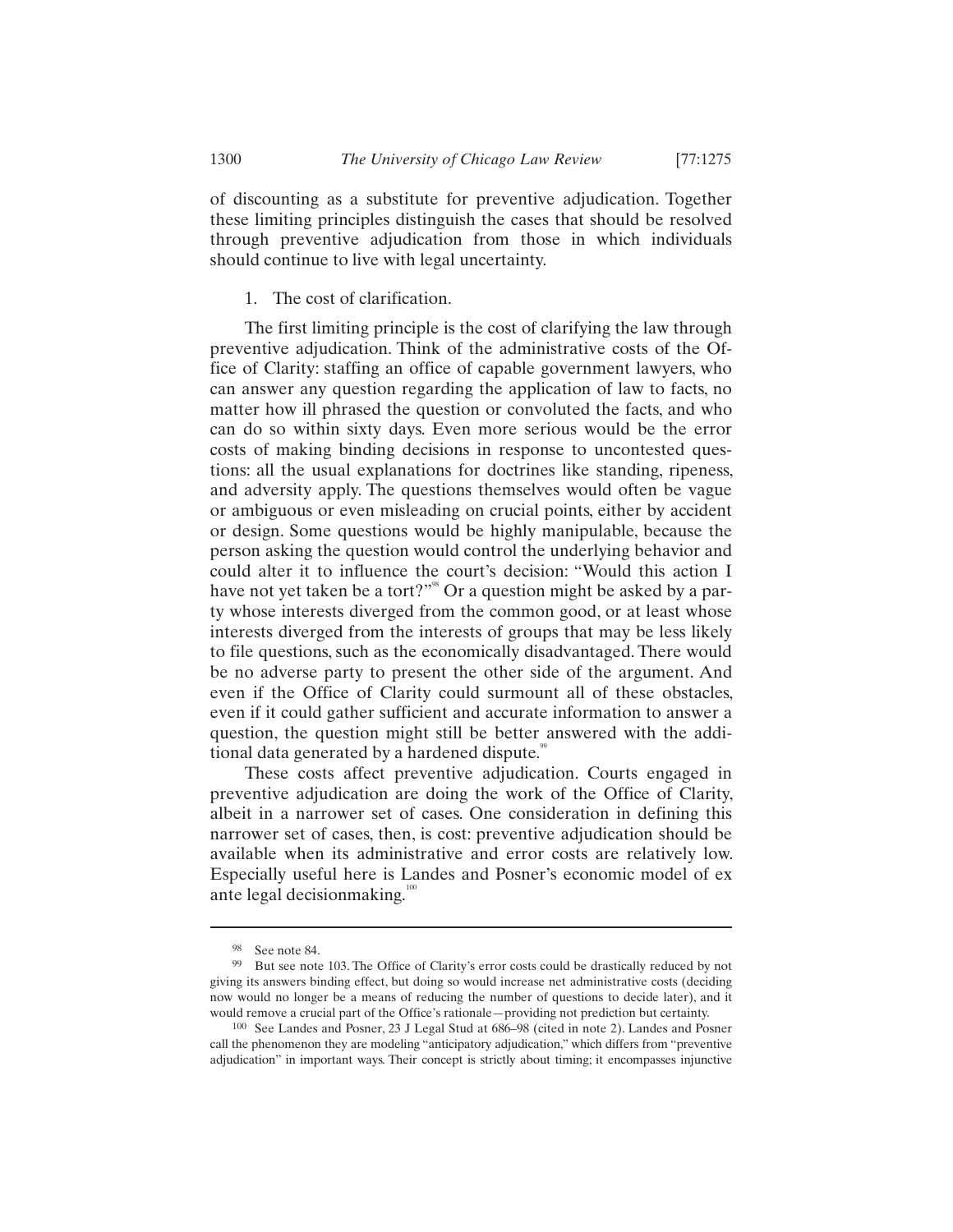of discounting as a substitute for preventive adjudication. Together these limiting principles distinguish the cases that should be resolved through preventive adjudication from those in which individuals should continue to live with legal uncertainty.

### 1. The cost of clarification.

The first limiting principle is the cost of clarifying the law through preventive adjudication. Think of the administrative costs of the Office of Clarity: staffing an office of capable government lawyers, who can answer any question regarding the application of law to facts, no matter how ill phrased the question or convoluted the facts, and who can do so within sixty days. Even more serious would be the error costs of making binding decisions in response to uncontested questions: all the usual explanations for doctrines like standing, ripeness, and adversity apply. The questions themselves would often be vague or ambiguous or even misleading on crucial points, either by accident or design. Some questions would be highly manipulable, because the person asking the question would control the underlying behavior and could alter it to influence the court's decision: "Would this action I have not yet taken be a tort?"[98] Or a question might be asked by a party whose interests diverged from the common good, or at least whose interests diverged from the interests of groups that may be less likely to file questions, such as the economically disadvantaged. There would be no adverse party to present the other side of the argument. And even if the Office of Clarity could surmount all of these obstacles, even if it could gather sufficient and accurate information to answer a question, the question might still be better answered with the additional data generated by a hardened dispute.[99]

These costs affect preventive adjudication. Courts engaged in preventive adjudication are doing the work of the Office of Clarity, albeit in a narrower set of cases. One consideration in defining this narrower set of cases, then, is cost: preventive adjudication should be available when its administrative and error costs are relatively low. Especially useful here is Landes and Posner's economic model of ex ante legal decisionmaking.[100]

---

[98] See note 84.

[99] But see note 103. The Office of Clarity's error costs could be drastically reduced by not giving its answers binding effect, but doing so would increase net administrative costs (deciding now would no longer be a means of reducing the number of questions to decide later), and it would remove a crucial part of the Office's rationale—providing not prediction but certainty.

[100] See Landes and Posner, 23 J Legal Stud at 686–98 (cited in note 2). Landes and Posner call the phenomenon they are modeling "anticipatory adjudication," which differs from "preventive adjudication" in important ways. Their concept is strictly about timing; it encompasses injunctive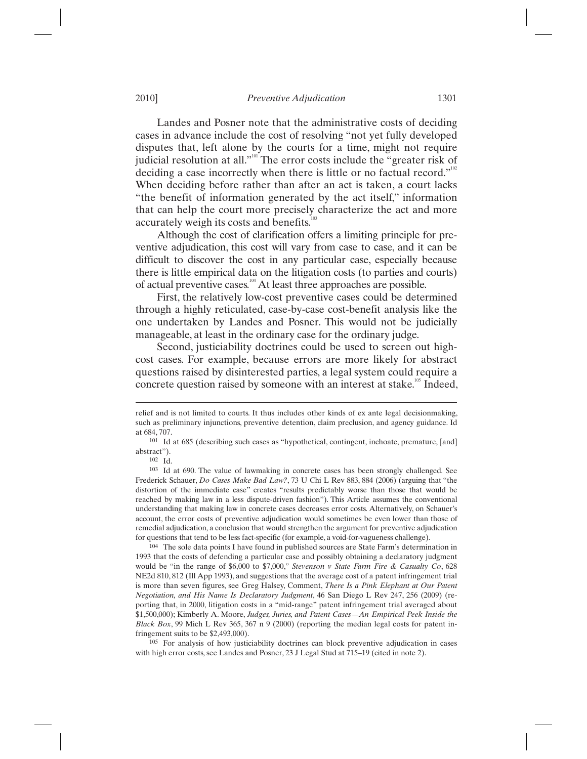Landes and Posner note that the administrative costs of deciding cases in advance include the cost of resolving "not yet fully developed disputes that, left alone by the courts for a time, might not require judicial resolution at all."[101] The error costs include the "greater risk of deciding a case incorrectly when there is little or no factual record."[102] When deciding before rather than after an act is taken, a court lacks "the benefit of information generated by the act itself," information that can help the court more precisely characterize the act and more accurately weigh its costs and benefits.[103]

Although the cost of clarification offers a limiting principle for preventive adjudication, this cost will vary from case to case, and it can be difficult to discover the cost in any particular case, especially because there is little empirical data on the litigation costs (to parties and courts) of actual preventive cases.[104] At least three approaches are possible.

First, the relatively low-cost preventive cases could be determined through a highly reticulated, case-by-case cost-benefit analysis like the one undertaken by Landes and Posner. This would not be judicially manageable, at least in the ordinary case for the ordinary judge.

Second, justiciability doctrines could be used to screen out high-cost cases. For example, because errors are more likely for abstract questions raised by disinterested parties, a legal system could require a concrete question raised by someone with an interest at stake.[105] Indeed,

---

relief and is not limited to courts. It thus includes other kinds of ex ante legal decisionmaking, such as preliminary injunctions, preventive detention, claim preclusion, and agency guidance. Id at 684, 707.

[101] Id at 685 (describing such cases as "hypothetical, contingent, inchoate, premature, [and] abstract").

[102] Id.

[103] Id at 690. The value of lawmaking in concrete cases has been strongly challenged. See Frederick Schauer, *Do Cases Make Bad Law?*, 73 U Chi L Rev 883, 884 (2006) (arguing that "the distortion of the immediate case" creates "results predictably worse than those that would be reached by making law in a less dispute-driven fashion"). This Article assumes the conventional understanding that making law in concrete cases decreases error costs. Alternatively, on Schauer's account, the error costs of preventive adjudication would sometimes be even lower than those of remedial adjudication, a conclusion that would strengthen the argument for preventive adjudication for questions that tend to be less fact-specific (for example, a void-for-vagueness challenge).

[104] The sole data points I have found in published sources are State Farm's determination in 1993 that the costs of defending a particular case and possibly obtaining a declaratory judgment would be "in the range of $6,000 to $7,000," *Stevenson v State Farm Fire & Casualty Co*, 628 NE2d 810, 812 (Ill App 1993), and suggestions that the average cost of a patent infringement trial is more than seven figures, see Greg Halsey, Comment, *There Is a Pink Elephant at Our Patent Negotiation, and His Name Is Declaratory Judgment*, 46 San Diego L Rev 247, 256 (2009) (reporting that, in 2000, litigation costs in a "mid-range" patent infringement trial averaged about $1,500,000); Kimberly A. Moore, *Judges, Juries, and Patent Cases—An Empirical Peek Inside the Black Box*, 99 Mich L Rev 365, 367 n 9 (2000) (reporting the median legal costs for patent infringement suits to be $2,493,000).

[105] For analysis of how justiciability doctrines can block preventive adjudication in cases with high error costs, see Landes and Posner, 23 J Legal Stud at 715–19 (cited in note 2).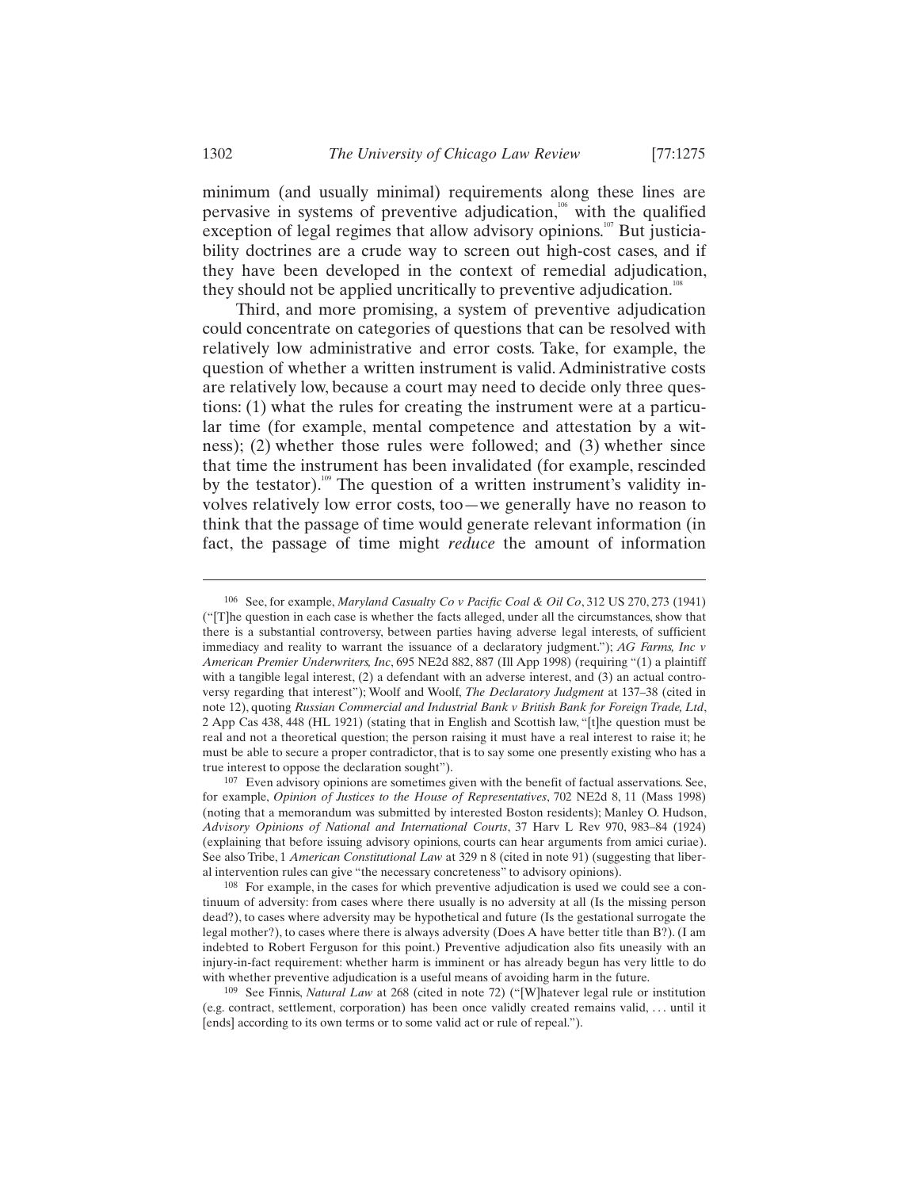minimum (and usually minimal) requirements along these lines are pervasive in systems of preventive adjudication,[106] with the qualified exception of legal regimes that allow advisory opinions.[107] But justiciability doctrines are a crude way to screen out high-cost cases, and if they have been developed in the context of remedial adjudication, they should not be applied uncritically to preventive adjudication.[108]

Third, and more promising, a system of preventive adjudication could concentrate on categories of questions that can be resolved with relatively low administrative and error costs. Take, for example, the question of whether a written instrument is valid. Administrative costs are relatively low, because a court may need to decide only three questions: (1) what the rules for creating the instrument were at a particular time (for example, mental competence and attestation by a witness); (2) whether those rules were followed; and (3) whether since that time the instrument has been invalidated (for example, rescinded by the testator).[109] The question of a written instrument's validity involves relatively low error costs, too—we generally have no reason to think that the passage of time would generate relevant information (in fact, the passage of time might *reduce* the amount of information

---

106 See, for example, *Maryland Casualty Co v Pacific Coal & Oil Co*, 312 US 270, 273 (1941) ("[T]he question in each case is whether the facts alleged, under all the circumstances, show that there is a substantial controversy, between parties having adverse legal interests, of sufficient immediacy and reality to warrant the issuance of a declaratory judgment."); *AG Farms, Inc v American Premier Underwriters, Inc*, 695 NE2d 882, 887 (Ill App 1998) (requiring "(1) a plaintiff with a tangible legal interest, (2) a defendant with an adverse interest, and (3) an actual controversy regarding that interest"); Woolf and Woolf, *The Declaratory Judgment* at 137–38 (cited in note 12), quoting *Russian Commercial and Industrial Bank v British Bank for Foreign Trade, Ltd*, 2 App Cas 438, 448 (HL 1921) (stating that in English and Scottish law, "[t]he question must be real and not a theoretical question; the person raising it must have a real interest to raise it; he must be able to secure a proper contradictor, that is to say some one presently existing who has a true interest to oppose the declaration sought").

107 Even advisory opinions are sometimes given with the benefit of factual asservations. See, for example, *Opinion of Justices to the House of Representatives*, 702 NE2d 8, 11 (Mass 1998) (noting that a memorandum was submitted by interested Boston residents); Manley O. Hudson, *Advisory Opinions of National and International Courts*, 37 Harv L Rev 970, 983–84 (1924) (explaining that before issuing advisory opinions, courts can hear arguments from amici curiae). See also Tribe, 1 *American Constitutional Law* at 329 n 8 (cited in note 91) (suggesting that liberal intervention rules can give "the necessary concreteness" to advisory opinions).

108 For example, in the cases for which preventive adjudication is used we could see a continuum of adversity: from cases where there usually is no adversity at all (Is the missing person dead?), to cases where adversity may be hypothetical and future (Is the gestational surrogate the legal mother?), to cases where there is always adversity (Does A have better title than B?). (I am indebted to Robert Ferguson for this point.) Preventive adjudication also fits uneasily with an injury-in-fact requirement: whether harm is imminent or has already begun has very little to do with whether preventive adjudication is a useful means of avoiding harm in the future.

109 See Finnis, *Natural Law* at 268 (cited in note 72) ("[W]hatever legal rule or institution (e.g. contract, settlement, corporation) has been once validly created remains valid, . . . until it [ends] according to its own terms or to some valid act or rule of repeal.").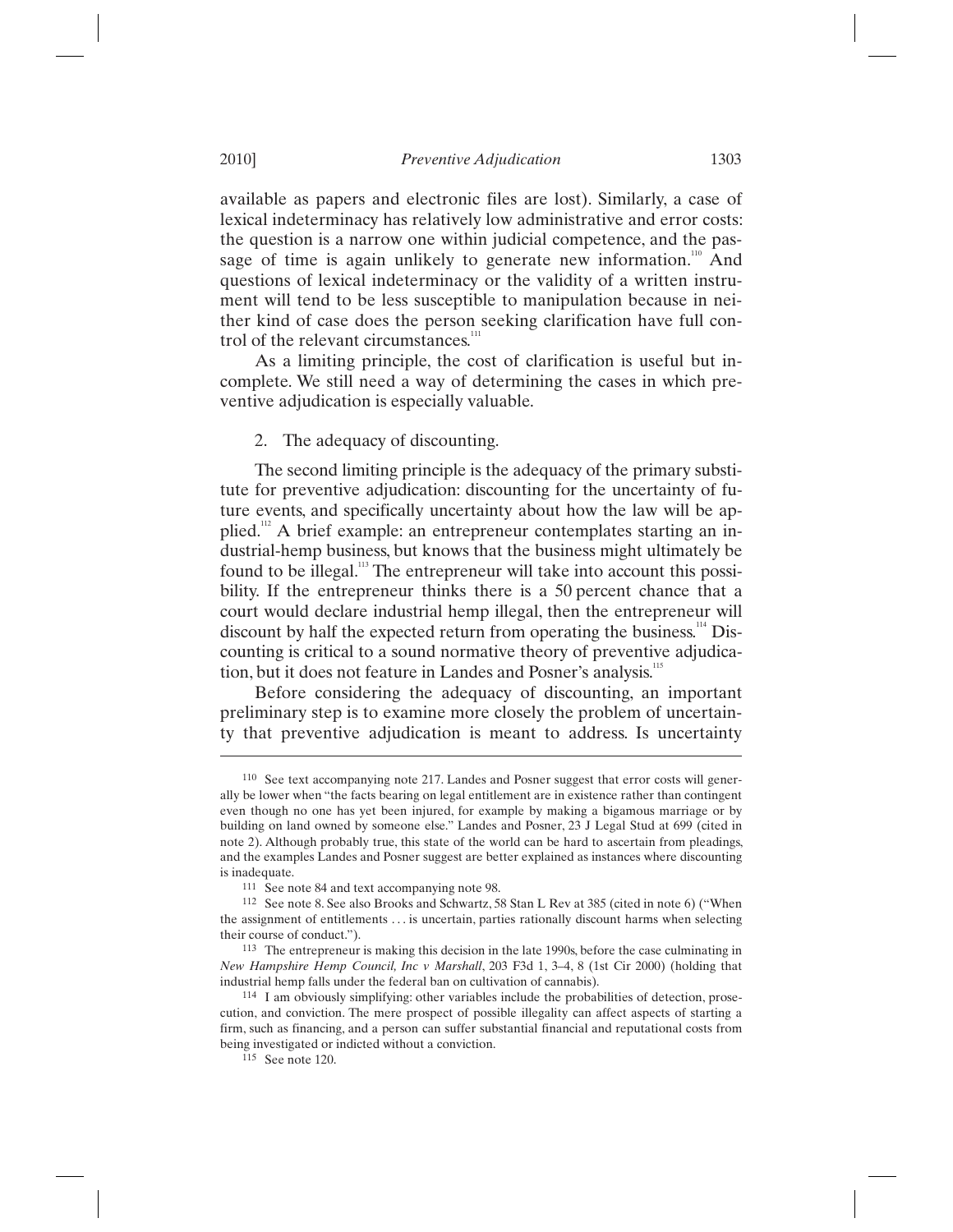available as papers and electronic files are lost). Similarly, a case of lexical indeterminacy has relatively low administrative and error costs: the question is a narrow one within judicial competence, and the passage of time is again unlikely to generate new information.[110] And questions of lexical indeterminacy or the validity of a written instrument will tend to be less susceptible to manipulation because in neither kind of case does the person seeking clarification have full control of the relevant circumstances.[111]

As a limiting principle, the cost of clarification is useful but incomplete. We still need a way of determining the cases in which preventive adjudication is especially valuable.

2. The adequacy of discounting.

The second limiting principle is the adequacy of the primary substitute for preventive adjudication: discounting for the uncertainty of future events, and specifically uncertainty about how the law will be applied.[112] A brief example: an entrepreneur contemplates starting an industrial-hemp business, but knows that the business might ultimately be found to be illegal.[113] The entrepreneur will take into account this possibility. If the entrepreneur thinks there is a 50 percent chance that a court would declare industrial hemp illegal, then the entrepreneur will discount by half the expected return from operating the business.[114] Discounting is critical to a sound normative theory of preventive adjudication, but it does not feature in Landes and Posner's analysis.[115]

Before considering the adequacy of discounting, an important preliminary step is to examine more closely the problem of uncertainty that preventive adjudication is meant to address. Is uncertainty

---

110 See text accompanying note 217. Landes and Posner suggest that error costs will generally be lower when "the facts bearing on legal entitlement are in existence rather than contingent even though no one has yet been injured, for example by making a bigamous marriage or by building on land owned by someone else." Landes and Posner, 23 J Legal Stud at 699 (cited in note 2). Although probably true, this state of the world can be hard to ascertain from pleadings, and the examples Landes and Posner suggest are better explained as instances where discounting is inadequate.

111 See note 84 and text accompanying note 98.

112 See note 8. See also Brooks and Schwartz, 58 Stan L Rev at 385 (cited in note 6) ("When the assignment of entitlements . . . is uncertain, parties rationally discount harms when selecting their course of conduct.").

113 The entrepreneur is making this decision in the late 1990s, before the case culminating in *New Hampshire Hemp Council, Inc v Marshall*, 203 F3d 1, 3–4, 8 (1st Cir 2000) (holding that industrial hemp falls under the federal ban on cultivation of cannabis).

114 I am obviously simplifying: other variables include the probabilities of detection, prosecution, and conviction. The mere prospect of possible illegality can affect aspects of starting a firm, such as financing, and a person can suffer substantial financial and reputational costs from being investigated or indicted without a conviction.

115 See note 120.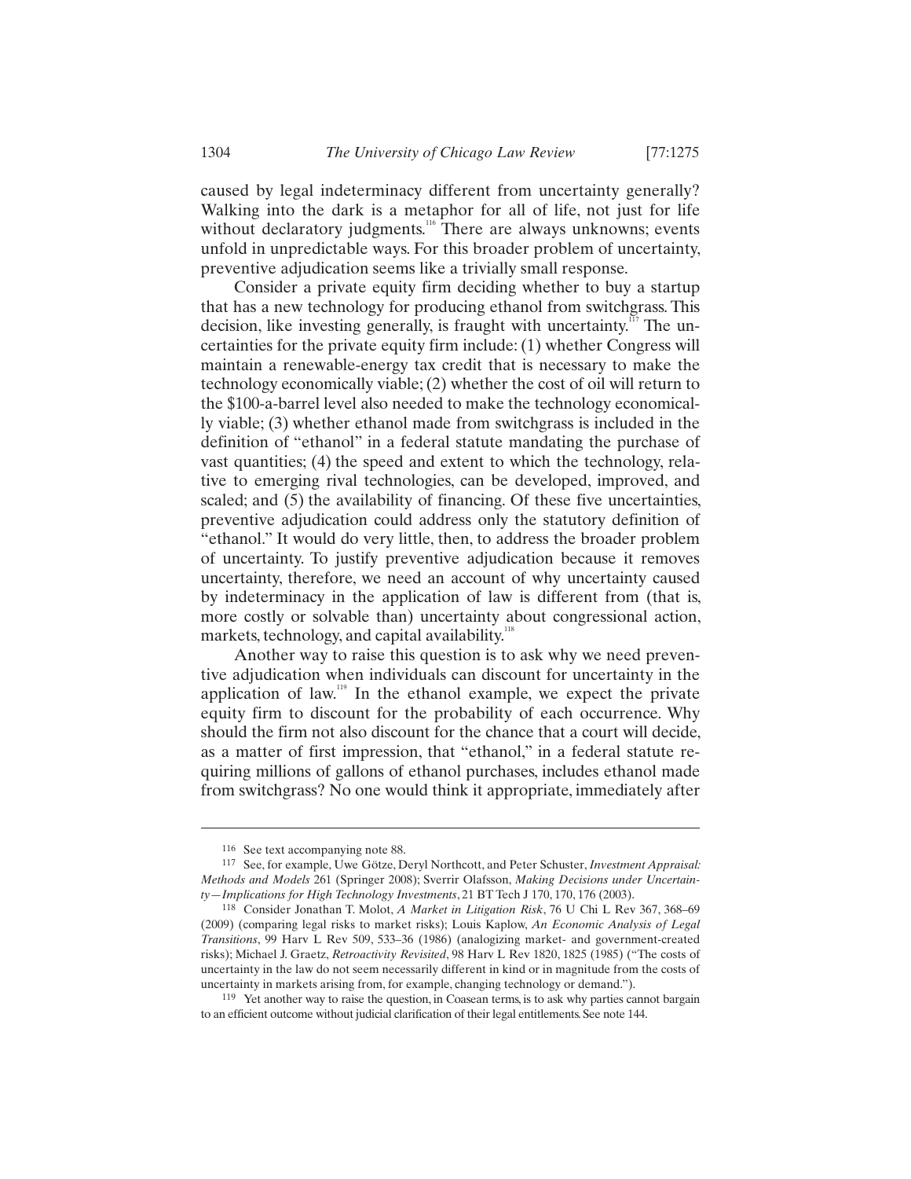caused by legal indeterminacy different from uncertainty generally? Walking into the dark is a metaphor for all of life, not just for life without declaratory judgments.[116] There are always unknowns; events unfold in unpredictable ways. For this broader problem of uncertainty, preventive adjudication seems like a trivially small response.

Consider a private equity firm deciding whether to buy a startup that has a new technology for producing ethanol from switchgrass. This decision, like investing generally, is fraught with uncertainty.[117] The uncertainties for the private equity firm include: (1) whether Congress will maintain a renewable-energy tax credit that is necessary to make the technology economically viable; (2) whether the cost of oil will return to the \$100-a-barrel level also needed to make the technology economically viable; (3) whether ethanol made from switchgrass is included in the definition of "ethanol" in a federal statute mandating the purchase of vast quantities; (4) the speed and extent to which the technology, relative to emerging rival technologies, can be developed, improved, and scaled; and (5) the availability of financing. Of these five uncertainties, preventive adjudication could address only the statutory definition of "ethanol." It would do very little, then, to address the broader problem of uncertainty. To justify preventive adjudication because it removes uncertainty, therefore, we need an account of why uncertainty caused by indeterminacy in the application of law is different from (that is, more costly or solvable than) uncertainty about congressional action, markets, technology, and capital availability.[118]

Another way to raise this question is to ask why we need preventive adjudication when individuals can discount for uncertainty in the application of law.[119] In the ethanol example, we expect the private equity firm to discount for the probability of each occurrence. Why should the firm not also discount for the chance that a court will decide, as a matter of first impression, that "ethanol," in a federal statute requiring millions of gallons of ethanol purchases, includes ethanol made from switchgrass? No one would think it appropriate, immediately after

---

116 See text accompanying note 88.

117 See, for example, Uwe Götze, Deryl Northcott, and Peter Schuster, *Investment Appraisal: Methods and Models* 261 (Springer 2008); Sverrir Olafsson, *Making Decisions under Uncertainty—Implications for High Technology Investments*, 21 BT Tech J 170, 170, 176 (2003).

118 Consider Jonathan T. Molot, *A Market in Litigation Risk*, 76 U Chi L Rev 367, 368–69 (2009) (comparing legal risks to market risks); Louis Kaplow, *An Economic Analysis of Legal Transitions*, 99 Harv L Rev 509, 533–36 (1986) (analogizing market- and government-created risks); Michael J. Graetz, *Retroactivity Revisited*, 98 Harv L Rev 1820, 1825 (1985) ("The costs of uncertainty in the law do not seem necessarily different in kind or in magnitude from the costs of uncertainty in markets arising from, for example, changing technology or demand.").

119 Yet another way to raise the question, in Coasean terms, is to ask why parties cannot bargain to an efficient outcome without judicial clarification of their legal entitlements. See note 144.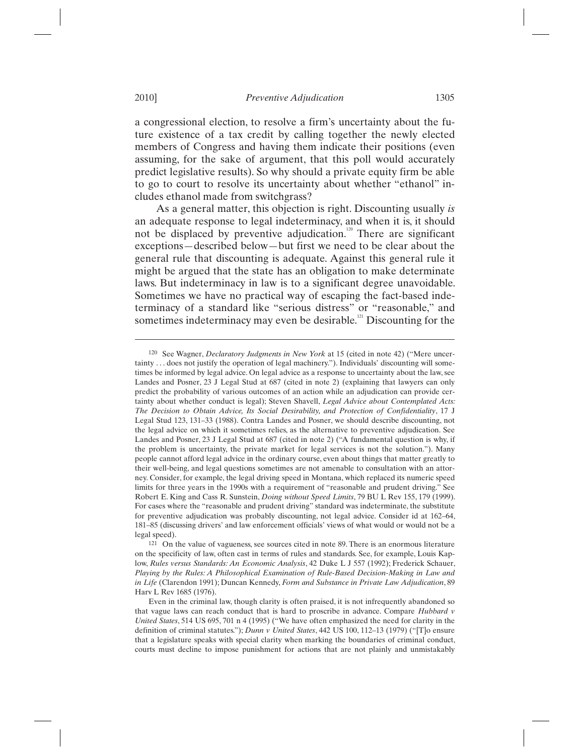a congressional election, to resolve a firm's uncertainty about the future existence of a tax credit by calling together the newly elected members of Congress and having them indicate their positions (even assuming, for the sake of argument, that this poll would accurately predict legislative results). So why should a private equity firm be able to go to court to resolve its uncertainty about whether "ethanol" includes ethanol made from switchgrass?

As a general matter, this objection is right. Discounting usually *is* an adequate response to legal indeterminacy, and when it is, it should not be displaced by preventive adjudication.[120] There are significant exceptions—described below—but first we need to be clear about the general rule that discounting is adequate. Against this general rule it might be argued that the state has an obligation to make determinate laws. But indeterminacy in law is to a significant degree unavoidable. Sometimes we have no practical way of escaping the fact-based indeterminacy of a standard like "serious distress" or "reasonable," and sometimes indeterminacy may even be desirable.[121] Discounting for the

---

120 See Wagner, *Declaratory Judgments in New York* at 15 (cited in note 42) ("Mere uncertainty . . . does not justify the operation of legal machinery."). Individuals' discounting will sometimes be informed by legal advice. On legal advice as a response to uncertainty about the law, see Landes and Posner, 23 J Legal Stud at 687 (cited in note 2) (explaining that lawyers can only predict the probability of various outcomes of an action while an adjudication can provide certainty about whether conduct is legal); Steven Shavell, *Legal Advice about Contemplated Acts: The Decision to Obtain Advice, Its Social Desirability, and Protection of Confidentiality*, 17 J Legal Stud 123, 131–33 (1988). Contra Landes and Posner, we should describe discounting, not the legal advice on which it sometimes relies, as the alternative to preventive adjudication. See Landes and Posner, 23 J Legal Stud at 687 (cited in note 2) ("A fundamental question is why, if the problem is uncertainty, the private market for legal services is not the solution."). Many people cannot afford legal advice in the ordinary course, even about things that matter greatly to their well-being, and legal questions sometimes are not amenable to consultation with an attorney. Consider, for example, the legal driving speed in Montana, which replaced its numeric speed limits for three years in the 1990s with a requirement of "reasonable and prudent driving." See Robert E. King and Cass R. Sunstein, *Doing without Speed Limits*, 79 BU L Rev 155, 179 (1999). For cases where the "reasonable and prudent driving" standard was indeterminate, the substitute for preventive adjudication was probably discounting, not legal advice. Consider id at 162–64, 181–85 (discussing drivers' and law enforcement officials' views of what would or would not be a legal speed).

121 On the value of vagueness, see sources cited in note 89. There is an enormous literature on the specificity of law, often cast in terms of rules and standards. See, for example, Louis Kaplow, *Rules versus Standards: An Economic Analysis*, 42 Duke L J 557 (1992); Frederick Schauer, *Playing by the Rules: A Philosophical Examination of Rule-Based Decision-Making in Law and in Life* (Clarendon 1991); Duncan Kennedy, *Form and Substance in Private Law Adjudication*, 89 Harv L Rev 1685 (1976).

Even in the criminal law, though clarity is often praised, it is not infrequently abandoned so that vague laws can reach conduct that is hard to proscribe in advance. Compare *Hubbard v United States*, 514 US 695, 701 n 4 (1995) ("We have often emphasized the need for clarity in the definition of criminal statutes."); *Dunn v United States*, 442 US 100, 112–13 (1979) ("[T]o ensure that a legislature speaks with special clarity when marking the boundaries of criminal conduct, courts must decline to impose punishment for actions that are not plainly and unmistakably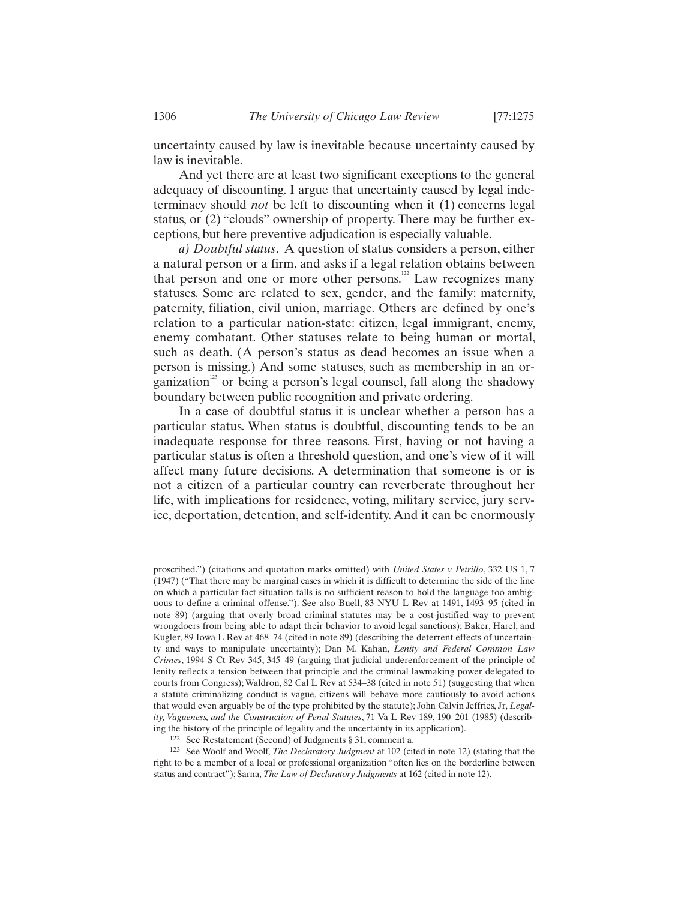uncertainty caused by law is inevitable because uncertainty caused by law is inevitable.

And yet there are at least two significant exceptions to the general adequacy of discounting. I argue that uncertainty caused by legal indeterminacy should *not* be left to discounting when it (1) concerns legal status, or (2) "clouds" ownership of property. There may be further exceptions, but here preventive adjudication is especially valuable.

*a) Doubtful status*. A question of status considers a person, either a natural person or a firm, and asks if a legal relation obtains between that person and one or more other persons.[122] Law recognizes many statuses. Some are related to sex, gender, and the family: maternity, paternity, filiation, civil union, marriage. Others are defined by one's relation to a particular nation-state: citizen, legal immigrant, enemy, enemy combatant. Other statuses relate to being human or mortal, such as death. (A person's status as dead becomes an issue when a person is missing.) And some statuses, such as membership in an organization[123] or being a person's legal counsel, fall along the shadowy boundary between public recognition and private ordering.

In a case of doubtful status it is unclear whether a person has a particular status. When status is doubtful, discounting tends to be an inadequate response for three reasons. First, having or not having a particular status is often a threshold question, and one's view of it will affect many future decisions. A determination that someone is or is not a citizen of a particular country can reverberate throughout her life, with implications for residence, voting, military service, jury service, deportation, detention, and self-identity. And it can be enormously

---

proscribed.") (citations and quotation marks omitted) with *United States v Petrillo*, 332 US 1, 7 (1947) ("That there may be marginal cases in which it is difficult to determine the side of the line on which a particular fact situation falls is no sufficient reason to hold the language too ambiguous to define a criminal offense."). See also Buell, 83 NYU L Rev at 1491, 1493–95 (cited in note 89) (arguing that overly broad criminal statutes may be a cost-justified way to prevent wrongdoers from being able to adapt their behavior to avoid legal sanctions); Baker, Harel, and Kugler, 89 Iowa L Rev at 468–74 (cited in note 89) (describing the deterrent effects of uncertainty and ways to manipulate uncertainty); Dan M. Kahan, *Lenity and Federal Common Law Crimes*, 1994 S Ct Rev 345, 345–49 (arguing that judicial underenforcement of the principle of lenity reflects a tension between that principle and the criminal lawmaking power delegated to courts from Congress); Waldron, 82 Cal L Rev at 534–38 (cited in note 51) (suggesting that when a statute criminalizing conduct is vague, citizens will behave more cautiously to avoid actions that would even arguably be of the type prohibited by the statute); John Calvin Jeffries, Jr, *Legality, Vagueness, and the Construction of Penal Statutes*, 71 Va L Rev 189, 190–201 (1985) (describing the history of the principle of legality and the uncertainty in its application).

[122] See Restatement (Second) of Judgments § 31, comment a.

[123] See Woolf and Woolf, *The Declaratory Judgment* at 102 (cited in note 12) (stating that the right to be a member of a local or professional organization "often lies on the borderline between status and contract"); Sarna, *The Law of Declaratory Judgments* at 162 (cited in note 12).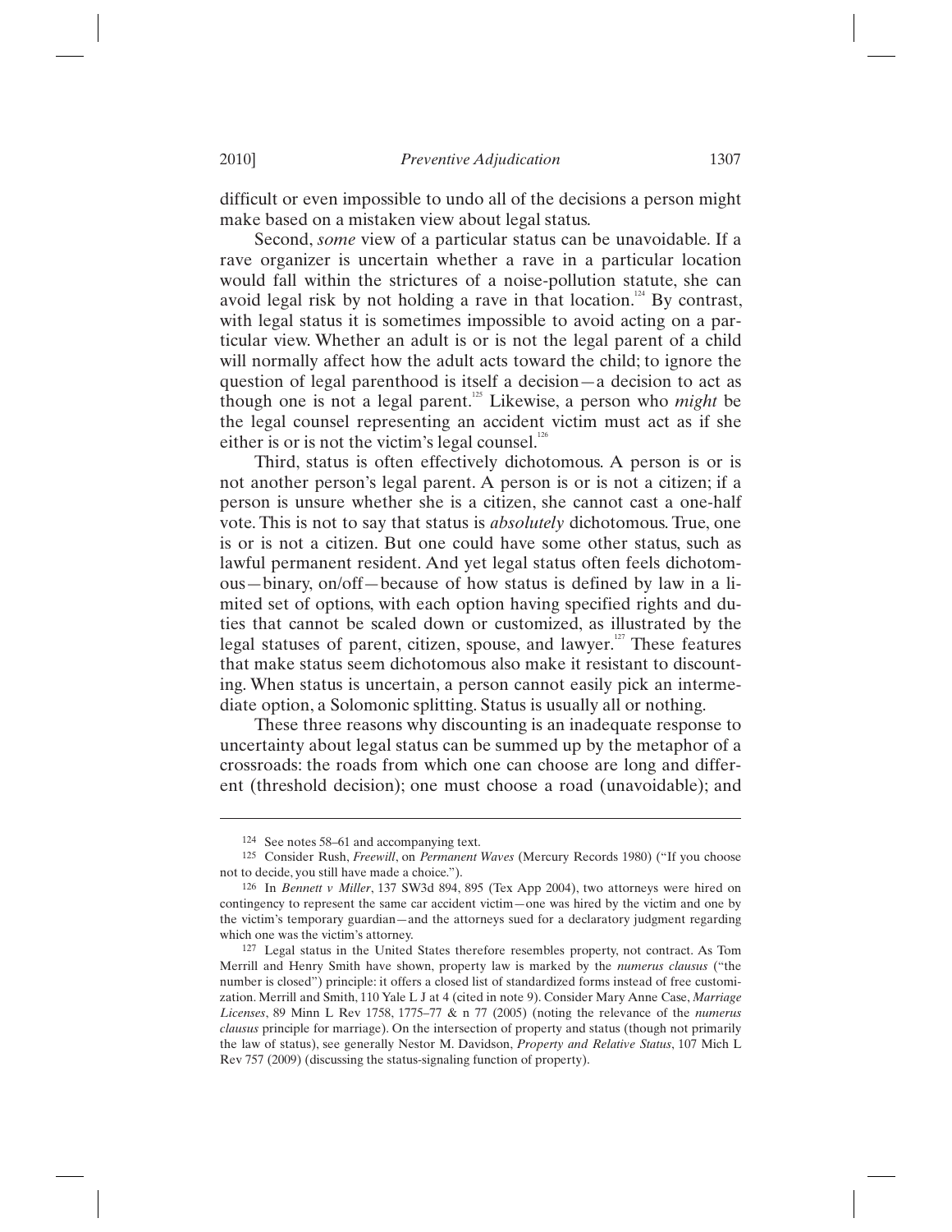difficult or even impossible to undo all of the decisions a person might make based on a mistaken view about legal status.

Second, *some* view of a particular status can be unavoidable. If a rave organizer is uncertain whether a rave in a particular location would fall within the strictures of a noise-pollution statute, she can avoid legal risk by not holding a rave in that location.[124] By contrast, with legal status it is sometimes impossible to avoid acting on a particular view. Whether an adult is or is not the legal parent of a child will normally affect how the adult acts toward the child; to ignore the question of legal parenthood is itself a decision—a decision to act as though one is not a legal parent.[125] Likewise, a person who *might* be the legal counsel representing an accident victim must act as if she either is or is not the victim's legal counsel.[126]

Third, status is often effectively dichotomous. A person is or is not another person's legal parent. A person is or is not a citizen; if a person is unsure whether she is a citizen, she cannot cast a one-half vote. This is not to say that status is *absolutely* dichotomous. True, one is or is not a citizen. But one could have some other status, such as lawful permanent resident. And yet legal status often feels dichotomous—binary, on/off—because of how status is defined by law in a limited set of options, with each option having specified rights and duties that cannot be scaled down or customized, as illustrated by the legal statuses of parent, citizen, spouse, and lawyer.[127] These features that make status seem dichotomous also make it resistant to discounting. When status is uncertain, a person cannot easily pick an intermediate option, a Solomonic splitting. Status is usually all or nothing.

These three reasons why discounting is an inadequate response to uncertainty about legal status can be summed up by the metaphor of a crossroads: the roads from which one can choose are long and different (threshold decision); one must choose a road (unavoidable); and

---

124 See notes 58–61 and accompanying text.

125 Consider Rush, *Freewill*, on *Permanent Waves* (Mercury Records 1980) ("If you choose not to decide, you still have made a choice.").

126 In *Bennett v Miller*, 137 SW3d 894, 895 (Tex App 2004), two attorneys were hired on contingency to represent the same car accident victim—one was hired by the victim and one by the victim's temporary guardian—and the attorneys sued for a declaratory judgment regarding which one was the victim's attorney.

127 Legal status in the United States therefore resembles property, not contract. As Tom Merrill and Henry Smith have shown, property law is marked by the *numerus clausus* ("the number is closed") principle: it offers a closed list of standardized forms instead of free customization. Merrill and Smith, 110 Yale L J at 4 (cited in note 9). Consider Mary Anne Case, *Marriage Licenses*, 89 Minn L Rev 1758, 1775–77 & n 77 (2005) (noting the relevance of the *numerus clausus* principle for marriage). On the intersection of property and status (though not primarily the law of status), see generally Nestor M. Davidson, *Property and Relative Status*, 107 Mich L Rev 757 (2009) (discussing the status-signaling function of property).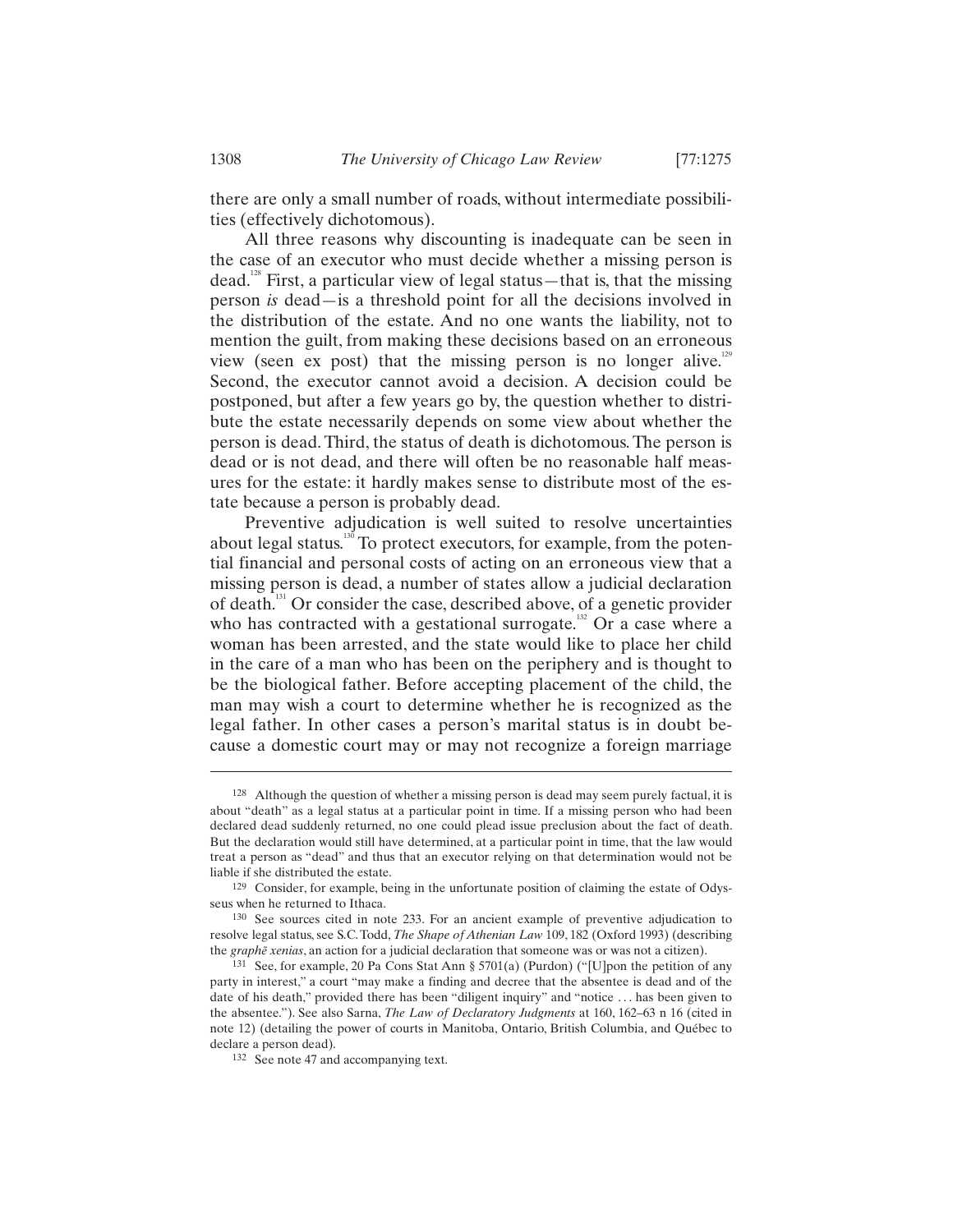there are only a small number of roads, without intermediate possibilities (effectively dichotomous).

All three reasons why discounting is inadequate can be seen in the case of an executor who must decide whether a missing person is dead.[128] First, a particular view of legal status—that is, that the missing person *is* dead—is a threshold point for all the decisions involved in the distribution of the estate. And no one wants the liability, not to mention the guilt, from making these decisions based on an erroneous view (seen ex post) that the missing person is no longer alive.[129] Second, the executor cannot avoid a decision. A decision could be postponed, but after a few years go by, the question whether to distribute the estate necessarily depends on some view about whether the person is dead. Third, the status of death is dichotomous. The person is dead or is not dead, and there will often be no reasonable half measures for the estate: it hardly makes sense to distribute most of the estate because a person is probably dead.

Preventive adjudication is well suited to resolve uncertainties about legal status.[130] To protect executors, for example, from the potential financial and personal costs of acting on an erroneous view that a missing person is dead, a number of states allow a judicial declaration of death.[131] Or consider the case, described above, of a genetic provider who has contracted with a gestational surrogate.[132] Or a case where a woman has been arrested, and the state would like to place her child in the care of a man who has been on the periphery and is thought to be the biological father. Before accepting placement of the child, the man may wish a court to determine whether he is recognized as the legal father. In other cases a person's marital status is in doubt because a domestic court may or may not recognize a foreign marriage

---

128 Although the question of whether a missing person is dead may seem purely factual, it is about "death" as a legal status at a particular point in time. If a missing person who had been declared dead suddenly returned, no one could plead issue preclusion about the fact of death. But the declaration would still have determined, at a particular point in time, that the law would treat a person as "dead" and thus that an executor relying on that determination would not be liable if she distributed the estate.

129 Consider, for example, being in the unfortunate position of claiming the estate of Odysseus when he returned to Ithaca.

130 See sources cited in note 233. For an ancient example of preventive adjudication to resolve legal status, see S.C. Todd, *The Shape of Athenian Law* 109, 182 (Oxford 1993) (describing the *graphē xenias*, an action for a judicial declaration that someone was or was not a citizen).

131 See, for example, 20 Pa Cons Stat Ann § 5701(a) (Purdon) ("[U]pon the petition of any party in interest," a court "may make a finding and decree that the absentee is dead and of the date of his death," provided there has been "diligent inquiry" and "notice . . . has been given to the absentee."). See also Sarna, *The Law of Declaratory Judgments* at 160, 162–63 n 16 (cited in note 12) (detailing the power of courts in Manitoba, Ontario, British Columbia, and Québec to declare a person dead).

132 See note 47 and accompanying text.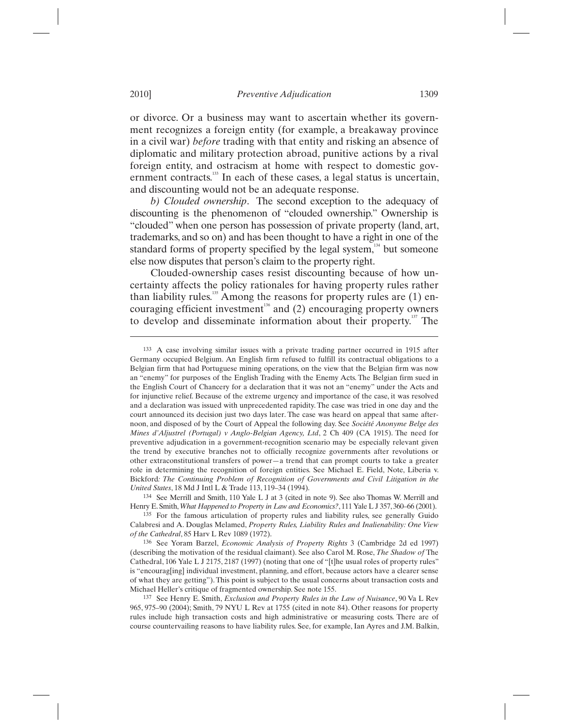or divorce. Or a business may want to ascertain whether its government recognizes a foreign entity (for example, a breakaway province in a civil war) *before* trading with that entity and risking an absence of diplomatic and military protection abroad, punitive actions by a rival foreign entity, and ostracism at home with respect to domestic government contracts.[133] In each of these cases, a legal status is uncertain, and discounting would not be an adequate response.

*b) Clouded ownership*. The second exception to the adequacy of discounting is the phenomenon of "clouded ownership." Ownership is "clouded" when one person has possession of private property (land, art, trademarks, and so on) and has been thought to have a right in one of the standard forms of property specified by the legal system,[134] but someone else now disputes that person's claim to the property right.

Clouded-ownership cases resist discounting because of how uncertainty affects the policy rationales for having property rules rather than liability rules.[135] Among the reasons for property rules are (1) encouraging efficient investment[136] and (2) encouraging property owners to develop and disseminate information about their property.[137] The

---

133 A case involving similar issues with a private trading partner occurred in 1915 after Germany occupied Belgium. An English firm refused to fulfill its contractual obligations to a Belgian firm that had Portuguese mining operations, on the view that the Belgian firm was now an "enemy" for purposes of the English Trading with the Enemy Acts. The Belgian firm sued in the English Court of Chancery for a declaration that it was not an "enemy" under the Acts and for injunctive relief. Because of the extreme urgency and importance of the case, it was resolved and a declaration was issued with unprecedented rapidity. The case was tried in one day and the court announced its decision just two days later. The case was heard on appeal that same afternoon, and disposed of by the Court of Appeal the following day. See *Société Anonyme Belge des Mines d'Aljustrel (Portugal) v Anglo-Belgian Agency, Ltd*, 2 Ch 409 (CA 1915). The need for preventive adjudication in a government-recognition scenario may be especially relevant given the trend by executive branches not to officially recognize governments after revolutions or other extraconstitutional transfers of power—a trend that can prompt courts to take a greater role in determining the recognition of foreign entities. See Michael E. Field, Note, Liberia v. Bickford*: The Continuing Problem of Recognition of Governments and Civil Litigation in the United States*, 18 Md J Intl L & Trade 113, 119–34 (1994).

134 See Merrill and Smith, 110 Yale L J at 3 (cited in note 9). See also Thomas W. Merrill and Henry E. Smith, *What Happened to Property in Law and Economics?*, 111 Yale L J 357, 360–66 (2001).

135 For the famous articulation of property rules and liability rules, see generally Guido Calabresi and A. Douglas Melamed, *Property Rules, Liability Rules and Inalienability: One View of the Cathedral*, 85 Harv L Rev 1089 (1972).

136 See Yoram Barzel, *Economic Analysis of Property Rights* 3 (Cambridge 2d ed 1997) (describing the motivation of the residual claimant). See also Carol M. Rose, *The Shadow of* The Cathedral, 106 Yale L J 2175, 2187 (1997) (noting that one of "[t]he usual roles of property rules" is "encourag[ing] individual investment, planning, and effort, because actors have a clearer sense of what they are getting"). This point is subject to the usual concerns about transaction costs and Michael Heller's critique of fragmented ownership. See note 155.

137 See Henry E. Smith, *Exclusion and Property Rules in the Law of Nuisance*, 90 Va L Rev 965, 975–90 (2004); Smith, 79 NYU L Rev at 1755 (cited in note 84). Other reasons for property rules include high transaction costs and high administrative or measuring costs. There are of course countervailing reasons to have liability rules. See, for example, Ian Ayres and J.M. Balkin,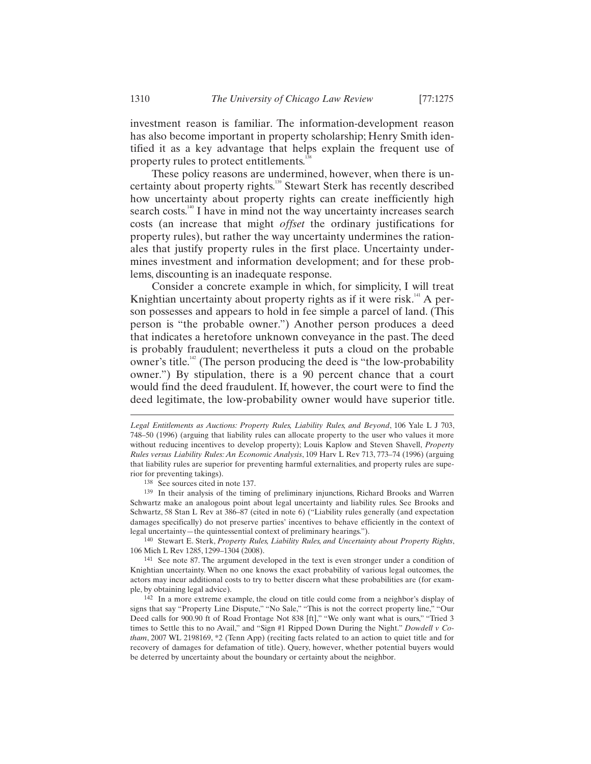investment reason is familiar. The information-development reason has also become important in property scholarship; Henry Smith identified it as a key advantage that helps explain the frequent use of property rules to protect entitlements.[138]

These policy reasons are undermined, however, when there is uncertainty about property rights.[139] Stewart Sterk has recently described how uncertainty about property rights can create inefficiently high search costs.[140] I have in mind not the way uncertainty increases search costs (an increase that might *offset* the ordinary justifications for property rules), but rather the way uncertainty undermines the rationales that justify property rules in the first place. Uncertainty undermines investment and information development; and for these problems, discounting is an inadequate response.

Consider a concrete example in which, for simplicity, I will treat Knightian uncertainty about property rights as if it were risk.[141] A person possesses and appears to hold in fee simple a parcel of land. (This person is "the probable owner.") Another person produces a deed that indicates a heretofore unknown conveyance in the past. The deed is probably fraudulent; nevertheless it puts a cloud on the probable owner's title.[142] (The person producing the deed is "the low-probability owner.") By stipulation, there is a 90 percent chance that a court would find the deed fraudulent. If, however, the court were to find the deed legitimate, the low-probability owner would have superior title.

---

*Legal Entitlements as Auctions: Property Rules, Liability Rules, and Beyond*, 106 Yale L J 703, 748–50 (1996) (arguing that liability rules can allocate property to the user who values it more without reducing incentives to develop property); Louis Kaplow and Steven Shavell, *Property Rules versus Liability Rules: An Economic Analysis*, 109 Harv L Rev 713, 773–74 (1996) (arguing that liability rules are superior for preventing harmful externalities, and property rules are superior for preventing takings).

138 See sources cited in note 137.

139 In their analysis of the timing of preliminary injunctions, Richard Brooks and Warren Schwartz make an analogous point about legal uncertainty and liability rules. See Brooks and Schwartz, 58 Stan L Rev at 386–87 (cited in note 6) ("Liability rules generally (and expectation damages specifically) do not preserve parties' incentives to behave efficiently in the context of legal uncertainty—the quintessential context of preliminary hearings.").

140 Stewart E. Sterk, *Property Rules, Liability Rules, and Uncertainty about Property Rights*, 106 Mich L Rev 1285, 1299–1304 (2008).

141 See note 87. The argument developed in the text is even stronger under a condition of Knightian uncertainty. When no one knows the exact probability of various legal outcomes, the actors may incur additional costs to try to better discern what these probabilities are (for example, by obtaining legal advice).

142 In a more extreme example, the cloud on title could come from a neighbor's display of signs that say "Property Line Dispute," "No Sale," "This is not the correct property line," "Our Deed calls for 900.90 ft of Road Frontage Not 838 [ft]," "We only want what is ours," "Tried 3 times to Settle this to no Avail," and "Sign #1 Ripped Down During the Night." *Dowdell v Cotham*, 2007 WL 2198169, *2 (Tenn App) (reciting facts related to an action to quiet title and for recovery of damages for defamation of title). Query, however, whether potential buyers would be deterred by uncertainty about the boundary or certainty about the neighbor.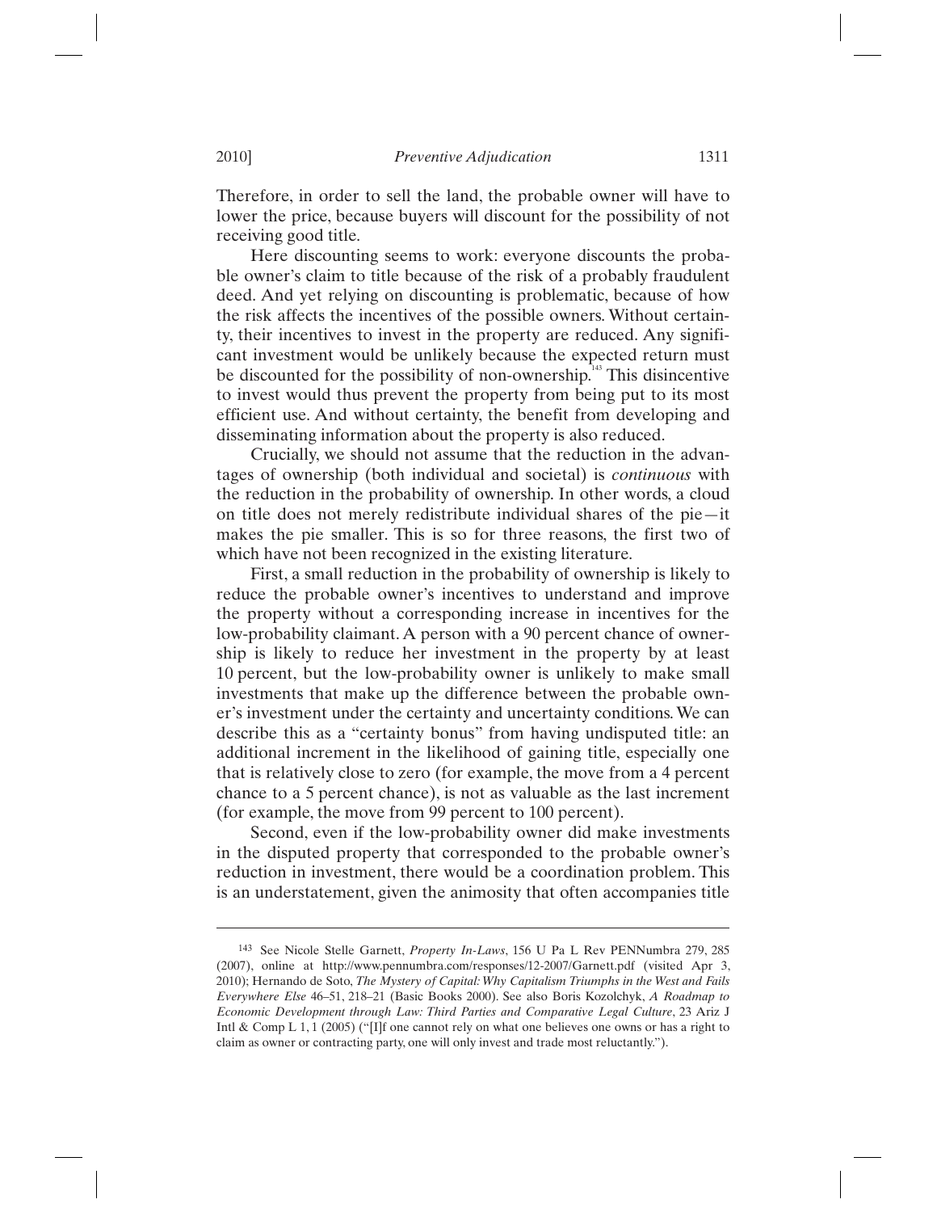Therefore, in order to sell the land, the probable owner will have to lower the price, because buyers will discount for the possibility of not receiving good title.

Here discounting seems to work: everyone discounts the probable owner's claim to title because of the risk of a probably fraudulent deed. And yet relying on discounting is problematic, because of how the risk affects the incentives of the possible owners. Without certainty, their incentives to invest in the property are reduced. Any significant investment would be unlikely because the expected return must be discounted for the possibility of non-ownership.[143] This disincentive to invest would thus prevent the property from being put to its most efficient use. And without certainty, the benefit from developing and disseminating information about the property is also reduced.

Crucially, we should not assume that the reduction in the advantages of ownership (both individual and societal) is *continuous* with the reduction in the probability of ownership. In other words, a cloud on title does not merely redistribute individual shares of the pie—it makes the pie smaller. This is so for three reasons, the first two of which have not been recognized in the existing literature.

First, a small reduction in the probability of ownership is likely to reduce the probable owner's incentives to understand and improve the property without a corresponding increase in incentives for the low-probability claimant. A person with a 90 percent chance of ownership is likely to reduce her investment in the property by at least 10 percent, but the low-probability owner is unlikely to make small investments that make up the difference between the probable owner's investment under the certainty and uncertainty conditions. We can describe this as a "certainty bonus" from having undisputed title: an additional increment in the likelihood of gaining title, especially one that is relatively close to zero (for example, the move from a 4 percent chance to a 5 percent chance), is not as valuable as the last increment (for example, the move from 99 percent to 100 percent).

Second, even if the low-probability owner did make investments in the disputed property that corresponded to the probable owner's reduction in investment, there would be a coordination problem. This is an understatement, given the animosity that often accompanies title

---

143 See Nicole Stelle Garnett, *Property In-Laws*, 156 U Pa L Rev PENNumbra 279, 285 (2007), online at http://www.pennumbra.com/responses/12-2007/Garnett.pdf (visited Apr 3, 2010); Hernando de Soto, *The Mystery of Capital: Why Capitalism Triumphs in the West and Fails Everywhere Else* 46–51, 218–21 (Basic Books 2000). See also Boris Kozolchyk, *A Roadmap to Economic Development through Law: Third Parties and Comparative Legal Culture*, 23 Ariz J Intl & Comp L 1, 1 (2005) ("[I]f one cannot rely on what one believes one owns or has a right to claim as owner or contracting party, one will only invest and trade most reluctantly.").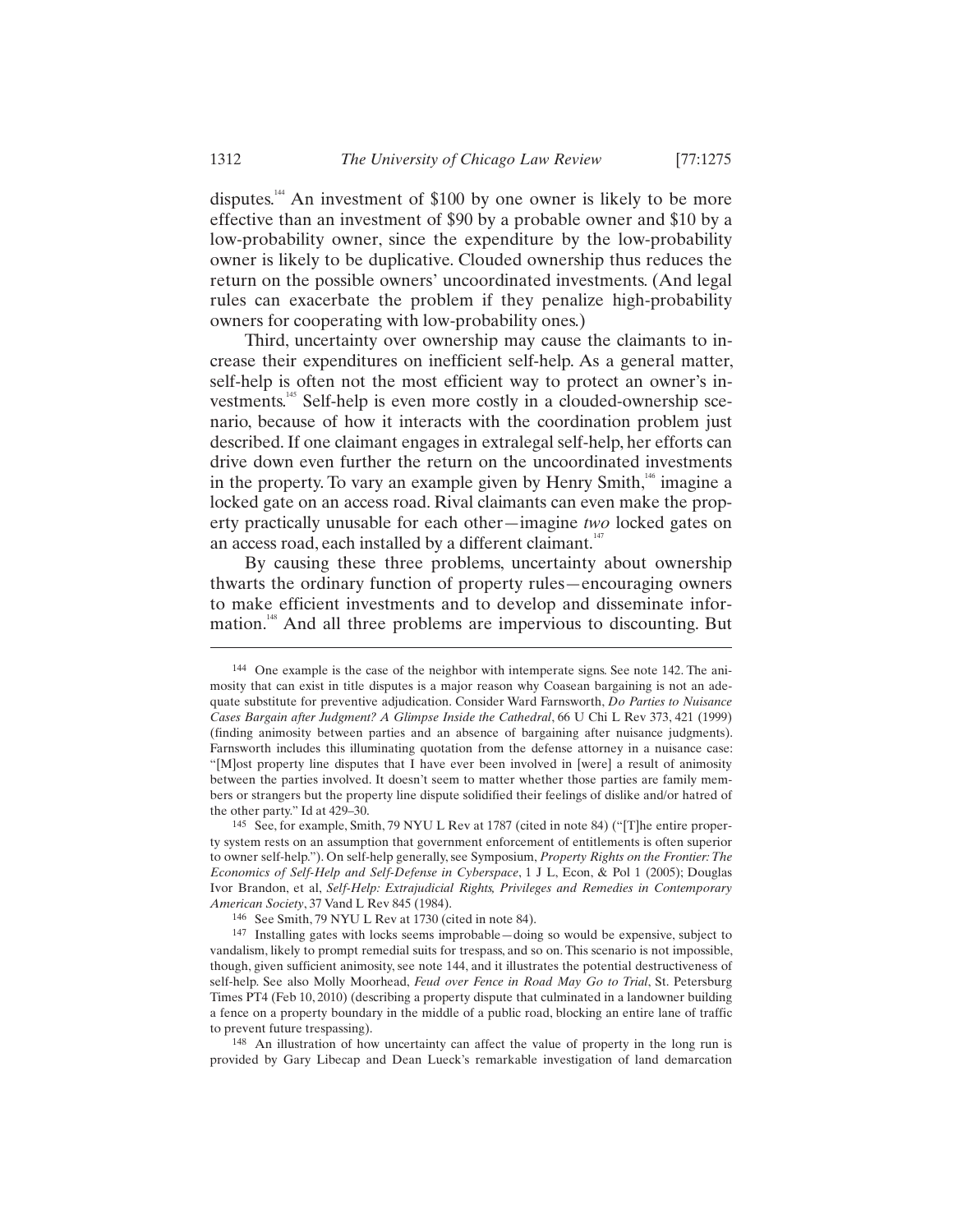disputes.[144] An investment of $100 by one owner is likely to be more effective than an investment of $90 by a probable owner and $10 by a low-probability owner, since the expenditure by the low-probability owner is likely to be duplicative. Clouded ownership thus reduces the return on the possible owners' uncoordinated investments. (And legal rules can exacerbate the problem if they penalize high-probability owners for cooperating with low-probability ones.)

Third, uncertainty over ownership may cause the claimants to increase their expenditures on inefficient self-help. As a general matter, self-help is often not the most efficient way to protect an owner's investments.[145] Self-help is even more costly in a clouded-ownership scenario, because of how it interacts with the coordination problem just described. If one claimant engages in extralegal self-help, her efforts can drive down even further the return on the uncoordinated investments in the property. To vary an example given by Henry Smith,[146] imagine a locked gate on an access road. Rival claimants can even make the property practically unusable for each other—imagine *two* locked gates on an access road, each installed by a different claimant.[147]

By causing these three problems, uncertainty about ownership thwarts the ordinary function of property rules—encouraging owners to make efficient investments and to develop and disseminate information.[148] And all three problems are impervious to discounting. But

---

[144] One example is the case of the neighbor with intemperate signs. See note 142. The animosity that can exist in title disputes is a major reason why Coasean bargaining is not an adequate substitute for preventive adjudication. Consider Ward Farnsworth, *Do Parties to Nuisance Cases Bargain after Judgment? A Glimpse Inside the Cathedral*, 66 U Chi L Rev 373, 421 (1999) (finding animosity between parties and an absence of bargaining after nuisance judgments). Farnsworth includes this illuminating quotation from the defense attorney in a nuisance case: "[M]ost property line disputes that I have ever been involved in [were] a result of animosity between the parties involved. It doesn't seem to matter whether those parties are family members or strangers but the property line dispute solidified their feelings of dislike and/or hatred of the other party." Id at 429–30.

[145] See, for example, Smith, 79 NYU L Rev at 1787 (cited in note 84) ("[T]he entire property system rests on an assumption that government enforcement of entitlements is often superior to owner self-help."). On self-help generally, see Symposium, *Property Rights on the Frontier: The Economics of Self-Help and Self-Defense in Cyberspace*, 1 J L, Econ, & Pol 1 (2005); Douglas Ivor Brandon, et al, *Self-Help: Extrajudicial Rights, Privileges and Remedies in Contemporary American Society*, 37 Vand L Rev 845 (1984).

[146] See Smith, 79 NYU L Rev at 1730 (cited in note 84).

[147] Installing gates with locks seems improbable—doing so would be expensive, subject to vandalism, likely to prompt remedial suits for trespass, and so on. This scenario is not impossible, though, given sufficient animosity, see note 144, and it illustrates the potential destructiveness of self-help. See also Molly Moorhead, *Feud over Fence in Road May Go to Trial*, St. Petersburg Times PT4 (Feb 10, 2010) (describing a property dispute that culminated in a landowner building a fence on a property boundary in the middle of a public road, blocking an entire lane of traffic to prevent future trespassing).

[148] An illustration of how uncertainty can affect the value of property in the long run is provided by Gary Libecap and Dean Lueck's remarkable investigation of land demarcation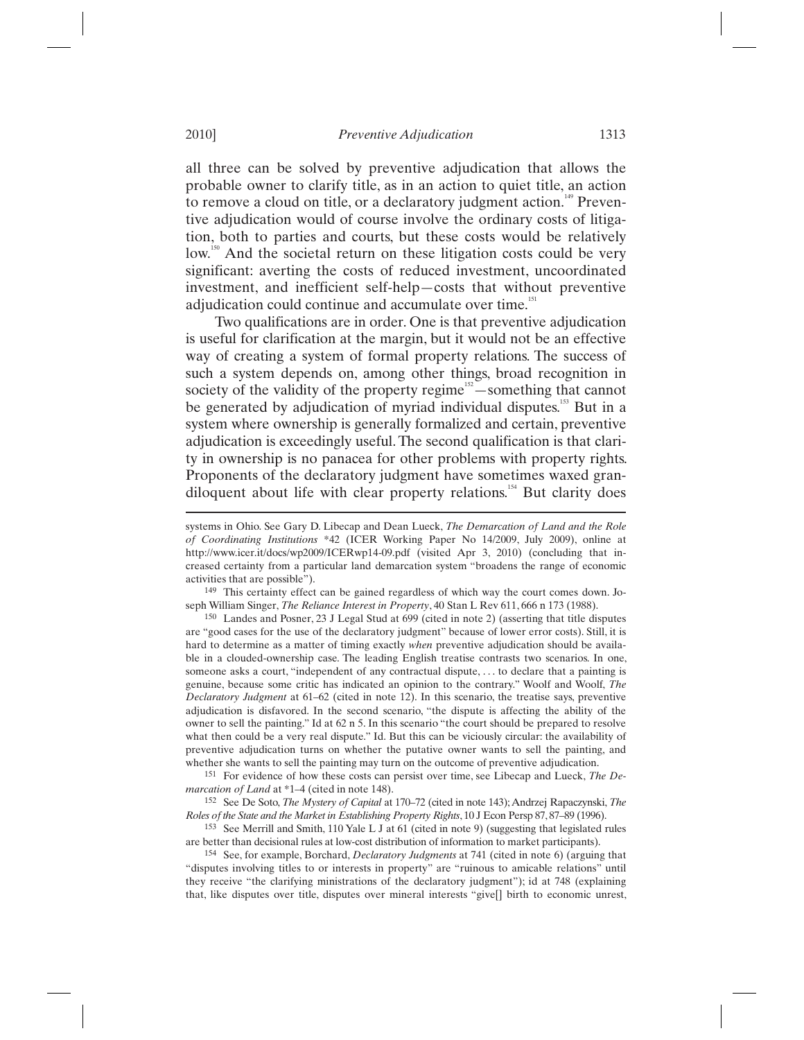all three can be solved by preventive adjudication that allows the probable owner to clarify title, as in an action to quiet title, an action to remove a cloud on title, or a declaratory judgment action.[149] Preventive adjudication would of course involve the ordinary costs of litigation, both to parties and courts, but these costs would be relatively low.[150] And the societal return on these litigation costs could be very significant: averting the costs of reduced investment, uncoordinated investment, and inefficient self-help—costs that without preventive adjudication could continue and accumulate over time.[151]

Two qualifications are in order. One is that preventive adjudication is useful for clarification at the margin, but it would not be an effective way of creating a system of formal property relations. The success of such a system depends on, among other things, broad recognition in society of the validity of the property regime[152]—something that cannot be generated by adjudication of myriad individual disputes.[153] But in a system where ownership is generally formalized and certain, preventive adjudication is exceedingly useful. The second qualification is that clarity in ownership is no panacea for other problems with property rights. Proponents of the declaratory judgment have sometimes waxed grandiloquent about life with clear property relations.[154] But clarity does

---

systems in Ohio. See Gary D. Libecap and Dean Lueck, *The Demarcation of Land and the Role of Coordinating Institutions* \*42 (ICER Working Paper No 14/2009, July 2009), online at http://www.icer.it/docs/wp2009/ICERwp14-09.pdf (visited Apr 3, 2010) (concluding that increased certainty from a particular land demarcation system "broadens the range of economic activities that are possible").

149 This certainty effect can be gained regardless of which way the court comes down. Joseph William Singer, *The Reliance Interest in Property*, 40 Stan L Rev 611, 666 n 173 (1988).

150 Landes and Posner, 23 J Legal Stud at 699 (cited in note 2) (asserting that title disputes are "good cases for the use of the declaratory judgment" because of lower error costs). Still, it is hard to determine as a matter of timing exactly *when* preventive adjudication should be available in a clouded-ownership case. The leading English treatise contrasts two scenarios. In one, someone asks a court, "independent of any contractual dispute, . . . to declare that a painting is genuine, because some critic has indicated an opinion to the contrary." Woolf and Woolf, *The Declaratory Judgment* at 61–62 (cited in note 12). In this scenario, the treatise says, preventive adjudication is disfavored. In the second scenario, "the dispute is affecting the ability of the owner to sell the painting." Id at 62 n 5. In this scenario "the court should be prepared to resolve what then could be a very real dispute." Id. But this can be viciously circular: the availability of preventive adjudication turns on whether the putative owner wants to sell the painting, and whether she wants to sell the painting may turn on the outcome of preventive adjudication.

151 For evidence of how these costs can persist over time, see Libecap and Lueck, *The Demarcation of Land* at \*1–4 (cited in note 148).

152 See De Soto, *The Mystery of Capital* at 170–72 (cited in note 143); Andrzej Rapaczynski, *The Roles of the State and the Market in Establishing Property Rights*, 10 J Econ Persp 87, 87–89 (1996).

153 See Merrill and Smith, 110 Yale L J at 61 (cited in note 9) (suggesting that legislated rules are better than decisional rules at low-cost distribution of information to market participants).

154 See, for example, Borchard, *Declaratory Judgments* at 741 (cited in note 6) (arguing that "disputes involving titles to or interests in property" are "ruinous to amicable relations" until they receive "the clarifying ministrations of the declaratory judgment"); id at 748 (explaining that, like disputes over title, disputes over mineral interests "give[] birth to economic unrest,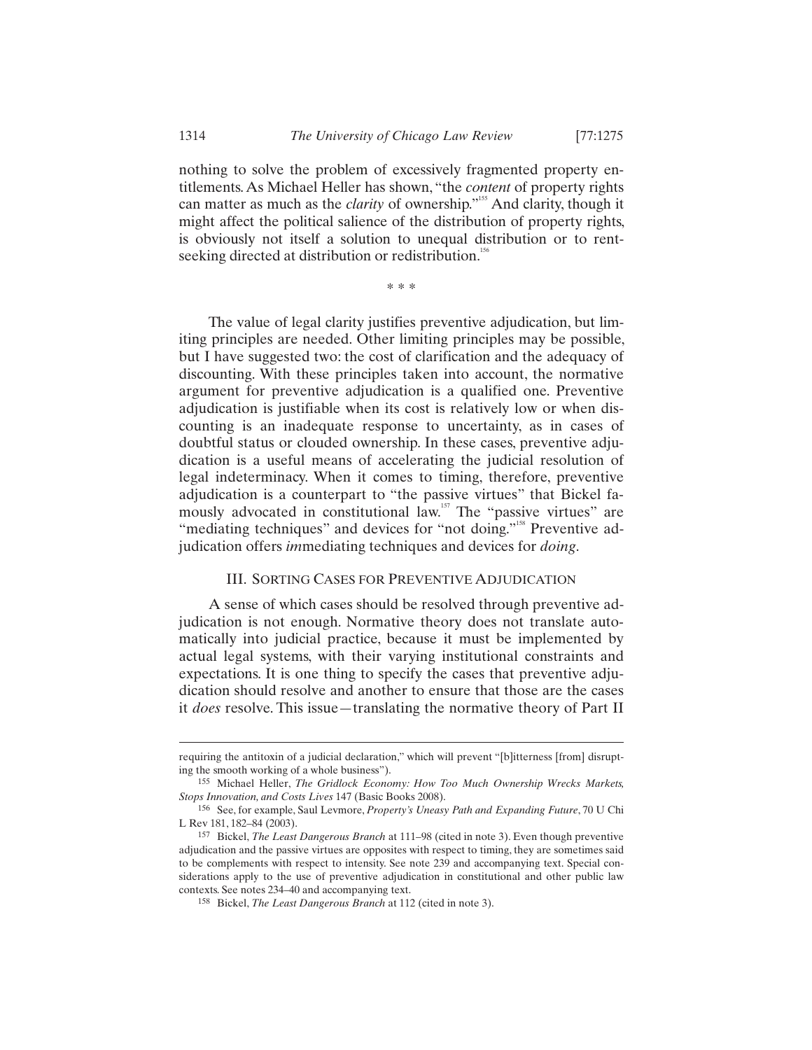nothing to solve the problem of excessively fragmented property entitlements. As Michael Heller has shown, "the *content* of property rights can matter as much as the *clarity* of ownership."[155] And clarity, though it might affect the political salience of the distribution of property rights, is obviously not itself a solution to unequal distribution or to rent-seeking directed at distribution or redistribution.[156]

\* \* \*

The value of legal clarity justifies preventive adjudication, but limiting principles are needed. Other limiting principles may be possible, but I have suggested two: the cost of clarification and the adequacy of discounting. With these principles taken into account, the normative argument for preventive adjudication is a qualified one. Preventive adjudication is justifiable when its cost is relatively low or when discounting is an inadequate response to uncertainty, as in cases of doubtful status or clouded ownership. In these cases, preventive adjudication is a useful means of accelerating the judicial resolution of legal indeterminacy. When it comes to timing, therefore, preventive adjudication is a counterpart to "the passive virtues" that Bickel famously advocated in constitutional law.[157] The "passive virtues" are "mediating techniques" and devices for "not doing."[158] Preventive adjudication offers *im*mediating techniques and devices for *doing*.

## III. Sorting Cases for Preventive Adjudication

A sense of which cases should be resolved through preventive adjudication is not enough. Normative theory does not translate automatically into judicial practice, because it must be implemented by actual legal systems, with their varying institutional constraints and expectations. It is one thing to specify the cases that preventive adjudication should resolve and another to ensure that those are the cases it *does* resolve. This issue—translating the normative theory of Part II

---

requiring the antitoxin of a judicial declaration," which will prevent "[b]itterness [from] disrupting the smooth working of a whole business").

[155] Michael Heller, *The Gridlock Economy: How Too Much Ownership Wrecks Markets, Stops Innovation, and Costs Lives* 147 (Basic Books 2008).

[156] See, for example, Saul Levmore, *Property's Uneasy Path and Expanding Future*, 70 U Chi L Rev 181, 182–84 (2003).

[157] Bickel, *The Least Dangerous Branch* at 111–98 (cited in note 3). Even though preventive adjudication and the passive virtues are opposites with respect to timing, they are sometimes said to be complements with respect to intensity. See note 239 and accompanying text. Special considerations apply to the use of preventive adjudication in constitutional and other public law contexts. See notes 234–40 and accompanying text.

[158] Bickel, *The Least Dangerous Branch* at 112 (cited in note 3).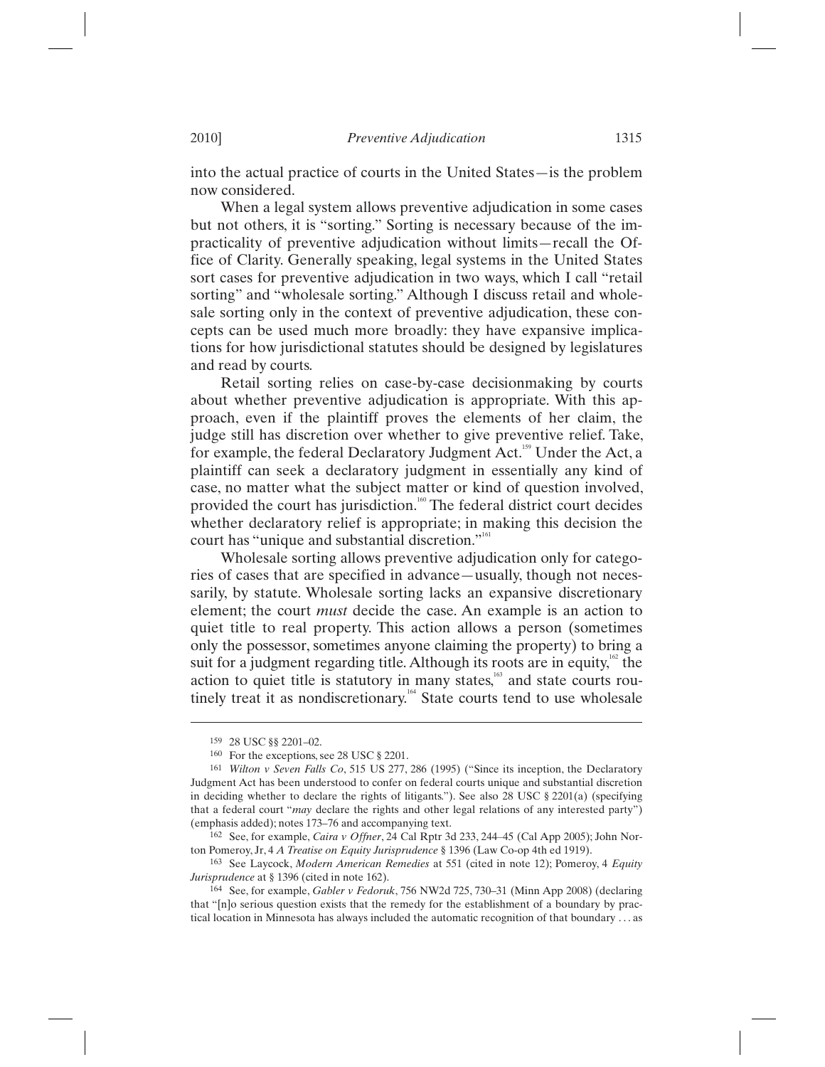into the actual practice of courts in the United States—is the problem now considered.

When a legal system allows preventive adjudication in some cases but not others, it is "sorting." Sorting is necessary because of the impracticality of preventive adjudication without limits—recall the Office of Clarity. Generally speaking, legal systems in the United States sort cases for preventive adjudication in two ways, which I call "retail sorting" and "wholesale sorting." Although I discuss retail and wholesale sorting only in the context of preventive adjudication, these concepts can be used much more broadly: they have expansive implications for how jurisdictional statutes should be designed by legislatures and read by courts.

Retail sorting relies on case-by-case decisionmaking by courts about whether preventive adjudication is appropriate. With this approach, even if the plaintiff proves the elements of her claim, the judge still has discretion over whether to give preventive relief. Take, for example, the federal Declaratory Judgment Act.[159] Under the Act, a plaintiff can seek a declaratory judgment in essentially any kind of case, no matter what the subject matter or kind of question involved, provided the court has jurisdiction.[160] The federal district court decides whether declaratory relief is appropriate; in making this decision the court has "unique and substantial discretion."[161]

Wholesale sorting allows preventive adjudication only for categories of cases that are specified in advance—usually, though not necessarily, by statute. Wholesale sorting lacks an expansive discretionary element; the court *must* decide the case. An example is an action to quiet title to real property. This action allows a person (sometimes only the possessor, sometimes anyone claiming the property) to bring a suit for a judgment regarding title. Although its roots are in equity,[162] the action to quiet title is statutory in many states,[163] and state courts routinely treat it as nondiscretionary.[164] State courts tend to use wholesale

---

159 28 USC §§ 2201–02.

160 For the exceptions, see 28 USC § 2201.

161 *Wilton v Seven Falls Co*, 515 US 277, 286 (1995) ("Since its inception, the Declaratory Judgment Act has been understood to confer on federal courts unique and substantial discretion in deciding whether to declare the rights of litigants."). See also 28 USC § 2201(a) (specifying that a federal court "*may* declare the rights and other legal relations of any interested party") (emphasis added); notes 173–76 and accompanying text.

162 See, for example, *Caira v Offner*, 24 Cal Rptr 3d 233, 244–45 (Cal App 2005); John Norton Pomeroy, Jr, 4 *A Treatise on Equity Jurisprudence* § 1396 (Law Co-op 4th ed 1919).

163 See Laycock, *Modern American Remedies* at 551 (cited in note 12); Pomeroy, 4 *Equity Jurisprudence* at § 1396 (cited in note 162).

164 See, for example, *Gabler v Fedoruk*, 756 NW2d 725, 730–31 (Minn App 2008) (declaring that "[n]o serious question exists that the remedy for the establishment of a boundary by practical location in Minnesota has always included the automatic recognition of that boundary . . . as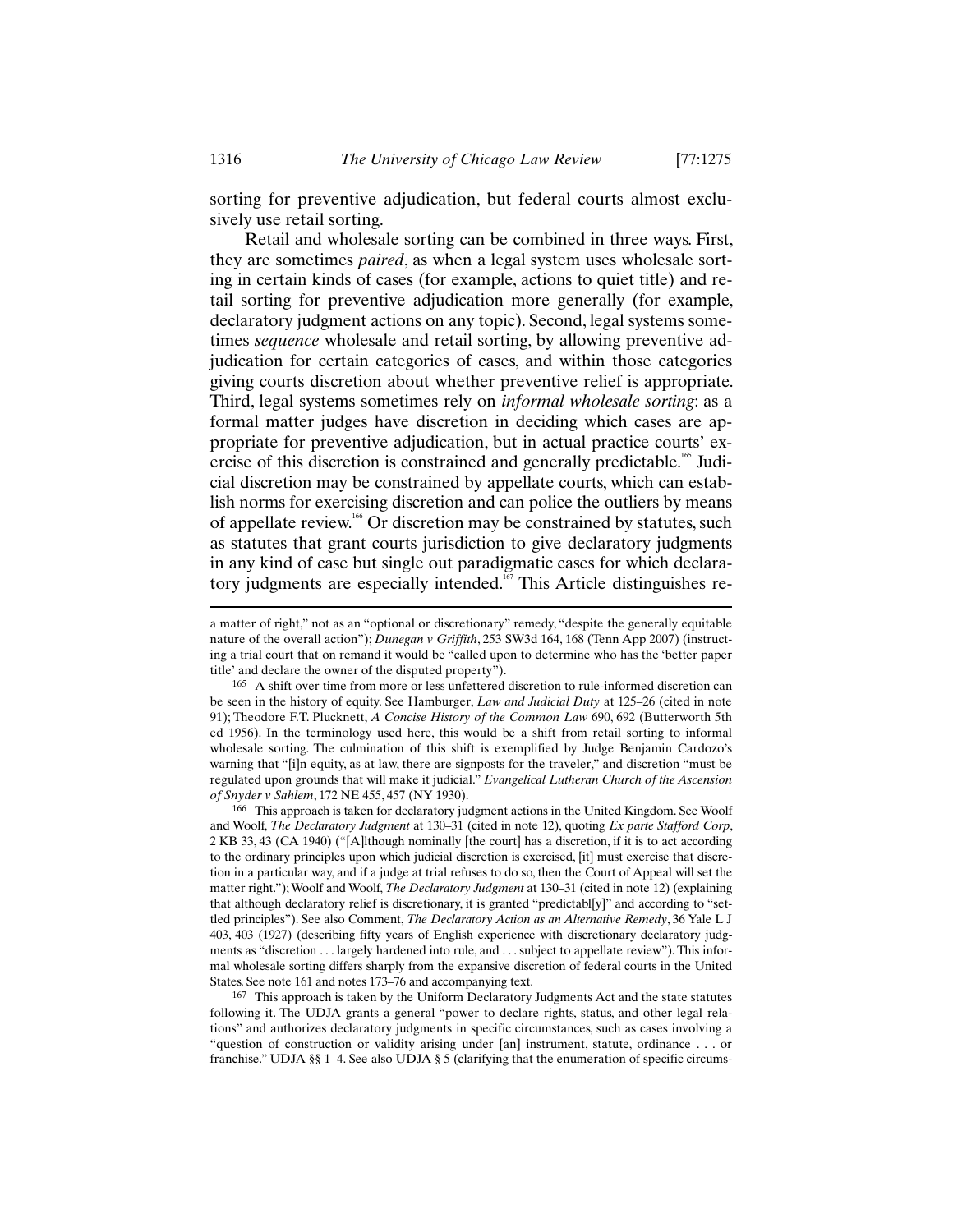sorting for preventive adjudication, but federal courts almost exclusively use retail sorting.

Retail and wholesale sorting can be combined in three ways. First, they are sometimes *paired*, as when a legal system uses wholesale sorting in certain kinds of cases (for example, actions to quiet title) and retail sorting for preventive adjudication more generally (for example, declaratory judgment actions on any topic). Second, legal systems sometimes *sequence* wholesale and retail sorting, by allowing preventive adjudication for certain categories of cases, and within those categories giving courts discretion about whether preventive relief is appropriate. Third, legal systems sometimes rely on *informal wholesale sorting*: as a formal matter judges have discretion in deciding which cases are appropriate for preventive adjudication, but in actual practice courts' exercise of this discretion is constrained and generally predictable.[165] Judicial discretion may be constrained by appellate courts, which can establish norms for exercising discretion and can police the outliers by means of appellate review.[166] Or discretion may be constrained by statutes, such as statutes that grant courts jurisdiction to give declaratory judgments in any kind of case but single out paradigmatic cases for which declaratory judgments are especially intended.[167] This Article distinguishes re-

---

a matter of right," not as an "optional or discretionary" remedy, "despite the generally equitable nature of the overall action"); *Dunegan v Griffith*, 253 SW3d 164, 168 (Tenn App 2007) (instructing a trial court that on remand it would be "called upon to determine who has the 'better paper title' and declare the owner of the disputed property").

165 A shift over time from more or less unfettered discretion to rule-informed discretion can be seen in the history of equity. See Hamburger, *Law and Judicial Duty* at 125–26 (cited in note 91); Theodore F.T. Plucknett, *A Concise History of the Common Law* 690, 692 (Butterworth 5th ed 1956). In the terminology used here, this would be a shift from retail sorting to informal wholesale sorting. The culmination of this shift is exemplified by Judge Benjamin Cardozo's warning that "[i]n equity, as at law, there are signposts for the traveler," and discretion "must be regulated upon grounds that will make it judicial." *Evangelical Lutheran Church of the Ascension of Snyder v Sahlem*, 172 NE 455, 457 (NY 1930).

166 This approach is taken for declaratory judgment actions in the United Kingdom. See Woolf and Woolf, *The Declaratory Judgment* at 130–31 (cited in note 12), quoting *Ex parte Stafford Corp*, 2 KB 33, 43 (CA 1940) ("[A]lthough nominally [the court] has a discretion, if it is to act according to the ordinary principles upon which judicial discretion is exercised, [it] must exercise that discretion in a particular way, and if a judge at trial refuses to do so, then the Court of Appeal will set the matter right."); Woolf and Woolf, *The Declaratory Judgment* at 130–31 (cited in note 12) (explaining that although declaratory relief is discretionary, it is granted "predictabl[y]" and according to "settled principles"). See also Comment, *The Declaratory Action as an Alternative Remedy*, 36 Yale L J 403, 403 (1927) (describing fifty years of English experience with discretionary declaratory judgments as "discretion . . . largely hardened into rule, and . . . subject to appellate review"). This informal wholesale sorting differs sharply from the expansive discretion of federal courts in the United States. See note 161 and notes 173–76 and accompanying text.

167 This approach is taken by the Uniform Declaratory Judgments Act and the state statutes following it. The UDJA grants a general "power to declare rights, status, and other legal relations" and authorizes declaratory judgments in specific circumstances, such as cases involving a "question of construction or validity arising under [an] instrument, statute, ordinance . . . or franchise." UDJA §§ 1–4. See also UDJA § 5 (clarifying that the enumeration of specific circums-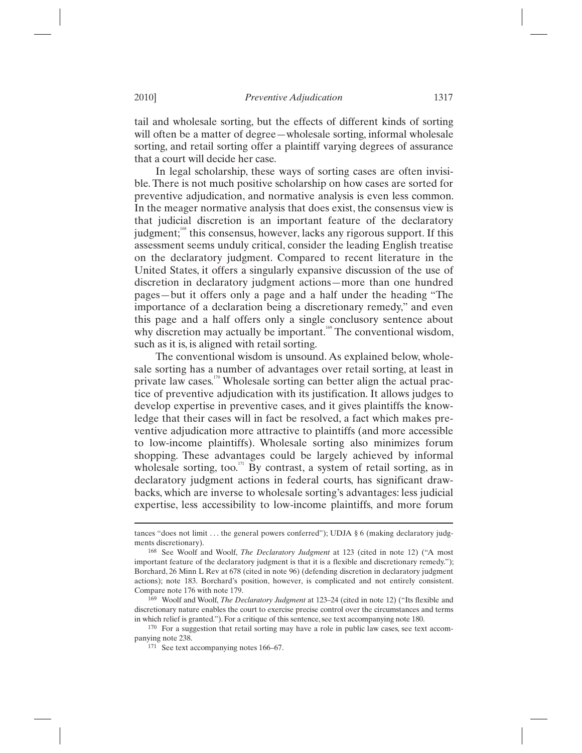tail and wholesale sorting, but the effects of different kinds of sorting will often be a matter of degree—wholesale sorting, informal wholesale sorting, and retail sorting offer a plaintiff varying degrees of assurance that a court will decide her case.

In legal scholarship, these ways of sorting cases are often invisible. There is not much positive scholarship on how cases are sorted for preventive adjudication, and normative analysis is even less common. In the meager normative analysis that does exist, the consensus view is that judicial discretion is an important feature of the declaratory judgment;[168] this consensus, however, lacks any rigorous support. If this assessment seems unduly critical, consider the leading English treatise on the declaratory judgment. Compared to recent literature in the United States, it offers a singularly expansive discussion of the use of discretion in declaratory judgment actions—more than one hundred pages—but it offers only a page and a half under the heading "The importance of a declaration being a discretionary remedy," and even this page and a half offers only a single conclusory sentence about why discretion may actually be important.[169] The conventional wisdom, such as it is, is aligned with retail sorting.

The conventional wisdom is unsound. As explained below, wholesale sorting has a number of advantages over retail sorting, at least in private law cases.[170] Wholesale sorting can better align the actual practice of preventive adjudication with its justification. It allows judges to develop expertise in preventive cases, and it gives plaintiffs the knowledge that their cases will in fact be resolved, a fact which makes preventive adjudication more attractive to plaintiffs (and more accessible to low-income plaintiffs). Wholesale sorting also minimizes forum shopping. These advantages could be largely achieved by informal wholesale sorting, too.[171] By contrast, a system of retail sorting, as in declaratory judgment actions in federal courts, has significant drawbacks, which are inverse to wholesale sorting's advantages: less judicial expertise, less accessibility to low-income plaintiffs, and more forum

---

tances "does not limit . . . the general powers conferred"); UDJA § 6 (making declaratory judgments discretionary).

[168] See Woolf and Woolf, *The Declaratory Judgment* at 123 (cited in note 12) ("A most important feature of the declaratory judgment is that it is a flexible and discretionary remedy."); Borchard, 26 Minn L Rev at 678 (cited in note 96) (defending discretion in declaratory judgment actions); note 183. Borchard's position, however, is complicated and not entirely consistent. Compare note 176 with note 179.

[169] Woolf and Woolf, *The Declaratory Judgment* at 123–24 (cited in note 12) ("Its flexible and discretionary nature enables the court to exercise precise control over the circumstances and terms in which relief is granted."). For a critique of this sentence, see text accompanying note 180.

[170] For a suggestion that retail sorting may have a role in public law cases, see text accompanying note 238.

[171] See text accompanying notes 166–67.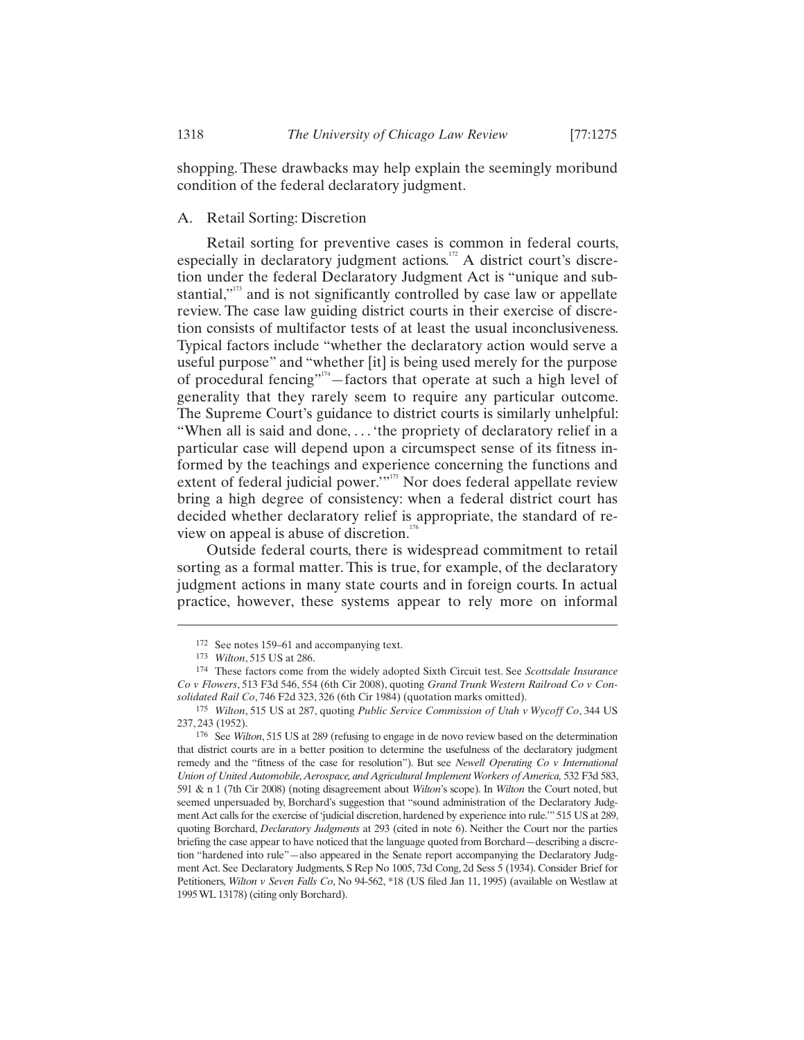shopping. These drawbacks may help explain the seemingly moribund condition of the federal declaratory judgment.

### A. Retail Sorting: Discretion

Retail sorting for preventive cases is common in federal courts, especially in declaratory judgment actions.[172] A district court's discretion under the federal Declaratory Judgment Act is "unique and substantial,"[173] and is not significantly controlled by case law or appellate review. The case law guiding district courts in their exercise of discretion consists of multifactor tests of at least the usual inconclusiveness. Typical factors include "whether the declaratory action would serve a useful purpose" and "whether [it] is being used merely for the purpose of procedural fencing"[174]—factors that operate at such a high level of generality that they rarely seem to require any particular outcome. The Supreme Court's guidance to district courts is similarly unhelpful: "When all is said and done, . . . 'the propriety of declaratory relief in a particular case will depend upon a circumspect sense of its fitness informed by the teachings and experience concerning the functions and extent of federal judicial power.'"[175] Nor does federal appellate review bring a high degree of consistency: when a federal district court has decided whether declaratory relief is appropriate, the standard of review on appeal is abuse of discretion.[176]

Outside federal courts, there is widespread commitment to retail sorting as a formal matter. This is true, for example, of the declaratory judgment actions in many state courts and in foreign courts. In actual practice, however, these systems appear to rely more on informal

---

172 See notes 159–61 and accompanying text.

173 *Wilton*, 515 US at 286.

174 These factors come from the widely adopted Sixth Circuit test. See *Scottsdale Insurance Co v Flowers*, 513 F3d 546, 554 (6th Cir 2008), quoting *Grand Trunk Western Railroad Co v Consolidated Rail Co*, 746 F2d 323, 326 (6th Cir 1984) (quotation marks omitted).

175 *Wilton*, 515 US at 287, quoting *Public Service Commission of Utah v Wycoff Co*, 344 US 237, 243 (1952).

176 See *Wilton*, 515 US at 289 (refusing to engage in de novo review based on the determination that district courts are in a better position to determine the usefulness of the declaratory judgment remedy and the "fitness of the case for resolution"). But see *Newell Operating Co v International Union of United Automobile, Aerospace, and Agricultural Implement Workers of America,* 532 F3d 583, 591 & n 1 (7th Cir 2008) (noting disagreement about *Wilton*'s scope). In *Wilton* the Court noted, but seemed unpersuaded by, Borchard's suggestion that "sound administration of the Declaratory Judgment Act calls for the exercise of 'judicial discretion, hardened by experience into rule.'" 515 US at 289, quoting Borchard, *Declaratory Judgments* at 293 (cited in note 6). Neither the Court nor the parties briefing the case appear to have noticed that the language quoted from Borchard—describing a discretion "hardened into rule"—also appeared in the Senate report accompanying the Declaratory Judgment Act. See Declaratory Judgments, S Rep No 1005, 73d Cong, 2d Sess 5 (1934). Consider Brief for Petitioners, *Wilton v Seven Falls Co*, No 94-562, *18 (US filed Jan 11, 1995) (available on Westlaw at 1995 WL 13178) (citing only Borchard).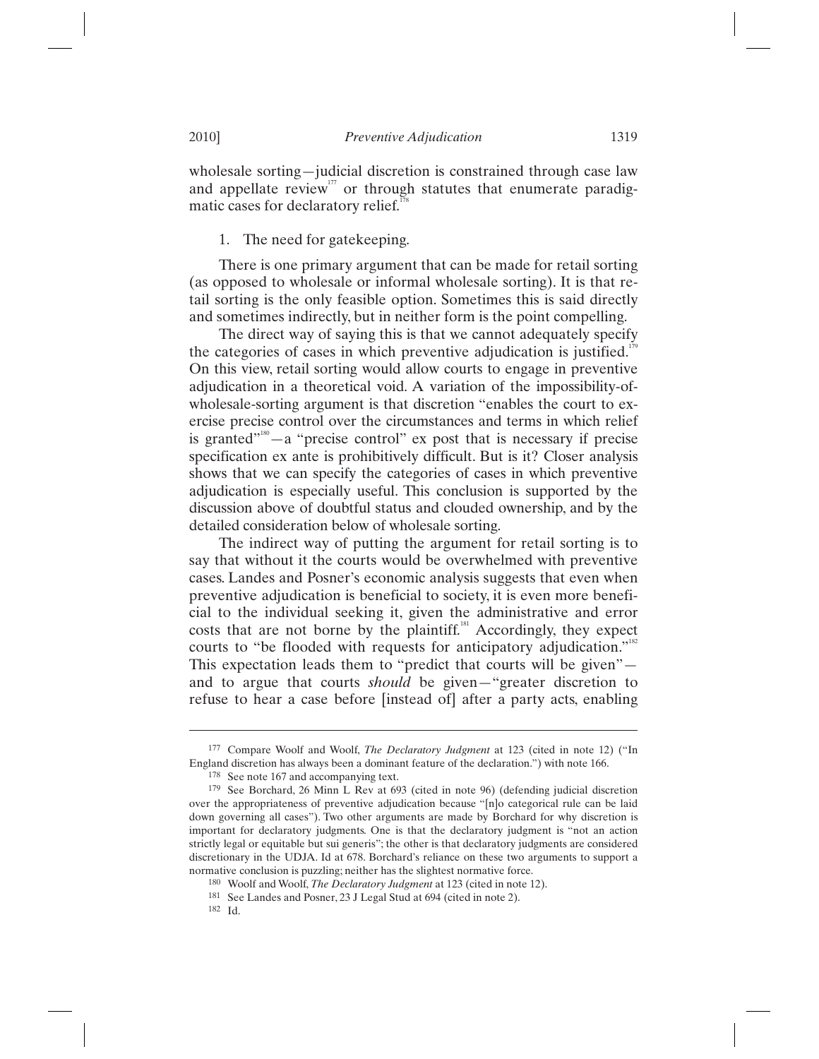wholesale sorting—judicial discretion is constrained through case law and appellate review[177] or through statutes that enumerate paradigmatic cases for declaratory relief.[178]

### 1. The need for gatekeeping.

There is one primary argument that can be made for retail sorting (as opposed to wholesale or informal wholesale sorting). It is that retail sorting is the only feasible option. Sometimes this is said directly and sometimes indirectly, but in neither form is the point compelling.

The direct way of saying this is that we cannot adequately specify the categories of cases in which preventive adjudication is justified.[179] On this view, retail sorting would allow courts to engage in preventive adjudication in a theoretical void. A variation of the impossibility-of-wholesale-sorting argument is that discretion "enables the court to exercise precise control over the circumstances and terms in which relief is granted"[180]—a "precise control" ex post that is necessary if precise specification ex ante is prohibitively difficult. But is it? Closer analysis shows that we can specify the categories of cases in which preventive adjudication is especially useful. This conclusion is supported by the discussion above of doubtful status and clouded ownership, and by the detailed consideration below of wholesale sorting.

The indirect way of putting the argument for retail sorting is to say that without it the courts would be overwhelmed with preventive cases. Landes and Posner's economic analysis suggests that even when preventive adjudication is beneficial to society, it is even more beneficial to the individual seeking it, given the administrative and error costs that are not borne by the plaintiff.[181] Accordingly, they expect courts to "be flooded with requests for anticipatory adjudication."[182] This expectation leads them to "predict that courts will be given"—and to argue that courts *should* be given—"greater discretion to refuse to hear a case before [instead of] after a party acts, enabling

---

[177] Compare Woolf and Woolf, *The Declaratory Judgment* at 123 (cited in note 12) ("In England discretion has always been a dominant feature of the declaration.") with note 166.

[178] See note 167 and accompanying text.

[179] See Borchard, 26 Minn L Rev at 693 (cited in note 96) (defending judicial discretion over the appropriateness of preventive adjudication because "[n]o categorical rule can be laid down governing all cases"). Two other arguments are made by Borchard for why discretion is important for declaratory judgments. One is that the declaratory judgment is "not an action strictly legal or equitable but sui generis"; the other is that declaratory judgments are considered discretionary in the UDJA. Id at 678. Borchard's reliance on these two arguments to support a normative conclusion is puzzling; neither has the slightest normative force.

[180] Woolf and Woolf, *The Declaratory Judgment* at 123 (cited in note 12).

[181] See Landes and Posner, 23 J Legal Stud at 694 (cited in note 2).

[182] Id.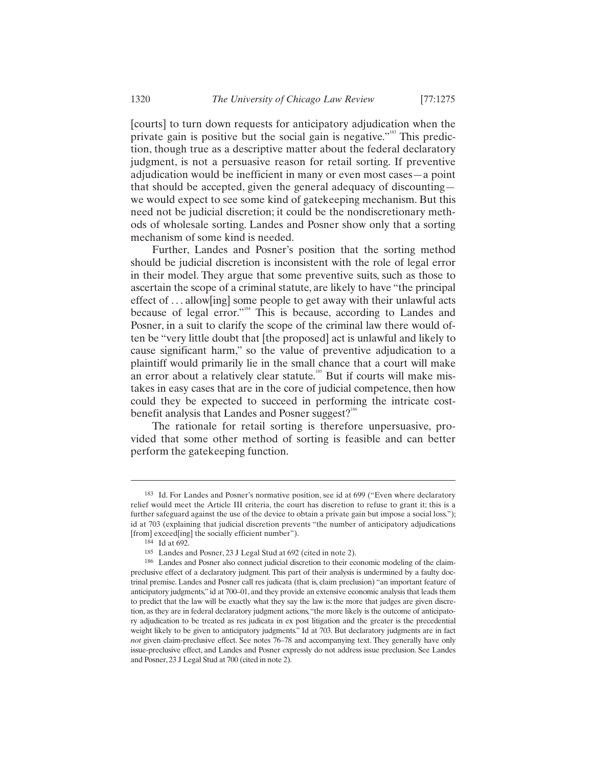[courts] to turn down requests for anticipatory adjudication when the private gain is positive but the social gain is negative."[183] This prediction, though true as a descriptive matter about the federal declaratory judgment, is not a persuasive reason for retail sorting. If preventive adjudication would be inefficient in many or even most cases—a point that should be accepted, given the general adequacy of discounting—we would expect to see some kind of gatekeeping mechanism. But this need not be judicial discretion; it could be the nondiscretionary methods of wholesale sorting. Landes and Posner show only that a sorting mechanism of some kind is needed.

Further, Landes and Posner's position that the sorting method should be judicial discretion is inconsistent with the role of legal error in their model. They argue that some preventive suits, such as those to ascertain the scope of a criminal statute, are likely to have "the principal effect of . . . allow[ing] some people to get away with their unlawful acts because of legal error."[184] This is because, according to Landes and Posner, in a suit to clarify the scope of the criminal law there would often be "very little doubt that [the proposed] act is unlawful and likely to cause significant harm," so the value of preventive adjudication to a plaintiff would primarily lie in the small chance that a court will make an error about a relatively clear statute.[185] But if courts will make mistakes in easy cases that are in the core of judicial competence, then how could they be expected to succeed in performing the intricate cost-benefit analysis that Landes and Posner suggest?[186]

The rationale for retail sorting is therefore unpersuasive, provided that some other method of sorting is feasible and can better perform the gatekeeping function.

---

[183] Id. For Landes and Posner's normative position, see id at 699 ("Even where declaratory relief would meet the Article III criteria, the court has discretion to refuse to grant it; this is a further safeguard against the use of the device to obtain a private gain but impose a social loss."); id at 703 (explaining that judicial discretion prevents "the number of anticipatory adjudications [from] exceed[ing] the socially efficient number").

[184] Id at 692.

[185] Landes and Posner, 23 J Legal Stud at 692 (cited in note 2).

[186] Landes and Posner also connect judicial discretion to their economic modeling of the claim-preclusive effect of a declaratory judgment. This part of their analysis is undermined by a faulty doctrinal premise. Landes and Posner call res judicata (that is, claim preclusion) "an important feature of anticipatory judgments," id at 700–01, and they provide an extensive economic analysis that leads them to predict that the law will be exactly what they say the law is: the more that judges are given discretion, as they are in federal declaratory judgment actions, "the more likely is the outcome of anticipatory adjudication to be treated as res judicata in ex post litigation and the greater is the precedential weight likely to be given to anticipatory judgments." Id at 703. But declaratory judgments are in fact *not* given claim-preclusive effect. See notes 76–78 and accompanying text. They generally have only issue-preclusive effect, and Landes and Posner expressly do not address issue preclusion. See Landes and Posner, 23 J Legal Stud at 700 (cited in note 2).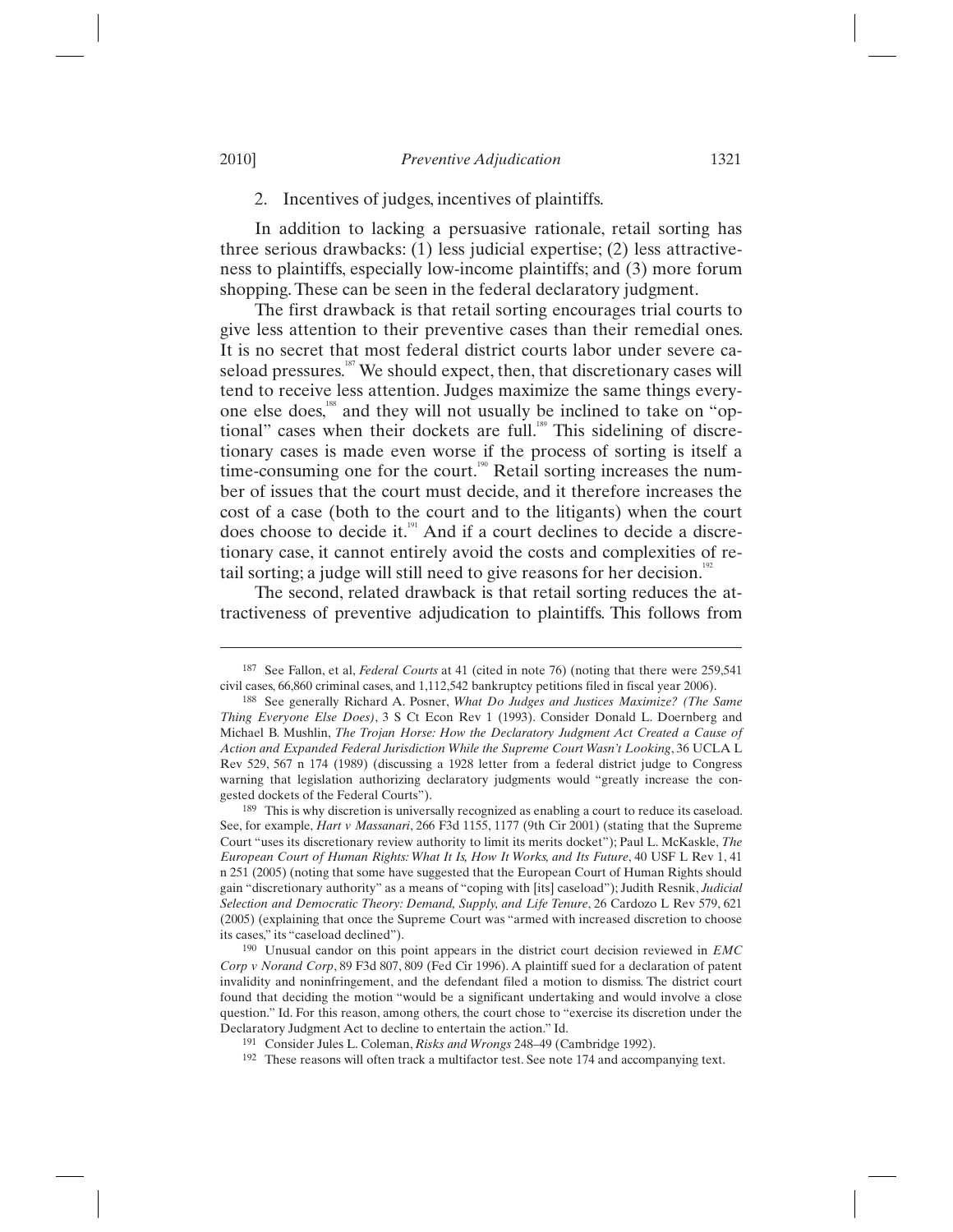2. Incentives of judges, incentives of plaintiffs.

In addition to lacking a persuasive rationale, retail sorting has three serious drawbacks: (1) less judicial expertise; (2) less attractiveness to plaintiffs, especially low-income plaintiffs; and (3) more forum shopping. These can be seen in the federal declaratory judgment.

The first drawback is that retail sorting encourages trial courts to give less attention to their preventive cases than their remedial ones. It is no secret that most federal district courts labor under severe caseload pressures.[187] We should expect, then, that discretionary cases will tend to receive less attention. Judges maximize the same things everyone else does,[188] and they will not usually be inclined to take on "optional" cases when their dockets are full.[189] This sidelining of discretionary cases is made even worse if the process of sorting is itself a time-consuming one for the court.[190] Retail sorting increases the number of issues that the court must decide, and it therefore increases the cost of a case (both to the court and to the litigants) when the court does choose to decide it.[191] And if a court declines to decide a discretionary case, it cannot entirely avoid the costs and complexities of retail sorting; a judge will still need to give reasons for her decision.[192]

The second, related drawback is that retail sorting reduces the attractiveness of preventive adjudication to plaintiffs. This follows from

---

[187] See Fallon, et al, *Federal Courts* at 41 (cited in note 76) (noting that there were 259,541 civil cases, 66,860 criminal cases, and 1,112,542 bankruptcy petitions filed in fiscal year 2006).

[188] See generally Richard A. Posner, *What Do Judges and Justices Maximize? (The Same Thing Everyone Else Does)*, 3 S Ct Econ Rev 1 (1993). Consider Donald L. Doernberg and Michael B. Mushlin, *The Trojan Horse: How the Declaratory Judgment Act Created a Cause of Action and Expanded Federal Jurisdiction While the Supreme Court Wasn't Looking*, 36 UCLA L Rev 529, 567 n 174 (1989) (discussing a 1928 letter from a federal district judge to Congress warning that legislation authorizing declaratory judgments would "greatly increase the congested dockets of the Federal Courts").

[189] This is why discretion is universally recognized as enabling a court to reduce its caseload. See, for example, *Hart v Massanari*, 266 F3d 1155, 1177 (9th Cir 2001) (stating that the Supreme Court "uses its discretionary review authority to limit its merits docket"); Paul L. McKaskle, *The European Court of Human Rights: What It Is, How It Works, and Its Future*, 40 USF L Rev 1, 41 n 251 (2005) (noting that some have suggested that the European Court of Human Rights should gain "discretionary authority" as a means of "coping with [its] caseload"); Judith Resnik, *Judicial Selection and Democratic Theory: Demand, Supply, and Life Tenure*, 26 Cardozo L Rev 579, 621 (2005) (explaining that once the Supreme Court was "armed with increased discretion to choose its cases," its "caseload declined").

[190] Unusual candor on this point appears in the district court decision reviewed in *EMC Corp v Norand Corp*, 89 F3d 807, 809 (Fed Cir 1996). A plaintiff sued for a declaration of patent invalidity and noninfringement, and the defendant filed a motion to dismiss. The district court found that deciding the motion "would be a significant undertaking and would involve a close question." Id. For this reason, among others, the court chose to "exercise its discretion under the Declaratory Judgment Act to decline to entertain the action." Id.

[191] Consider Jules L. Coleman, *Risks and Wrongs* 248–49 (Cambridge 1992).

[192] These reasons will often track a multifactor test. See note 174 and accompanying text.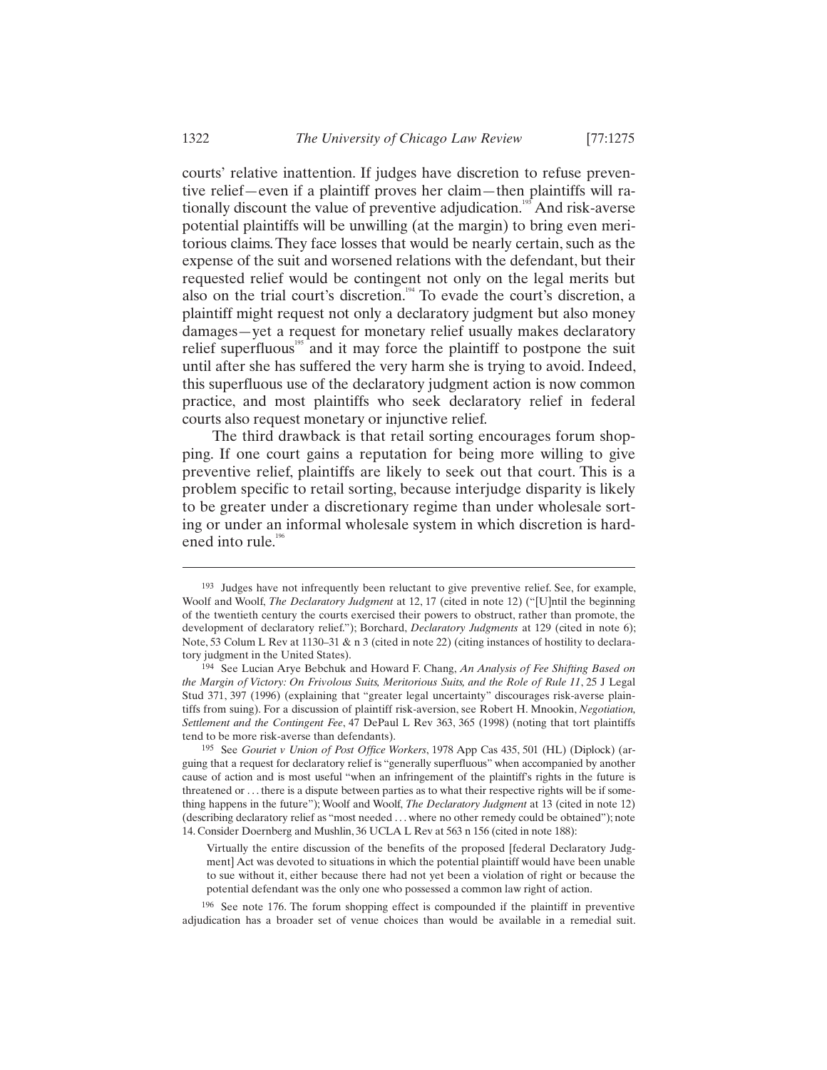courts' relative inattention. If judges have discretion to refuse preventive relief—even if a plaintiff proves her claim—then plaintiffs will rationally discount the value of preventive adjudication.[193] And risk-averse potential plaintiffs will be unwilling (at the margin) to bring even meritorious claims. They face losses that would be nearly certain, such as the expense of the suit and worsened relations with the defendant, but their requested relief would be contingent not only on the legal merits but also on the trial court's discretion.[194] To evade the court's discretion, a plaintiff might request not only a declaratory judgment but also money damages—yet a request for monetary relief usually makes declaratory relief superfluous[195] and it may force the plaintiff to postpone the suit until after she has suffered the very harm she is trying to avoid. Indeed, this superfluous use of the declaratory judgment action is now common practice, and most plaintiffs who seek declaratory relief in federal courts also request monetary or injunctive relief.

The third drawback is that retail sorting encourages forum shopping. If one court gains a reputation for being more willing to give preventive relief, plaintiffs are likely to seek out that court. This is a problem specific to retail sorting, because interjudge disparity is likely to be greater under a discretionary regime than under wholesale sorting or under an informal wholesale system in which discretion is hardened into rule.[196]

---

[193] Judges have not infrequently been reluctant to give preventive relief. See, for example, Woolf and Woolf, *The Declaratory Judgment* at 12, 17 (cited in note 12) ("[U]ntil the beginning of the twentieth century the courts exercised their powers to obstruct, rather than promote, the development of declaratory relief."); Borchard, *Declaratory Judgments* at 129 (cited in note 6); Note, 53 Colum L Rev at 1130–31 & n 3 (cited in note 22) (citing instances of hostility to declaratory judgment in the United States).

[194] See Lucian Arye Bebchuk and Howard F. Chang, *An Analysis of Fee Shifting Based on the Margin of Victory: On Frivolous Suits, Meritorious Suits, and the Role of Rule 11*, 25 J Legal Stud 371, 397 (1996) (explaining that "greater legal uncertainty" discourages risk-averse plaintiffs from suing). For a discussion of plaintiff risk-aversion, see Robert H. Mnookin, *Negotiation, Settlement and the Contingent Fee*, 47 DePaul L Rev 363, 365 (1998) (noting that tort plaintiffs tend to be more risk-averse than defendants).

[195] See *Gouriet v Union of Post Office Workers*, 1978 App Cas 435, 501 (HL) (Diplock) (arguing that a request for declaratory relief is "generally superfluous" when accompanied by another cause of action and is most useful "when an infringement of the plaintiff's rights in the future is threatened or . . . there is a dispute between parties as to what their respective rights will be if something happens in the future"); Woolf and Woolf, *The Declaratory Judgment* at 13 (cited in note 12) (describing declaratory relief as "most needed . . . where no other remedy could be obtained"); note 14. Consider Doernberg and Mushlin, 36 UCLA L Rev at 563 n 156 (cited in note 188):

> Virtually the entire discussion of the benefits of the proposed [federal Declaratory Judgment] Act was devoted to situations in which the potential plaintiff would have been unable to sue without it, either because there had not yet been a violation of right or because the potential defendant was the only one who possessed a common law right of action.

[196] See note 176. The forum shopping effect is compounded if the plaintiff in preventive adjudication has a broader set of venue choices than would be available in a remedial suit.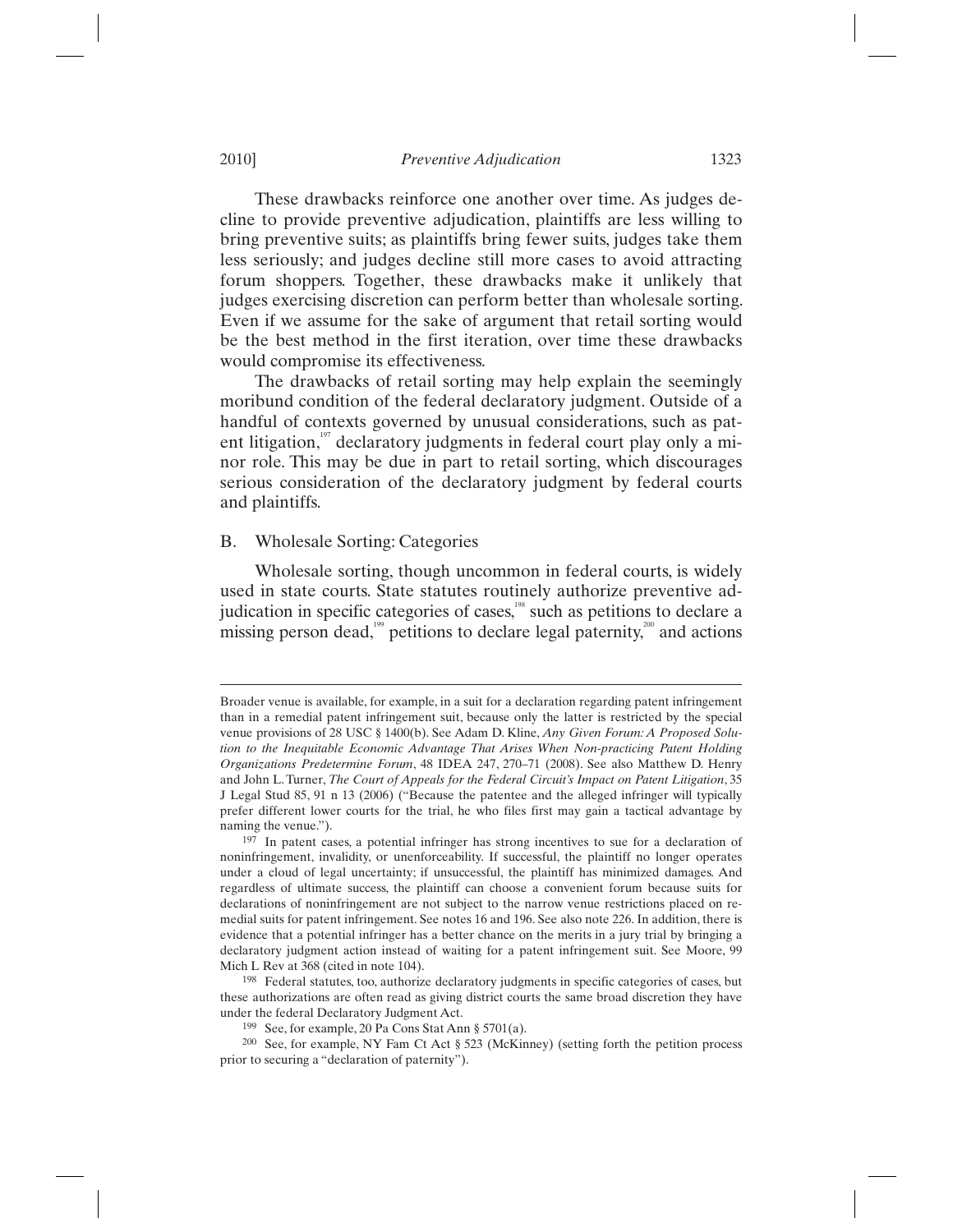These drawbacks reinforce one another over time. As judges decline to provide preventive adjudication, plaintiffs are less willing to bring preventive suits; as plaintiffs bring fewer suits, judges take them less seriously; and judges decline still more cases to avoid attracting forum shoppers. Together, these drawbacks make it unlikely that judges exercising discretion can perform better than wholesale sorting. Even if we assume for the sake of argument that retail sorting would be the best method in the first iteration, over time these drawbacks would compromise its effectiveness.

The drawbacks of retail sorting may help explain the seemingly moribund condition of the federal declaratory judgment. Outside of a handful of contexts governed by unusual considerations, such as patent litigation,[197] declaratory judgments in federal court play only a minor role. This may be due in part to retail sorting, which discourages serious consideration of the declaratory judgment by federal courts and plaintiffs.

## B. Wholesale Sorting: Categories

Wholesale sorting, though uncommon in federal courts, is widely used in state courts. State statutes routinely authorize preventive adjudication in specific categories of cases,[198] such as petitions to declare a missing person dead,[199] petitions to declare legal paternity,[200] and actions

---

Broader venue is available, for example, in a suit for a declaration regarding patent infringement than in a remedial patent infringement suit, because only the latter is restricted by the special venue provisions of 28 USC § 1400(b). See Adam D. Kline, *Any Given Forum: A Proposed Solution to the Inequitable Economic Advantage That Arises When Non-practicing Patent Holding Organizations Predetermine Forum*, 48 IDEA 247, 270–71 (2008). See also Matthew D. Henry and John L. Turner, *The Court of Appeals for the Federal Circuit's Impact on Patent Litigation*, 35 J Legal Stud 85, 91 n 13 (2006) ("Because the patentee and the alleged infringer will typically prefer different lower courts for the trial, he who files first may gain a tactical advantage by naming the venue.").

197 In patent cases, a potential infringer has strong incentives to sue for a declaration of noninfringement, invalidity, or unenforceability. If successful, the plaintiff no longer operates under a cloud of legal uncertainty; if unsuccessful, the plaintiff has minimized damages. And regardless of ultimate success, the plaintiff can choose a convenient forum because suits for declarations of noninfringement are not subject to the narrow venue restrictions placed on remedial suits for patent infringement. See notes 16 and 196. See also note 226. In addition, there is evidence that a potential infringer has a better chance on the merits in a jury trial by bringing a declaratory judgment action instead of waiting for a patent infringement suit. See Moore, 99 Mich L Rev at 368 (cited in note 104).

198 Federal statutes, too, authorize declaratory judgments in specific categories of cases, but these authorizations are often read as giving district courts the same broad discretion they have under the federal Declaratory Judgment Act.

199 See, for example, 20 Pa Cons Stat Ann § 5701(a).

200 See, for example, NY Fam Ct Act § 523 (McKinney) (setting forth the petition process prior to securing a "declaration of paternity").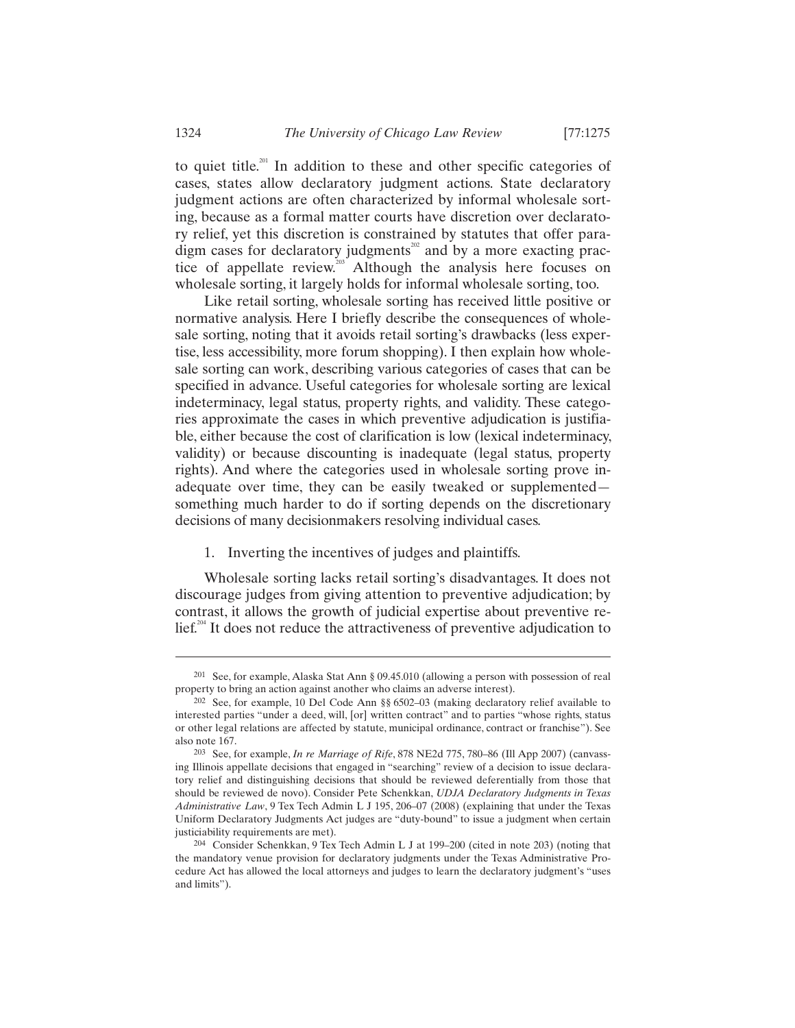to quiet title.[201] In addition to these and other specific categories of cases, states allow declaratory judgment actions. State declaratory judgment actions are often characterized by informal wholesale sorting, because as a formal matter courts have discretion over declaratory relief, yet this discretion is constrained by statutes that offer paradigm cases for declaratory judgments[202] and by a more exacting practice of appellate review.[203] Although the analysis here focuses on wholesale sorting, it largely holds for informal wholesale sorting, too.

Like retail sorting, wholesale sorting has received little positive or normative analysis. Here I briefly describe the consequences of wholesale sorting, noting that it avoids retail sorting's drawbacks (less expertise, less accessibility, more forum shopping). I then explain how wholesale sorting can work, describing various categories of cases that can be specified in advance. Useful categories for wholesale sorting are lexical indeterminacy, legal status, property rights, and validity. These categories approximate the cases in which preventive adjudication is justifiable, either because the cost of clarification is low (lexical indeterminacy, validity) or because discounting is inadequate (legal status, property rights). And where the categories used in wholesale sorting prove inadequate over time, they can be easily tweaked or supplemented—something much harder to do if sorting depends on the discretionary decisions of many decisionmakers resolving individual cases.

1. Inverting the incentives of judges and plaintiffs.

Wholesale sorting lacks retail sorting's disadvantages. It does not discourage judges from giving attention to preventive adjudication; by contrast, it allows the growth of judicial expertise about preventive relief.[204] It does not reduce the attractiveness of preventive adjudication to

---

[201] See, for example, Alaska Stat Ann § 09.45.010 (allowing a person with possession of real property to bring an action against another who claims an adverse interest).

[202] See, for example, 10 Del Code Ann §§ 6502–03 (making declaratory relief available to interested parties "under a deed, will, [or] written contract" and to parties "whose rights, status or other legal relations are affected by statute, municipal ordinance, contract or franchise"). See also note 167.

[203] See, for example, *In re Marriage of Rife*, 878 NE2d 775, 780–86 (Ill App 2007) (canvassing Illinois appellate decisions that engaged in "searching" review of a decision to issue declaratory relief and distinguishing decisions that should be reviewed deferentially from those that should be reviewed de novo). Consider Pete Schenkkan, *UDJA Declaratory Judgments in Texas Administrative Law*, 9 Tex Tech Admin L J 195, 206–07 (2008) (explaining that under the Texas Uniform Declaratory Judgments Act judges are "duty-bound" to issue a judgment when certain justiciability requirements are met).

[204] Consider Schenkkan, 9 Tex Tech Admin L J at 199–200 (cited in note 203) (noting that the mandatory venue provision for declaratory judgments under the Texas Administrative Procedure Act has allowed the local attorneys and judges to learn the declaratory judgment's "uses and limits").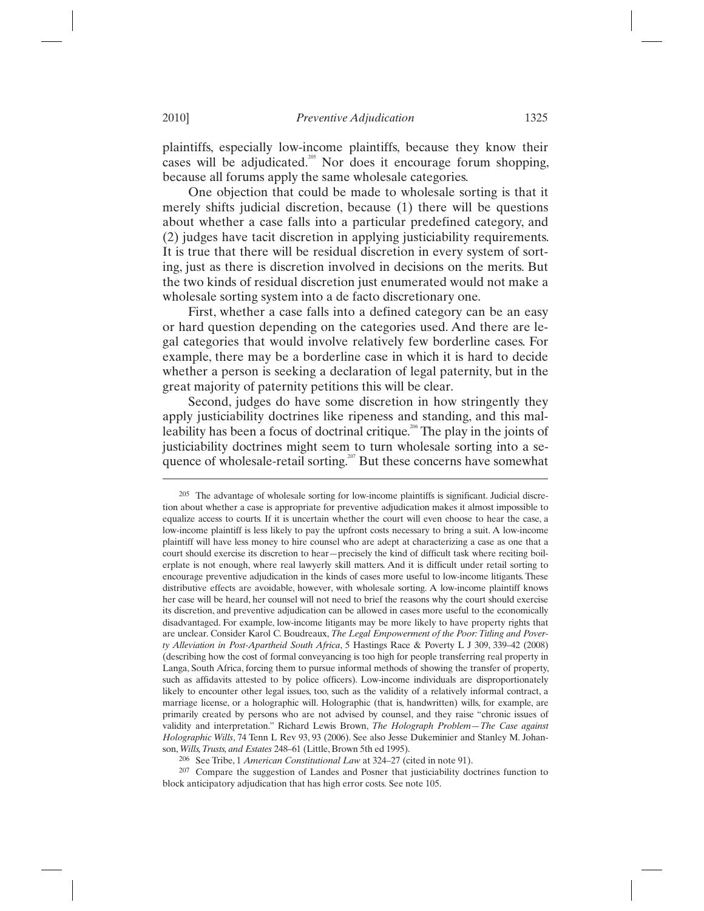plaintiffs, especially low-income plaintiffs, because they know their cases will be adjudicated.[205] Nor does it encourage forum shopping, because all forums apply the same wholesale categories.

One objection that could be made to wholesale sorting is that it merely shifts judicial discretion, because (1) there will be questions about whether a case falls into a particular predefined category, and (2) judges have tacit discretion in applying justiciability requirements. It is true that there will be residual discretion in every system of sorting, just as there is discretion involved in decisions on the merits. But the two kinds of residual discretion just enumerated would not make a wholesale sorting system into a de facto discretionary one.

First, whether a case falls into a defined category can be an easy or hard question depending on the categories used. And there are legal categories that would involve relatively few borderline cases. For example, there may be a borderline case in which it is hard to decide whether a person is seeking a declaration of legal paternity, but in the great majority of paternity petitions this will be clear.

Second, judges do have some discretion in how stringently they apply justiciability doctrines like ripeness and standing, and this malleability has been a focus of doctrinal critique.[206] The play in the joints of justiciability doctrines might seem to turn wholesale sorting into a sequence of wholesale-retail sorting.[207] But these concerns have somewhat

---

[205] The advantage of wholesale sorting for low-income plaintiffs is significant. Judicial discretion about whether a case is appropriate for preventive adjudication makes it almost impossible to equalize access to courts. If it is uncertain whether the court will even choose to hear the case, a low-income plaintiff is less likely to pay the upfront costs necessary to bring a suit. A low-income plaintiff will have less money to hire counsel who are adept at characterizing a case as one that a court should exercise its discretion to hear—precisely the kind of difficult task where reciting boilerplate is not enough, where real lawyerly skill matters. And it is difficult under retail sorting to encourage preventive adjudication in the kinds of cases more useful to low-income litigants. These distributive effects are avoidable, however, with wholesale sorting. A low-income plaintiff knows her case will be heard, her counsel will not need to brief the reasons why the court should exercise its discretion, and preventive adjudication can be allowed in cases more useful to the economically disadvantaged. For example, low-income litigants may be more likely to have property rights that are unclear. Consider Karol C. Boudreaux, *The Legal Empowerment of the Poor: Titling and Poverty Alleviation in Post-Apartheid South Africa*, 5 Hastings Race & Poverty L J 309, 339–42 (2008) (describing how the cost of formal conveyancing is too high for people transferring real property in Langa, South Africa, forcing them to pursue informal methods of showing the transfer of property, such as affidavits attested to by police officers). Low-income individuals are disproportionately likely to encounter other legal issues, too, such as the validity of a relatively informal contract, a marriage license, or a holographic will. Holographic (that is, handwritten) wills, for example, are primarily created by persons who are not advised by counsel, and they raise "chronic issues of validity and interpretation." Richard Lewis Brown, *The Holograph Problem—The Case against Holographic Wills*, 74 Tenn L Rev 93, 93 (2006). See also Jesse Dukeminier and Stanley M. Johanson, *Wills, Trusts, and Estates* 248–61 (Little, Brown 5th ed 1995).

[206] See Tribe, 1 *American Constitutional Law* at 324–27 (cited in note 91).

[207] Compare the suggestion of Landes and Posner that justiciability doctrines function to block anticipatory adjudication that has high error costs. See note 105.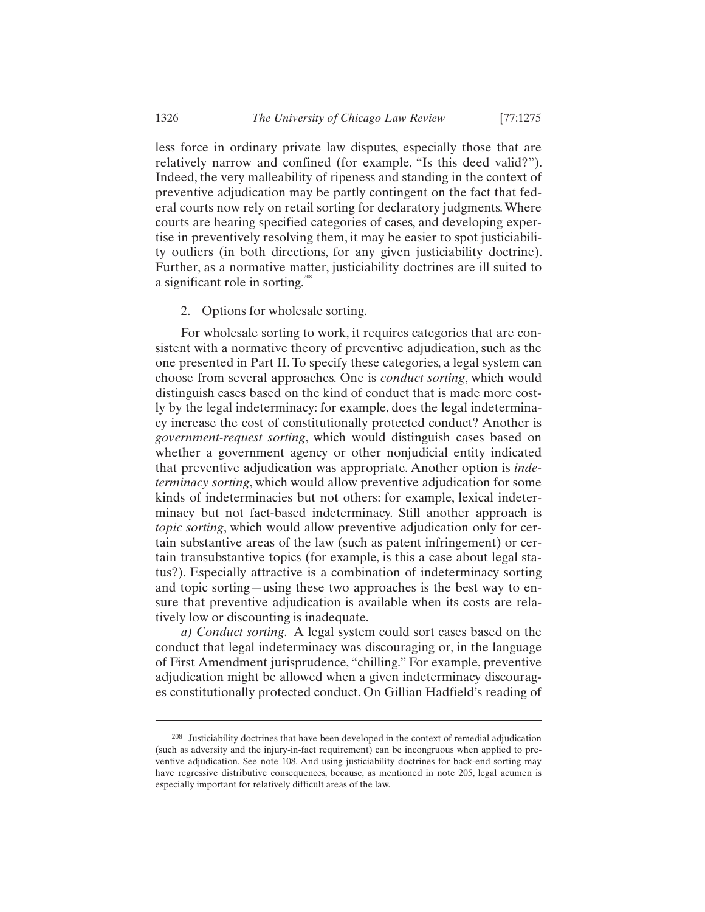less force in ordinary private law disputes, especially those that are relatively narrow and confined (for example, "Is this deed valid?"). Indeed, the very malleability of ripeness and standing in the context of preventive adjudication may be partly contingent on the fact that federal courts now rely on retail sorting for declaratory judgments. Where courts are hearing specified categories of cases, and developing expertise in preventively resolving them, it may be easier to spot justiciability outliers (in both directions, for any given justiciability doctrine). Further, as a normative matter, justiciability doctrines are ill suited to a significant role in sorting.[208]

2. Options for wholesale sorting.

For wholesale sorting to work, it requires categories that are consistent with a normative theory of preventive adjudication, such as the one presented in Part II. To specify these categories, a legal system can choose from several approaches. One is *conduct sorting*, which would distinguish cases based on the kind of conduct that is made more costly by the legal indeterminacy: for example, does the legal indeterminacy increase the cost of constitutionally protected conduct? Another is *government-request sorting*, which would distinguish cases based on whether a government agency or other nonjudicial entity indicated that preventive adjudication was appropriate. Another option is *indeterminacy sorting*, which would allow preventive adjudication for some kinds of indeterminacies but not others: for example, lexical indeterminacy but not fact-based indeterminacy. Still another approach is *topic sorting*, which would allow preventive adjudication only for certain substantive areas of the law (such as patent infringement) or certain transubstantive topics (for example, is this a case about legal status?). Especially attractive is a combination of indeterminacy sorting and topic sorting—using these two approaches is the best way to ensure that preventive adjudication is available when its costs are relatively low or discounting is inadequate.

*a) Conduct sorting.* A legal system could sort cases based on the conduct that legal indeterminacy was discouraging or, in the language of First Amendment jurisprudence, "chilling." For example, preventive adjudication might be allowed when a given indeterminacy discourages constitutionally protected conduct. On Gillian Hadfield's reading of

---

208 Justiciability doctrines that have been developed in the context of remedial adjudication (such as adversity and the injury-in-fact requirement) can be incongruous when applied to preventive adjudication. See note 108. And using justiciability doctrines for back-end sorting may have regressive distributive consequences, because, as mentioned in note 205, legal acumen is especially important for relatively difficult areas of the law.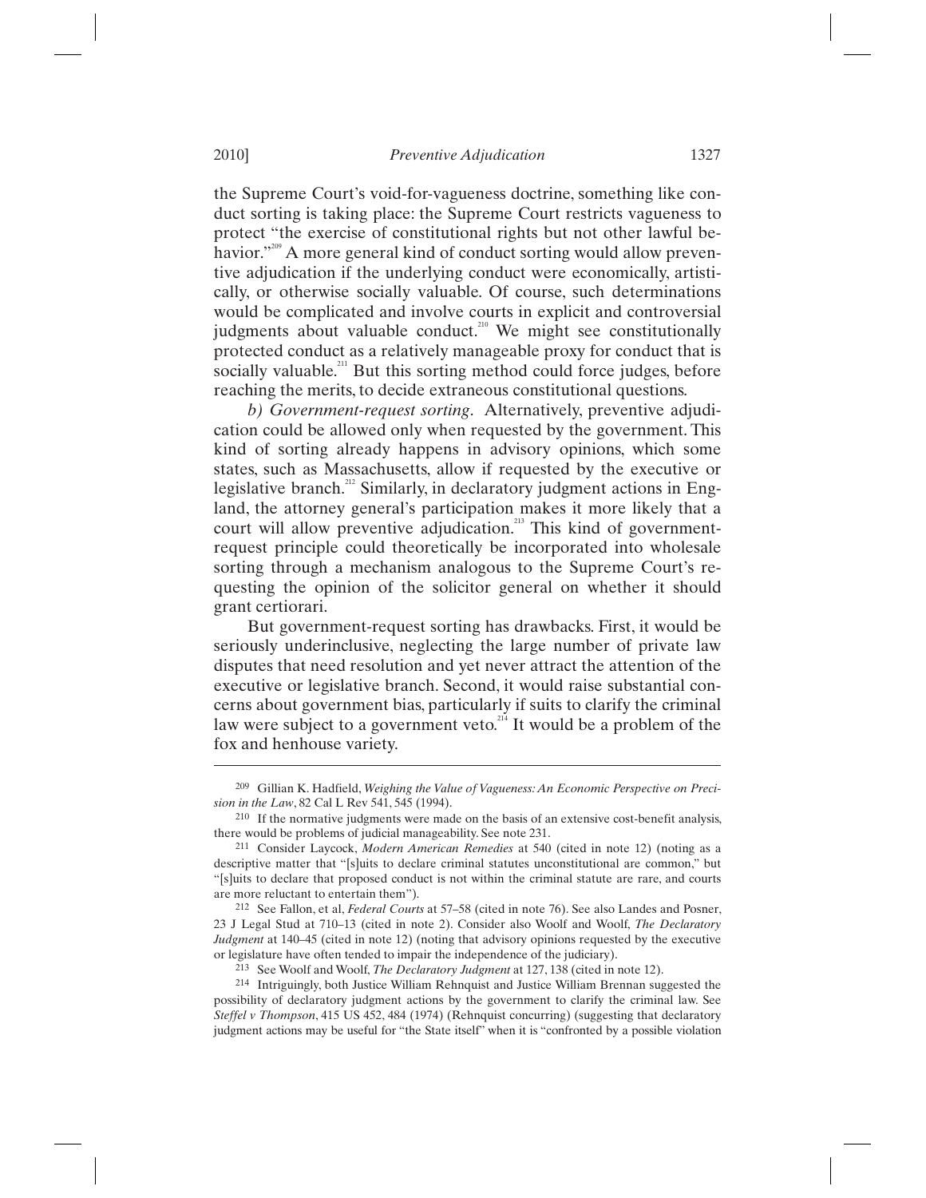the Supreme Court's void-for-vagueness doctrine, something like conduct sorting is taking place: the Supreme Court restricts vagueness to protect "the exercise of constitutional rights but not other lawful behavior."[209] A more general kind of conduct sorting would allow preventive adjudication if the underlying conduct were economically, artistically, or otherwise socially valuable. Of course, such determinations would be complicated and involve courts in explicit and controversial judgments about valuable conduct.[210] We might see constitutionally protected conduct as a relatively manageable proxy for conduct that is socially valuable.[211] But this sorting method could force judges, before reaching the merits, to decide extraneous constitutional questions.

*b) Government-request sorting*. Alternatively, preventive adjudication could be allowed only when requested by the government. This kind of sorting already happens in advisory opinions, which some states, such as Massachusetts, allow if requested by the executive or legislative branch.[212] Similarly, in declaratory judgment actions in England, the attorney general's participation makes it more likely that a court will allow preventive adjudication.[213] This kind of government-request principle could theoretically be incorporated into wholesale sorting through a mechanism analogous to the Supreme Court's requesting the opinion of the solicitor general on whether it should grant certiorari.

But government-request sorting has drawbacks. First, it would be seriously underinclusive, neglecting the large number of private law disputes that need resolution and yet never attract the attention of the executive or legislative branch. Second, it would raise substantial concerns about government bias, particularly if suits to clarify the criminal law were subject to a government veto.[214] It would be a problem of the fox and henhouse variety.

---

209 Gillian K. Hadfield, *Weighing the Value of Vagueness: An Economic Perspective on Precision in the Law*, 82 Cal L Rev 541, 545 (1994).

210 If the normative judgments were made on the basis of an extensive cost-benefit analysis, there would be problems of judicial manageability. See note 231.

211 Consider Laycock, *Modern American Remedies* at 540 (cited in note 12) (noting as a descriptive matter that "[s]uits to declare criminal statutes unconstitutional are common," but "[s]uits to declare that proposed conduct is not within the criminal statute are rare, and courts are more reluctant to entertain them").

212 See Fallon, et al, *Federal Courts* at 57–58 (cited in note 76). See also Landes and Posner, 23 J Legal Stud at 710–13 (cited in note 2). Consider also Woolf and Woolf, *The Declaratory Judgment* at 140–45 (cited in note 12) (noting that advisory opinions requested by the executive or legislature have often tended to impair the independence of the judiciary).

213 See Woolf and Woolf, *The Declaratory Judgment* at 127, 138 (cited in note 12).

214 Intriguingly, both Justice William Rehnquist and Justice William Brennan suggested the possibility of declaratory judgment actions by the government to clarify the criminal law. See *Steffel v Thompson*, 415 US 452, 484 (1974) (Rehnquist concurring) (suggesting that declaratory judgment actions may be useful for "the State itself" when it is "confronted by a possible violation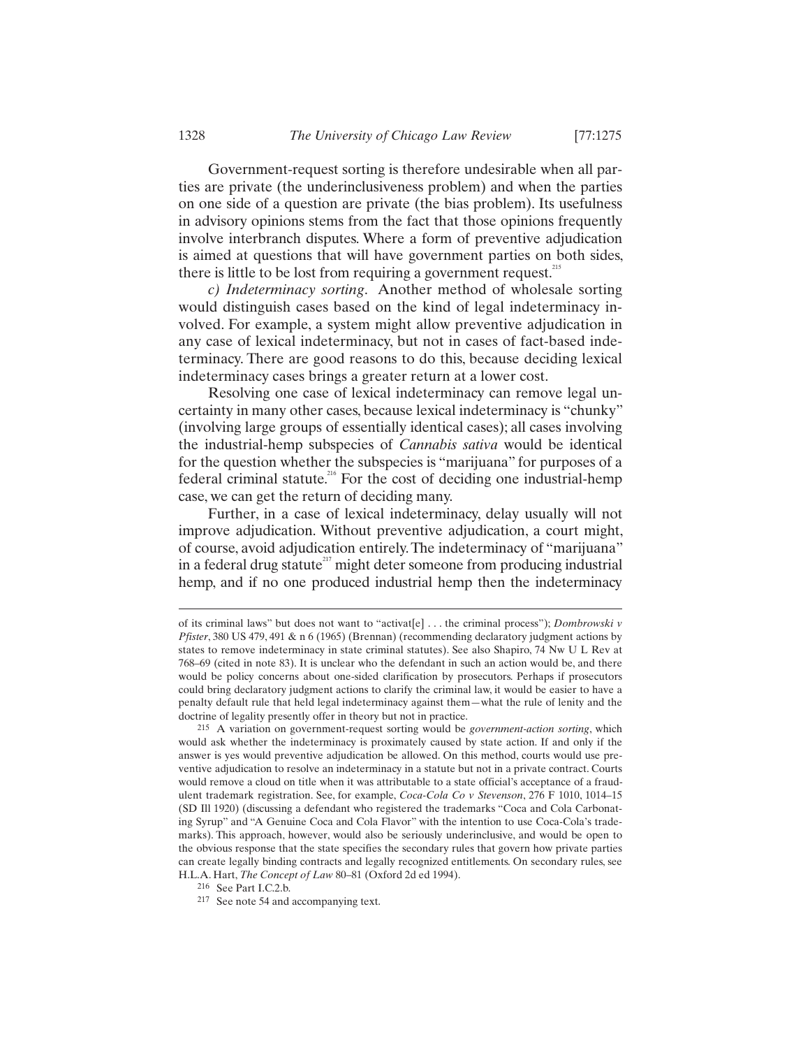Government-request sorting is therefore undesirable when all parties are private (the underinclusiveness problem) and when the parties on one side of a question are private (the bias problem). Its usefulness in advisory opinions stems from the fact that those opinions frequently involve interbranch disputes. Where a form of preventive adjudication is aimed at questions that will have government parties on both sides, there is little to be lost from requiring a government request.[215]

*c) Indeterminacy sorting*. Another method of wholesale sorting would distinguish cases based on the kind of legal indeterminacy involved. For example, a system might allow preventive adjudication in any case of lexical indeterminacy, but not in cases of fact-based indeterminacy. There are good reasons to do this, because deciding lexical indeterminacy cases brings a greater return at a lower cost.

Resolving one case of lexical indeterminacy can remove legal uncertainty in many other cases, because lexical indeterminacy is "chunky" (involving large groups of essentially identical cases); all cases involving the industrial-hemp subspecies of *Cannabis sativa* would be identical for the question whether the subspecies is "marijuana" for purposes of a federal criminal statute.[216] For the cost of deciding one industrial-hemp case, we can get the return of deciding many.

Further, in a case of lexical indeterminacy, delay usually will not improve adjudication. Without preventive adjudication, a court might, of course, avoid adjudication entirely. The indeterminacy of "marijuana" in a federal drug statute[217] might deter someone from producing industrial hemp, and if no one produced industrial hemp then the indeterminacy

---

of its criminal laws" but does not want to "activat[e] . . . the criminal process"); *Dombrowski v Pfister*, 380 US 479, 491 & n 6 (1965) (Brennan) (recommending declaratory judgment actions by states to remove indeterminacy in state criminal statutes). See also Shapiro, 74 Nw U L Rev at 768–69 (cited in note 83). It is unclear who the defendant in such an action would be, and there would be policy concerns about one-sided clarification by prosecutors. Perhaps if prosecutors could bring declaratory judgment actions to clarify the criminal law, it would be easier to have a penalty default rule that held legal indeterminacy against them—what the rule of lenity and the doctrine of legality presently offer in theory but not in practice.

215 A variation on government-request sorting would be *government-action sorting*, which would ask whether the indeterminacy is proximately caused by state action. If and only if the answer is yes would preventive adjudication be allowed. On this method, courts would use preventive adjudication to resolve an indeterminacy in a statute but not in a private contract. Courts would remove a cloud on title when it was attributable to a state official's acceptance of a fraudulent trademark registration. See, for example, *Coca-Cola Co v Stevenson*, 276 F 1010, 1014–15 (SD Ill 1920) (discussing a defendant who registered the trademarks "Coca and Cola Carbonating Syrup" and "A Genuine Coca and Cola Flavor" with the intention to use Coca-Cola's trademarks). This approach, however, would also be seriously underinclusive, and would be open to the obvious response that the state specifies the secondary rules that govern how private parties can create legally binding contracts and legally recognized entitlements. On secondary rules, see H.L.A. Hart, *The Concept of Law* 80–81 (Oxford 2d ed 1994).

216 See Part I.C.2.b.

217 See note 54 and accompanying text.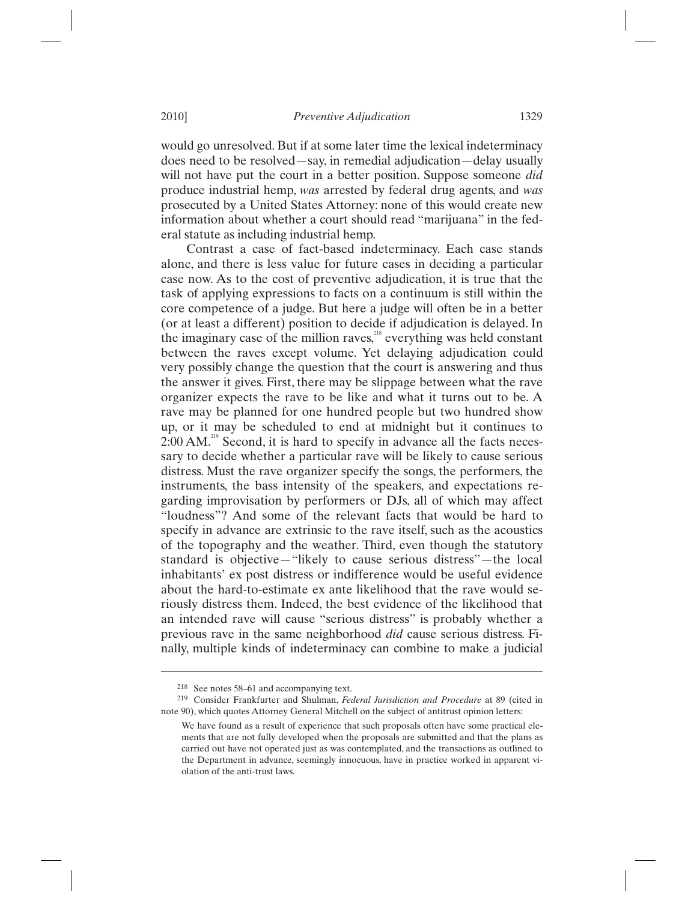would go unresolved. But if at some later time the lexical indeterminacy does need to be resolved—say, in remedial adjudication—delay usually will not have put the court in a better position. Suppose someone *did* produce industrial hemp, *was* arrested by federal drug agents, and *was* prosecuted by a United States Attorney: none of this would create new information about whether a court should read "marijuana" in the federal statute as including industrial hemp.

Contrast a case of fact-based indeterminacy. Each case stands alone, and there is less value for future cases in deciding a particular case now. As to the cost of preventive adjudication, it is true that the task of applying expressions to facts on a continuum is still within the core competence of a judge. But here a judge will often be in a better (or at least a different) position to decide if adjudication is delayed. In the imaginary case of the million raves,[218] everything was held constant between the raves except volume. Yet delaying adjudication could very possibly change the question that the court is answering and thus the answer it gives. First, there may be slippage between what the rave organizer expects the rave to be like and what it turns out to be. A rave may be planned for one hundred people but two hundred show up, or it may be scheduled to end at midnight but it continues to 2:00 AM.[219] Second, it is hard to specify in advance all the facts necessary to decide whether a particular rave will be likely to cause serious distress. Must the rave organizer specify the songs, the performers, the instruments, the bass intensity of the speakers, and expectations regarding improvisation by performers or DJs, all of which may affect "loudness"? And some of the relevant facts that would be hard to specify in advance are extrinsic to the rave itself, such as the acoustics of the topography and the weather. Third, even though the statutory standard is objective—"likely to cause serious distress"—the local inhabitants' ex post distress or indifference would be useful evidence about the hard-to-estimate ex ante likelihood that the rave would seriously distress them. Indeed, the best evidence of the likelihood that an intended rave will cause "serious distress" is probably whether a previous rave in the same neighborhood *did* cause serious distress. Finally, multiple kinds of indeterminacy can combine to make a judicial

---

[218] See notes 58–61 and accompanying text.

[219] Consider Frankfurter and Shulman, *Federal Jurisdiction and Procedure* at 89 (cited in note 90), which quotes Attorney General Mitchell on the subject of antitrust opinion letters:

> We have found as a result of experience that such proposals often have some practical elements that are not fully developed when the proposals are submitted and that the plans as carried out have not operated just as was contemplated, and the transactions as outlined to the Department in advance, seemingly innocuous, have in practice worked in apparent violation of the anti-trust laws.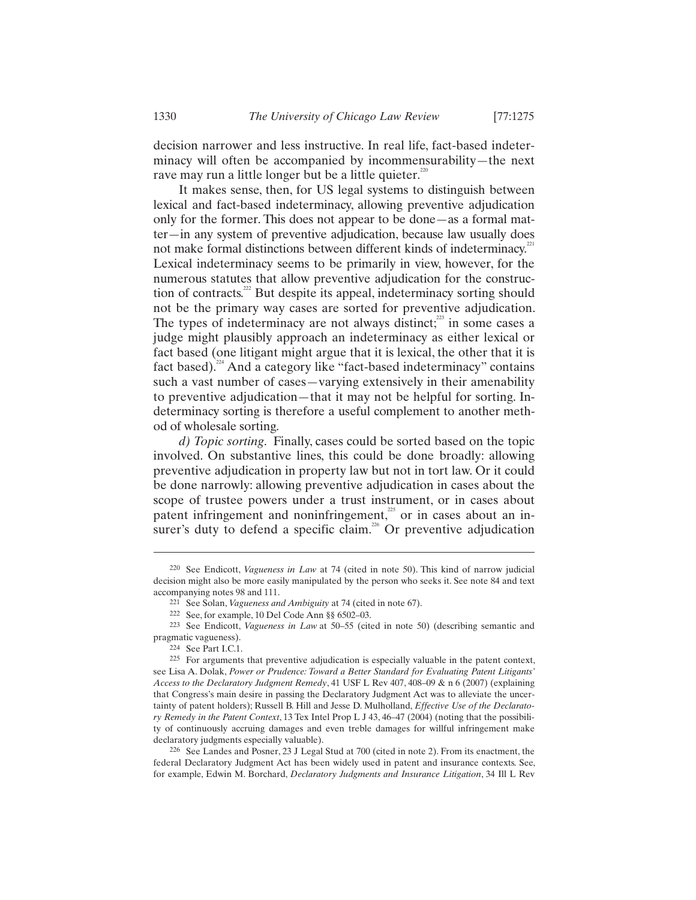decision narrower and less instructive. In real life, fact-based indeterminacy will often be accompanied by incommensurability—the next rave may run a little longer but be a little quieter.[220]

It makes sense, then, for US legal systems to distinguish between lexical and fact-based indeterminacy, allowing preventive adjudication only for the former. This does not appear to be done—as a formal matter—in any system of preventive adjudication, because law usually does not make formal distinctions between different kinds of indeterminacy.[221] Lexical indeterminacy seems to be primarily in view, however, for the numerous statutes that allow preventive adjudication for the construction of contracts.[222] But despite its appeal, indeterminacy sorting should not be the primary way cases are sorted for preventive adjudication. The types of indeterminacy are not always distinct;[223] in some cases a judge might plausibly approach an indeterminacy as either lexical or fact based (one litigant might argue that it is lexical, the other that it is fact based).[224] And a category like "fact-based indeterminacy" contains such a vast number of cases—varying extensively in their amenability to preventive adjudication—that it may not be helpful for sorting. Indeterminacy sorting is therefore a useful complement to another method of wholesale sorting.

*d) Topic sorting.* Finally, cases could be sorted based on the topic involved. On substantive lines, this could be done broadly: allowing preventive adjudication in property law but not in tort law. Or it could be done narrowly: allowing preventive adjudication in cases about the scope of trustee powers under a trust instrument, or in cases about patent infringement and noninfringement,[225] or in cases about an insurer's duty to defend a specific claim.[226] Or preventive adjudication

---

[220] See Endicott, *Vagueness in Law* at 74 (cited in note 50). This kind of narrow judicial decision might also be more easily manipulated by the person who seeks it. See note 84 and text accompanying notes 98 and 111.

[221] See Solan, *Vagueness and Ambiguity* at 74 (cited in note 67).

[222] See, for example, 10 Del Code Ann §§ 6502–03.

[223] See Endicott, *Vagueness in Law* at 50–55 (cited in note 50) (describing semantic and pragmatic vagueness).

[224] See Part I.C.1.

[225] For arguments that preventive adjudication is especially valuable in the patent context, see Lisa A. Dolak, *Power or Prudence: Toward a Better Standard for Evaluating Patent Litigants' Access to the Declaratory Judgment Remedy*, 41 USF L Rev 407, 408–09 & n 6 (2007) (explaining that Congress's main desire in passing the Declaratory Judgment Act was to alleviate the uncertainty of patent holders); Russell B. Hill and Jesse D. Mulholland, *Effective Use of the Declaratory Remedy in the Patent Context*, 13 Tex Intel Prop L J 43, 46–47 (2004) (noting that the possibility of continuously accruing damages and even treble damages for willful infringement make declaratory judgments especially valuable).

[226] See Landes and Posner, 23 J Legal Stud at 700 (cited in note 2). From its enactment, the federal Declaratory Judgment Act has been widely used in patent and insurance contexts. See, for example, Edwin M. Borchard, *Declaratory Judgments and Insurance Litigation*, 34 Ill L Rev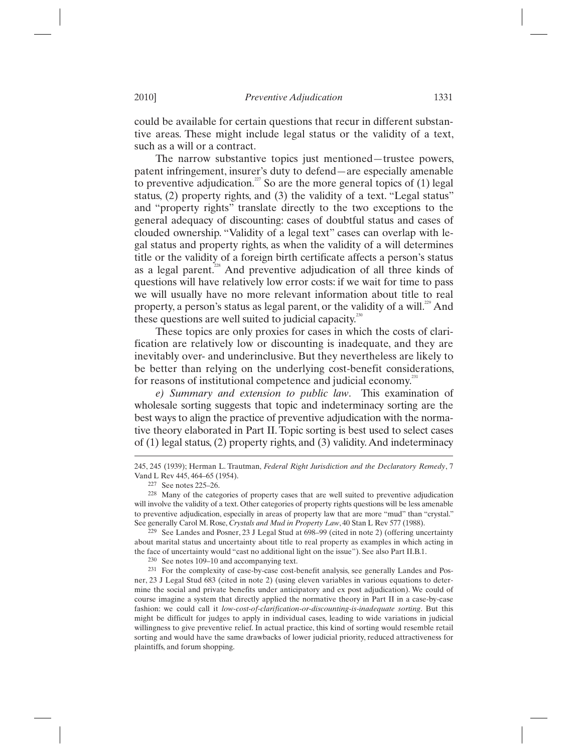could be available for certain questions that recur in different substantive areas. These might include legal status or the validity of a text, such as a will or a contract.

The narrow substantive topics just mentioned—trustee powers, patent infringement, insurer's duty to defend—are especially amenable to preventive adjudication.[227] So are the more general topics of (1) legal status, (2) property rights, and (3) the validity of a text. "Legal status" and "property rights" translate directly to the two exceptions to the general adequacy of discounting: cases of doubtful status and cases of clouded ownership. "Validity of a legal text" cases can overlap with legal status and property rights, as when the validity of a will determines title or the validity of a foreign birth certificate affects a person's status as a legal parent.[228] And preventive adjudication of all three kinds of questions will have relatively low error costs: if we wait for time to pass we will usually have no more relevant information about title to real property, a person's status as legal parent, or the validity of a will.[229] And these questions are well suited to judicial capacity.[230]

These topics are only proxies for cases in which the costs of clarification are relatively low or discounting is inadequate, and they are inevitably over- and underinclusive. But they nevertheless are likely to be better than relying on the underlying cost-benefit considerations, for reasons of institutional competence and judicial economy.[231]

*e) Summary and extension to public law*. This examination of wholesale sorting suggests that topic and indeterminacy sorting are the best ways to align the practice of preventive adjudication with the normative theory elaborated in Part II. Topic sorting is best used to select cases of (1) legal status, (2) property rights, and (3) validity. And indeterminacy

---

245, 245 (1939); Herman L. Trautman, *Federal Right Jurisdiction and the Declaratory Remedy*, 7 Vand L Rev 445, 464–65 (1954).

227 See notes 225–26.

228 Many of the categories of property cases that are well suited to preventive adjudication will involve the validity of a text. Other categories of property rights questions will be less amenable to preventive adjudication, especially in areas of property law that are more "mud" than "crystal." See generally Carol M. Rose, *Crystals and Mud in Property Law*, 40 Stan L Rev 577 (1988).

229 See Landes and Posner, 23 J Legal Stud at 698–99 (cited in note 2) (offering uncertainty about marital status and uncertainty about title to real property as examples in which acting in the face of uncertainty would "cast no additional light on the issue"). See also Part II.B.1.

230 See notes 109–10 and accompanying text.

231 For the complexity of case-by-case cost-benefit analysis, see generally Landes and Posner, 23 J Legal Stud 683 (cited in note 2) (using eleven variables in various equations to determine the social and private benefits under anticipatory and ex post adjudication). We could of course imagine a system that directly applied the normative theory in Part II in a case-by-case fashion: we could call it *low-cost-of-clarification-or-discounting-is-inadequate sorting*. But this might be difficult for judges to apply in individual cases, leading to wide variations in judicial willingness to give preventive relief. In actual practice, this kind of sorting would resemble retail sorting and would have the same drawbacks of lower judicial priority, reduced attractiveness for plaintiffs, and forum shopping.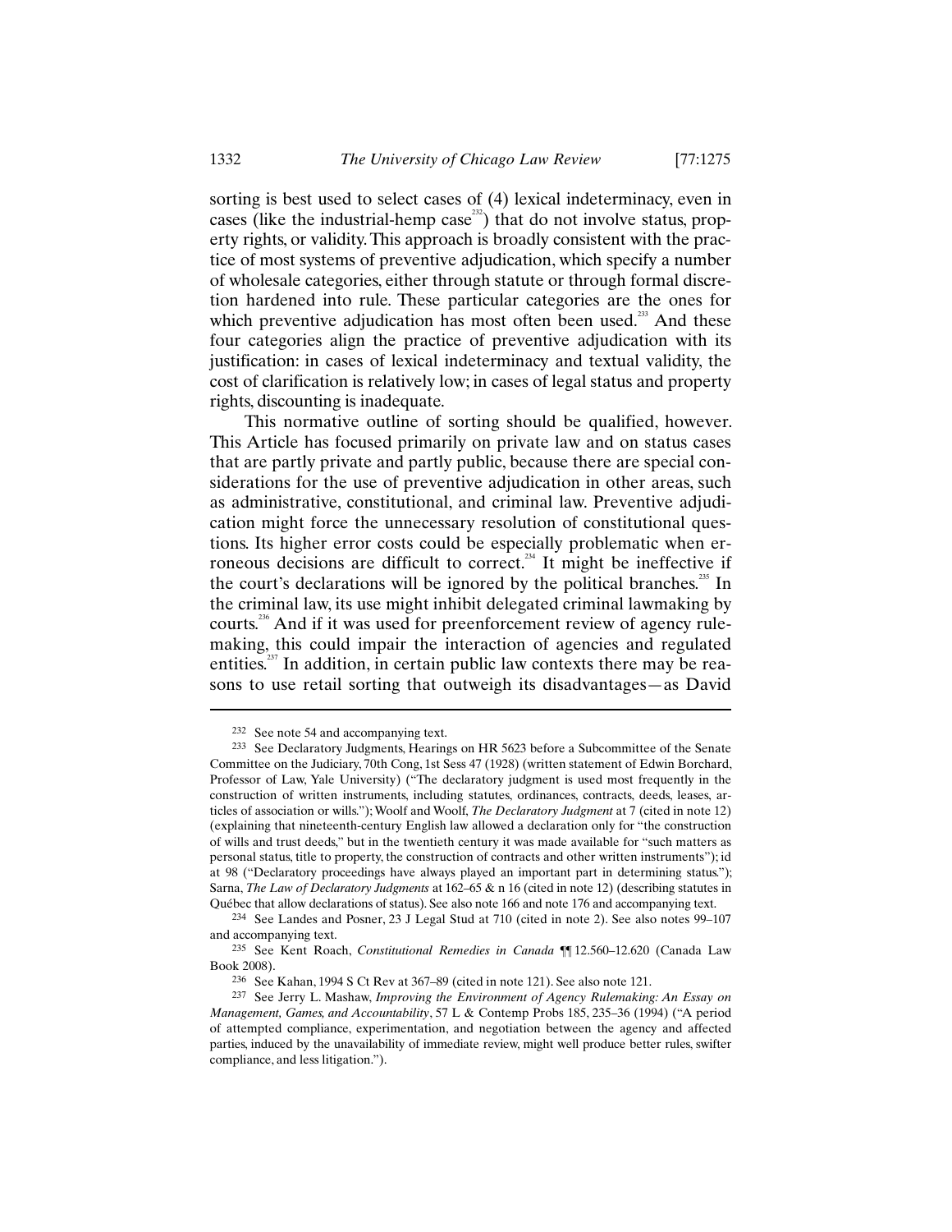sorting is best used to select cases of (4) lexical indeterminacy, even in cases (like the industrial-hemp case[232]) that do not involve status, property rights, or validity. This approach is broadly consistent with the practice of most systems of preventive adjudication, which specify a number of wholesale categories, either through statute or through formal discretion hardened into rule. These particular categories are the ones for which preventive adjudication has most often been used.[233] And these four categories align the practice of preventive adjudication with its justification: in cases of lexical indeterminacy and textual validity, the cost of clarification is relatively low; in cases of legal status and property rights, discounting is inadequate.

This normative outline of sorting should be qualified, however. This Article has focused primarily on private law and on status cases that are partly private and partly public, because there are special considerations for the use of preventive adjudication in other areas, such as administrative, constitutional, and criminal law. Preventive adjudication might force the unnecessary resolution of constitutional questions. Its higher error costs could be especially problematic when erroneous decisions are difficult to correct.[234] It might be ineffective if the court's declarations will be ignored by the political branches.[235] In the criminal law, its use might inhibit delegated criminal lawmaking by courts.[236] And if it was used for preenforcement review of agency rulemaking, this could impair the interaction of agencies and regulated entities.[237] In addition, in certain public law contexts there may be reasons to use retail sorting that outweigh its disadvantages—as David

---

232 See note 54 and accompanying text.

233 See Declaratory Judgments, Hearings on HR 5623 before a Subcommittee of the Senate Committee on the Judiciary, 70th Cong, 1st Sess 47 (1928) (written statement of Edwin Borchard, Professor of Law, Yale University) ("The declaratory judgment is used most frequently in the construction of written instruments, including statutes, ordinances, contracts, deeds, leases, articles of association or wills."); Woolf and Woolf, *The Declaratory Judgment* at 7 (cited in note 12) (explaining that nineteenth-century English law allowed a declaration only for "the construction of wills and trust deeds," but in the twentieth century it was made available for "such matters as personal status, title to property, the construction of contracts and other written instruments"); id at 98 ("Declaratory proceedings have always played an important part in determining status."); Sarna, *The Law of Declaratory Judgments* at 162–65 & n 16 (cited in note 12) (describing statutes in Québec that allow declarations of status). See also note 166 and note 176 and accompanying text.

234 See Landes and Posner, 23 J Legal Stud at 710 (cited in note 2). See also notes 99–107 and accompanying text.

235 See Kent Roach, *Constitutional Remedies in Canada* ¶¶ 12.560–12.620 (Canada Law Book 2008).

236 See Kahan, 1994 S Ct Rev at 367–89 (cited in note 121). See also note 121.

237 See Jerry L. Mashaw, *Improving the Environment of Agency Rulemaking: An Essay on Management, Games, and Accountability*, 57 L & Contemp Probs 185, 235–36 (1994) ("A period of attempted compliance, experimentation, and negotiation between the agency and affected parties, induced by the unavailability of immediate review, might well produce better rules, swifter compliance, and less litigation.").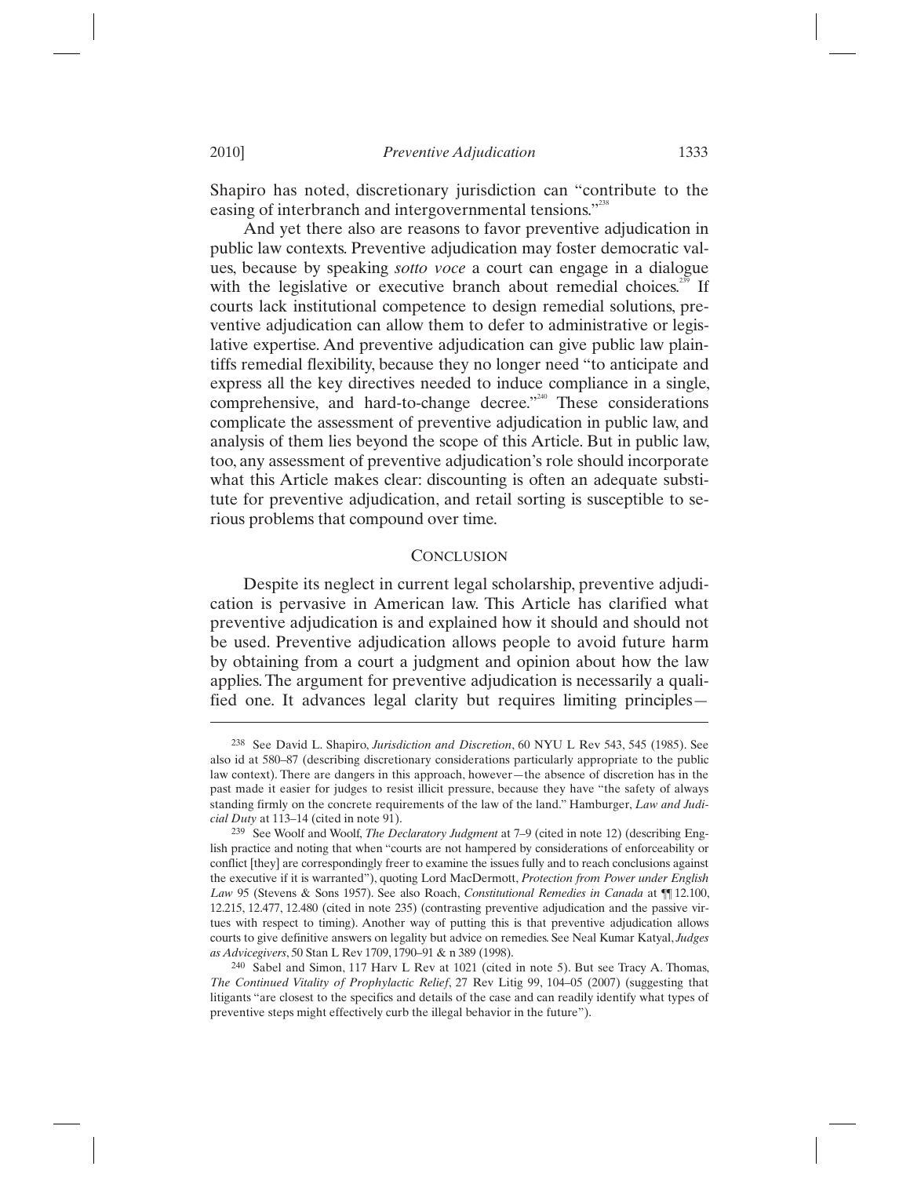Shapiro has noted, discretionary jurisdiction can "contribute to the easing of interbranch and intergovernmental tensions."[238]

And yet there also are reasons to favor preventive adjudication in public law contexts. Preventive adjudication may foster democratic values, because by speaking *sotto voce* a court can engage in a dialogue with the legislative or executive branch about remedial choices.[239] If courts lack institutional competence to design remedial solutions, preventive adjudication can allow them to defer to administrative or legislative expertise. And preventive adjudication can give public law plaintiffs remedial flexibility, because they no longer need "to anticipate and express all the key directives needed to induce compliance in a single, comprehensive, and hard-to-change decree."[240] These considerations complicate the assessment of preventive adjudication in public law, and analysis of them lies beyond the scope of this Article. But in public law, too, any assessment of preventive adjudication's role should incorporate what this Article makes clear: discounting is often an adequate substitute for preventive adjudication, and retail sorting is susceptible to serious problems that compound over time.

## CONCLUSION

Despite its neglect in current legal scholarship, preventive adjudication is pervasive in American law. This Article has clarified what preventive adjudication is and explained how it should and should not be used. Preventive adjudication allows people to avoid future harm by obtaining from a court a judgment and opinion about how the law applies. The argument for preventive adjudication is necessarily a qualified one. It advances legal clarity but requires limiting principles—

---

238 See David L. Shapiro, *Jurisdiction and Discretion*, 60 NYU L Rev 543, 545 (1985). See also id at 580–87 (describing discretionary considerations particularly appropriate to the public law context). There are dangers in this approach, however—the absence of discretion has in the past made it easier for judges to resist illicit pressure, because they have "the safety of always standing firmly on the concrete requirements of the law of the land." Hamburger, *Law and Judicial Duty* at 113–14 (cited in note 91).

239 See Woolf and Woolf, *The Declaratory Judgment* at 7–9 (cited in note 12) (describing English practice and noting that when "courts are not hampered by considerations of enforceability or conflict [they] are correspondingly freer to examine the issues fully and to reach conclusions against the executive if it is warranted"), quoting Lord MacDermott, *Protection from Power under English Law* 95 (Stevens & Sons 1957). See also Roach, *Constitutional Remedies in Canada* at ¶¶ 12.100, 12.215, 12.477, 12.480 (cited in note 235) (contrasting preventive adjudication and the passive virtues with respect to timing). Another way of putting this is that preventive adjudication allows courts to give definitive answers on legality but advice on remedies. See Neal Kumar Katyal, *Judges as Advicegivers*, 50 Stan L Rev 1709, 1790–91 & n 389 (1998).

240 Sabel and Simon, 117 Harv L Rev at 1021 (cited in note 5). But see Tracy A. Thomas, *The Continued Vitality of Prophylactic Relief*, 27 Rev Litig 99, 104–05 (2007) (suggesting that litigants "are closest to the specifics and details of the case and can readily identify what types of preventive steps might effectively curb the illegal behavior in the future").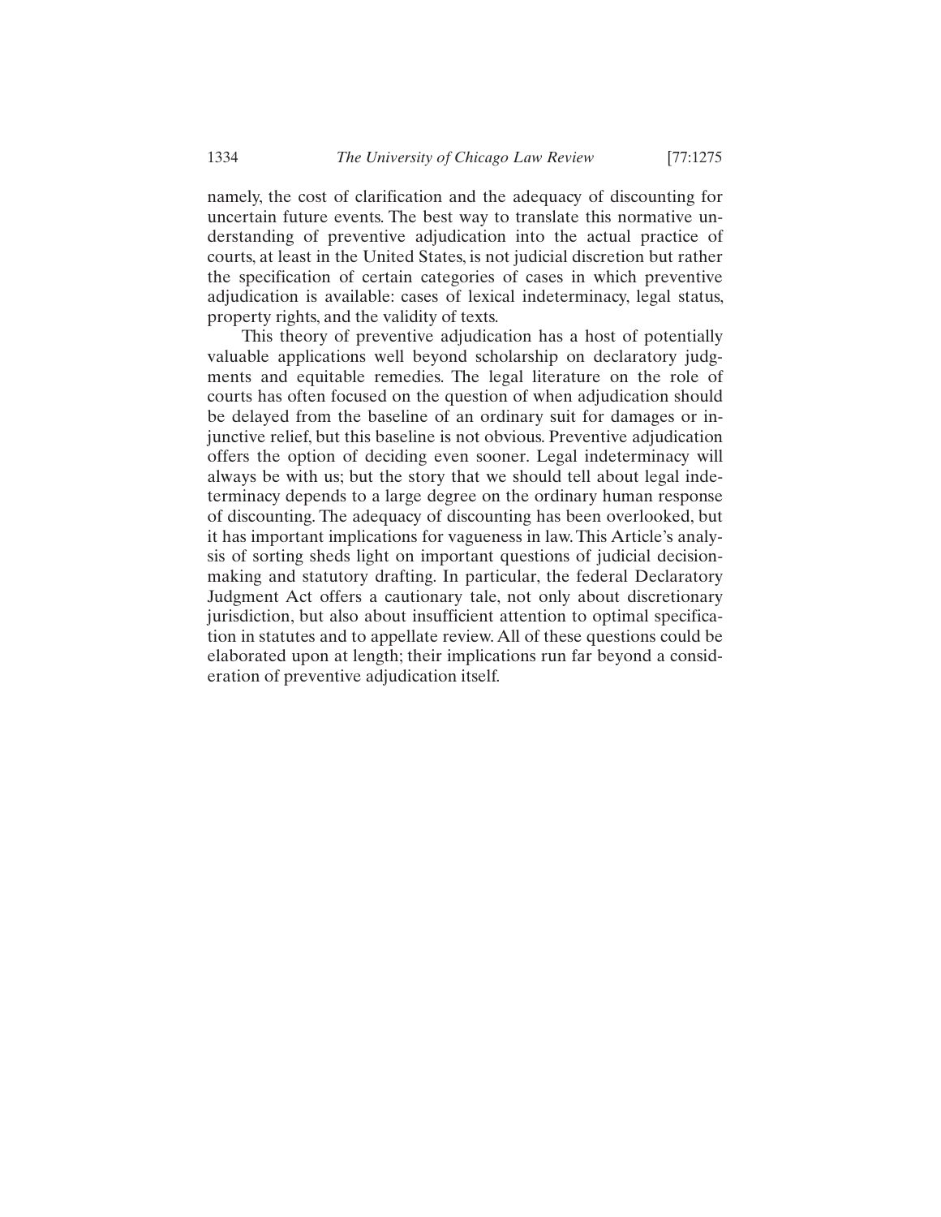namely, the cost of clarification and the adequacy of discounting for uncertain future events. The best way to translate this normative understanding of preventive adjudication into the actual practice of courts, at least in the United States, is not judicial discretion but rather the specification of certain categories of cases in which preventive adjudication is available: cases of lexical indeterminacy, legal status, property rights, and the validity of texts.

This theory of preventive adjudication has a host of potentially valuable applications well beyond scholarship on declaratory judgments and equitable remedies. The legal literature on the role of courts has often focused on the question of when adjudication should be delayed from the baseline of an ordinary suit for damages or injunctive relief, but this baseline is not obvious. Preventive adjudication offers the option of deciding even sooner. Legal indeterminacy will always be with us; but the story that we should tell about legal indeterminacy depends to a large degree on the ordinary human response of discounting. The adequacy of discounting has been overlooked, but it has important implications for vagueness in law. This Article's analysis of sorting sheds light on important questions of judicial decisionmaking and statutory drafting. In particular, the federal Declaratory Judgment Act offers a cautionary tale, not only about discretionary jurisdiction, but also about insufficient attention to optimal specification in statutes and to appellate review. All of these questions could be elaborated upon at length; their implications run far beyond a consideration of preventive adjudication itself.